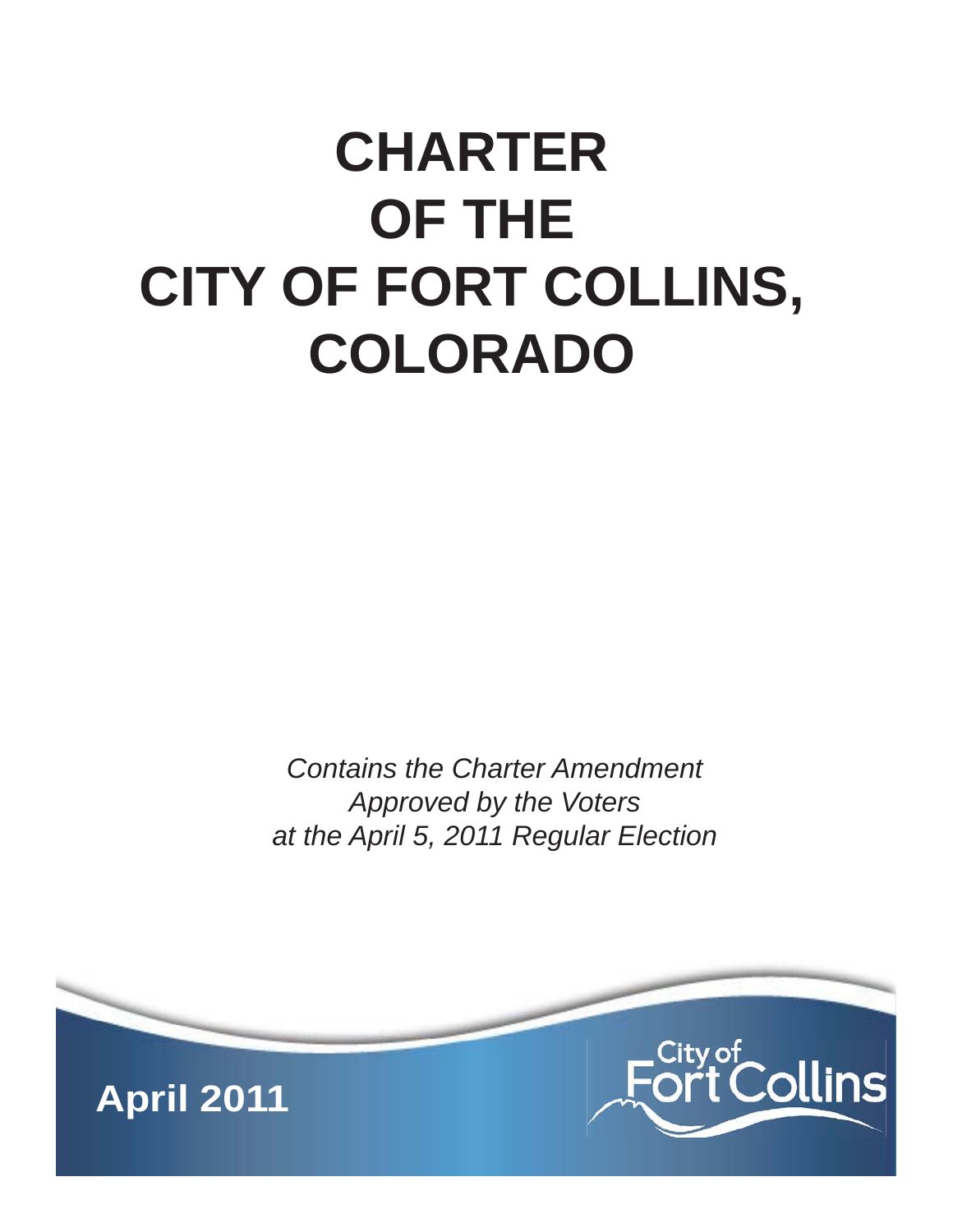# CHARTER OF THE CITY OF FORT COLLINS, COLORADO

*Contains the Charter Amendment Approved by the Voters at the April 5, 2011 Regular Election*

**April 2011**

City of Fort Collins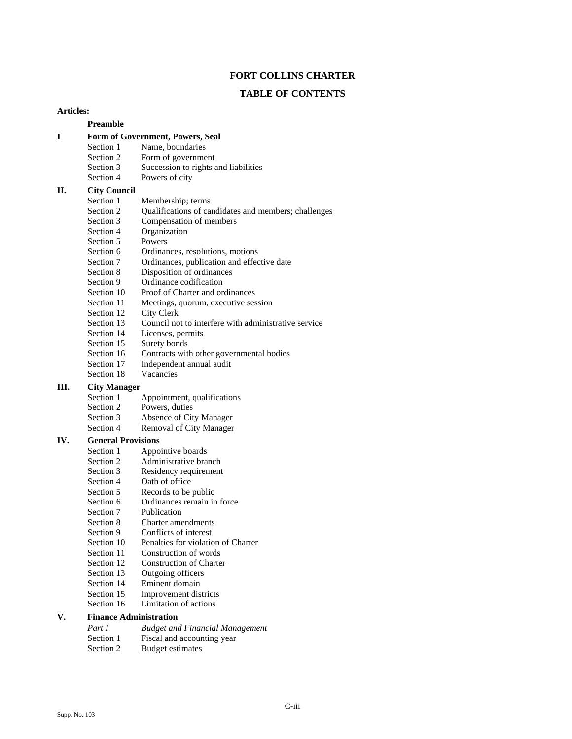# FORT COLLINS CHARTER

## TABLE OF CONTENTS

**Articles:**

**Preamble**

**I Form of Government, Powers, Seal**

Section 1 Name, boundaries
Section 2 Form of government
Section 3 Succession to rights and liabilities
Section 4 Powers of city

**II. City Council**

Section 1 Membership; terms
Section 2 Qualifications of candidates and members; challenges
Section 3 Compensation of members
Section 4 Organization
Section 5 Powers
Section 6 Ordinances, resolutions, motions
Section 7 Ordinances, publication and effective date
Section 8 Disposition of ordinances
Section 9 Ordinance codification
Section 10 Proof of Charter and ordinances
Section 11 Meetings, quorum, executive session
Section 12 City Clerk
Section 13 Council not to interfere with administrative service
Section 14 Licenses, permits
Section 15 Surety bonds
Section 16 Contracts with other governmental bodies
Section 17 Independent annual audit
Section 18 Vacancies

**III. City Manager**

Section 1 Appointment, qualifications
Section 2 Powers, duties
Section 3 Absence of City Manager
Section 4 Removal of City Manager

**IV. General Provisions**

Section 1 Appointive boards
Section 2 Administrative branch
Section 3 Residency requirement
Section 4 Oath of office
Section 5 Records to be public
Section 6 Ordinances remain in force
Section 7 Publication
Section 8 Charter amendments
Section 9 Conflicts of interest
Section 10 Penalties for violation of Charter
Section 11 Construction of words
Section 12 Construction of Charter
Section 13 Outgoing officers
Section 14 Eminent domain
Section 15 Improvement districts
Section 16 Limitation of actions

**V. Finance Administration**

*Part I Budget and Financial Management*
Section 1 Fiscal and accounting year
Section 2 Budget estimates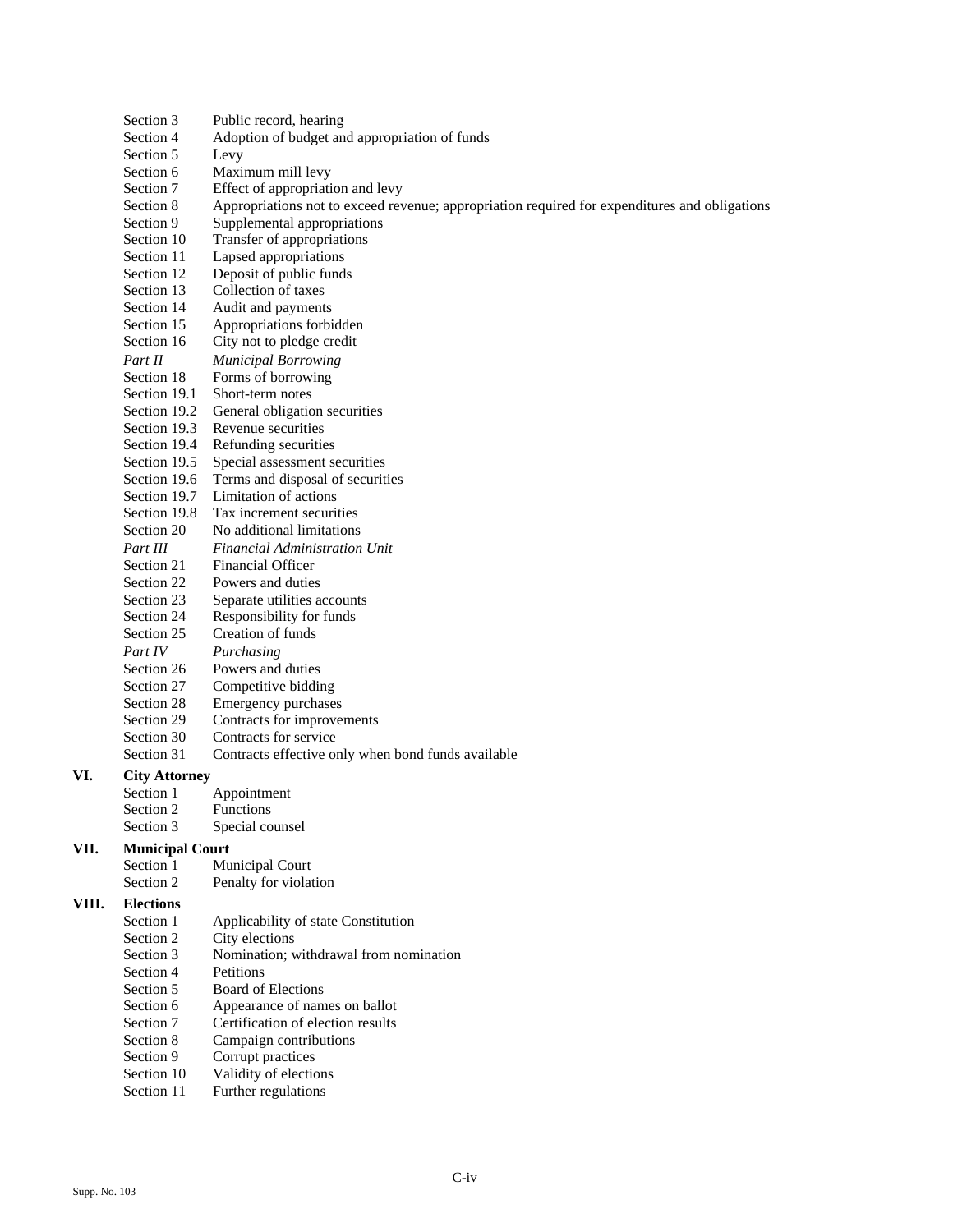Section 3 Public record, hearing
Section 4 Adoption of budget and appropriation of funds
Section 5 Levy
Section 6 Maximum mill levy
Section 7 Effect of appropriation and levy
Section 8 Appropriations not to exceed revenue; appropriation required for expenditures and obligations
Section 9 Supplemental appropriations
Section 10 Transfer of appropriations
Section 11 Lapsed appropriations
Section 12 Deposit of public funds
Section 13 Collection of taxes
Section 14 Audit and payments
Section 15 Appropriations forbidden
Section 16 City not to pledge credit

*Part II* *Municipal Borrowing*

Section 18 Forms of borrowing
Section 19.1 Short-term notes
Section 19.2 General obligation securities
Section 19.3 Revenue securities
Section 19.4 Refunding securities
Section 19.5 Special assessment securities
Section 19.6 Terms and disposal of securities
Section 19.7 Limitation of actions
Section 19.8 Tax increment securities
Section 20 No additional limitations

*Part III* *Financial Administration Unit*

Section 21 Financial Officer
Section 22 Powers and duties
Section 23 Separate utilities accounts
Section 24 Responsibility for funds
Section 25 Creation of funds

*Part IV* *Purchasing*

Section 26 Powers and duties
Section 27 Competitive bidding
Section 28 Emergency purchases
Section 29 Contracts for improvements
Section 30 Contracts for service
Section 31 Contracts effective only when bond funds available

**VI. City Attorney**

Section 1 Appointment
Section 2 Functions
Section 3 Special counsel

**VII. Municipal Court**

Section 1 Municipal Court
Section 2 Penalty for violation

**VIII. Elections**

Section 1 Applicability of state Constitution
Section 2 City elections
Section 3 Nomination; withdrawal from nomination
Section 4 Petitions
Section 5 Board of Elections
Section 6 Appearance of names on ballot
Section 7 Certification of election results
Section 8 Campaign contributions
Section 9 Corrupt practices
Section 10 Validity of elections
Section 11 Further regulations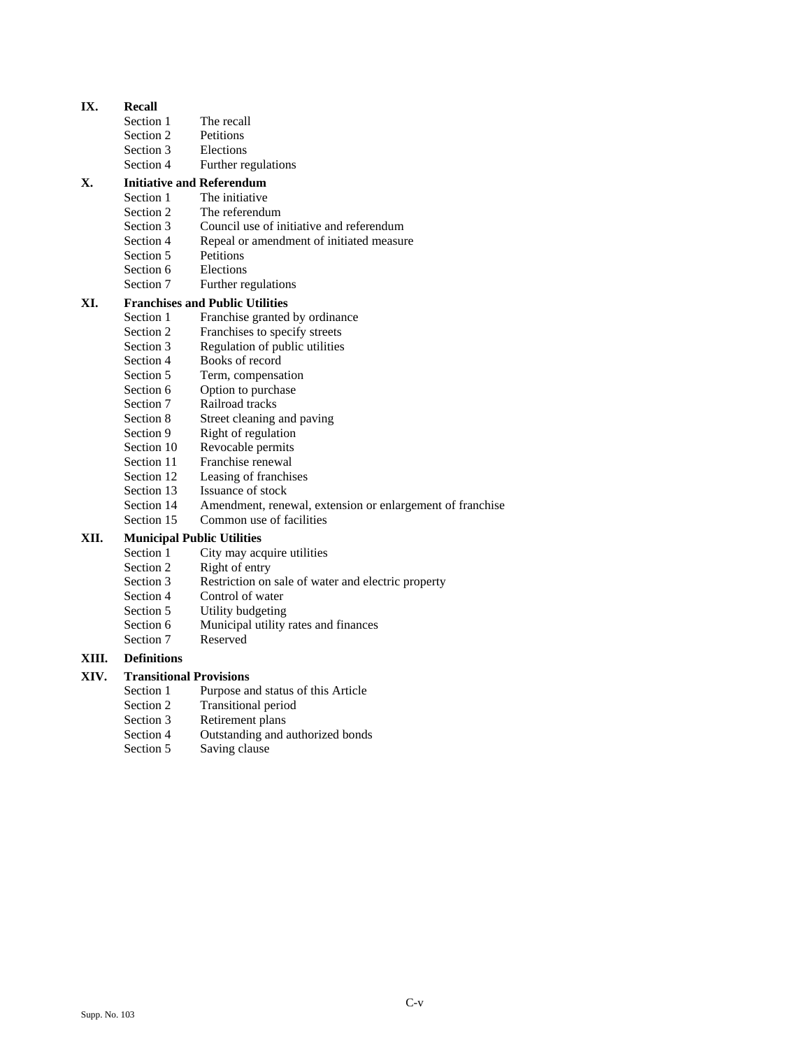**IX. Recall**

- Section 1 The recall
- Section 2 Petitions
- Section 3 Elections
- Section 4 Further regulations

**X. Initiative and Referendum**

- Section 1 The initiative
- Section 2 The referendum
- Section 3 Council use of initiative and referendum
- Section 4 Repeal or amendment of initiated measure
- Section 5 Petitions
- Section 6 Elections
- Section 7 Further regulations

**XI. Franchises and Public Utilities**

- Section 1 Franchise granted by ordinance
- Section 2 Franchises to specify streets
- Section 3 Regulation of public utilities
- Section 4 Books of record
- Section 5 Term, compensation
- Section 6 Option to purchase
- Section 7 Railroad tracks
- Section 8 Street cleaning and paving
- Section 9 Right of regulation
- Section 10 Revocable permits
- Section 11 Franchise renewal
- Section 12 Leasing of franchises
- Section 13 Issuance of stock
- Section 14 Amendment, renewal, extension or enlargement of franchise
- Section 15 Common use of facilities

**XII. Municipal Public Utilities**

- Section 1 City may acquire utilities
- Section 2 Right of entry
- Section 3 Restriction on sale of water and electric property
- Section 4 Control of water
- Section 5 Utility budgeting
- Section 6 Municipal utility rates and finances
- Section 7 Reserved

**XIII. Definitions**

**XIV. Transitional Provisions**

- Section 1 Purpose and status of this Article
- Section 2 Transitional period
- Section 3 Retirement plans
- Section 4 Outstanding and authorized bonds
- Section 5 Saving clause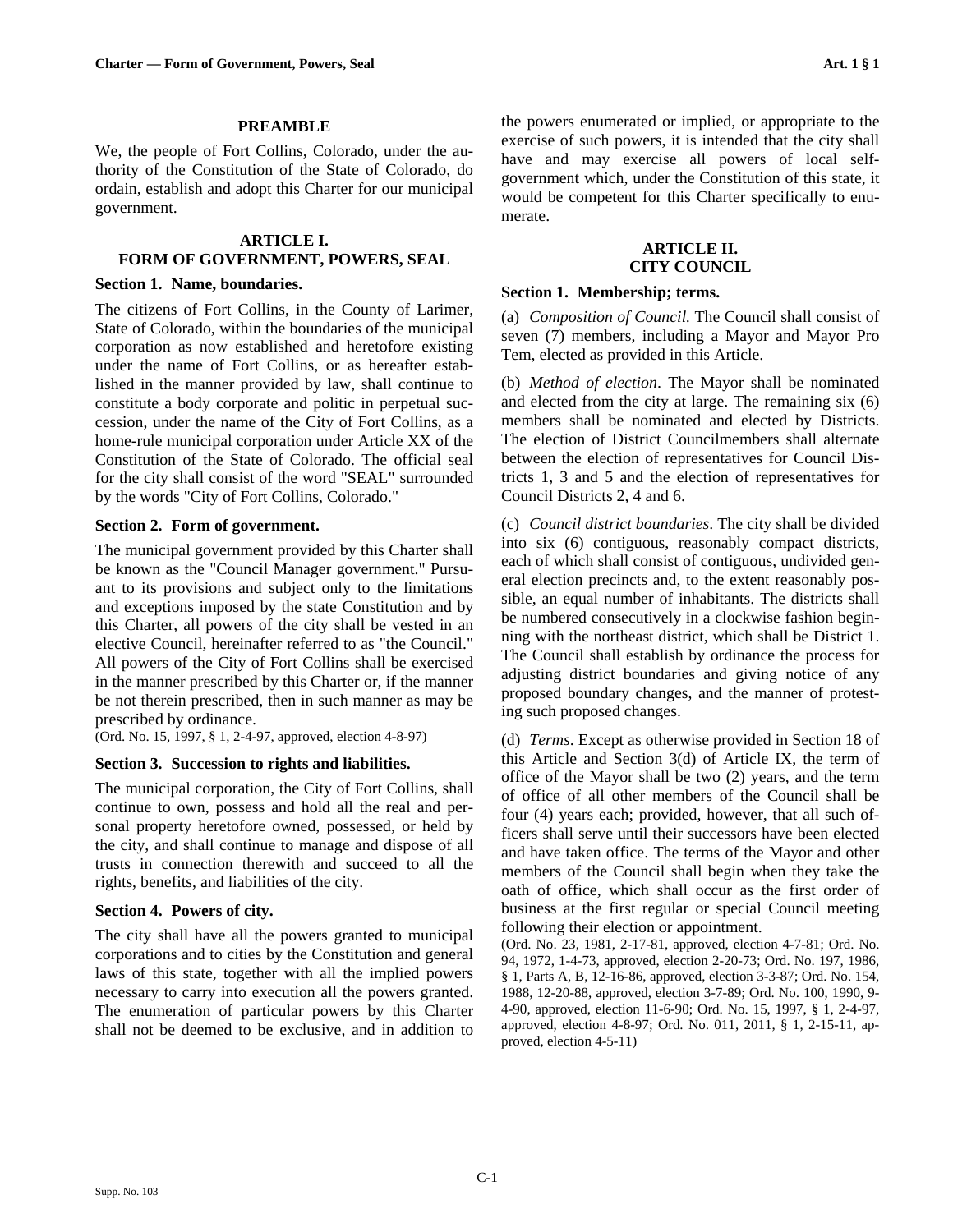## PREAMBLE

We, the people of Fort Collins, Colorado, under the authority of the Constitution of the State of Colorado, do ordain, establish and adopt this Charter for our municipal government.

## ARTICLE I. FORM OF GOVERNMENT, POWERS, SEAL

### Section 1. Name, boundaries.

The citizens of Fort Collins, in the County of Larimer, State of Colorado, within the boundaries of the municipal corporation as now established and heretofore existing under the name of Fort Collins, or as hereafter established in the manner provided by law, shall continue to constitute a body corporate and politic in perpetual succession, under the name of the City of Fort Collins, as a home-rule municipal corporation under Article XX of the Constitution of the State of Colorado. The official seal for the city shall consist of the word "SEAL" surrounded by the words "City of Fort Collins, Colorado."

### Section 2. Form of government.

The municipal government provided by this Charter shall be known as the "Council Manager government." Pursuant to its provisions and subject only to the limitations and exceptions imposed by the state Constitution and by this Charter, all powers of the city shall be vested in an elective Council, hereinafter referred to as "the Council." All powers of the City of Fort Collins shall be exercised in the manner prescribed by this Charter or, if the manner be not therein prescribed, then in such manner as may be prescribed by ordinance.

(Ord. No. 15, 1997, § 1, 2-4-97, approved, election 4-8-97)

### Section 3. Succession to rights and liabilities.

The municipal corporation, the City of Fort Collins, shall continue to own, possess and hold all the real and personal property heretofore owned, possessed, or held by the city, and shall continue to manage and dispose of all trusts in connection therewith and succeed to all the rights, benefits, and liabilities of the city.

### Section 4. Powers of city.

The city shall have all the powers granted to municipal corporations and to cities by the Constitution and general laws of this state, together with all the implied powers necessary to carry into execution all the powers granted. The enumeration of particular powers by this Charter shall not be deemed to be exclusive, and in addition to the powers enumerated or implied, or appropriate to the exercise of such powers, it is intended that the city shall have and may exercise all powers of local self-government which, under the Constitution of this state, it would be competent for this Charter specifically to enumerate.

## ARTICLE II. CITY COUNCIL

### Section 1. Membership; terms.

(a) *Composition of Council.* The Council shall consist of seven (7) members, including a Mayor and Mayor Pro Tem, elected as provided in this Article.

(b) *Method of election*. The Mayor shall be nominated and elected from the city at large. The remaining six (6) members shall be nominated and elected by Districts. The election of District Councilmembers shall alternate between the election of representatives for Council Districts 1, 3 and 5 and the election of representatives for Council Districts 2, 4 and 6.

(c) *Council district boundaries*. The city shall be divided into six (6) contiguous, reasonably compact districts, each of which shall consist of contiguous, undivided general election precincts and, to the extent reasonably possible, an equal number of inhabitants. The districts shall be numbered consecutively in a clockwise fashion beginning with the northeast district, which shall be District 1. The Council shall establish by ordinance the process for adjusting district boundaries and giving notice of any proposed boundary changes, and the manner of protesting such proposed changes.

(d) *Terms*. Except as otherwise provided in Section 18 of this Article and Section 3(d) of Article IX, the term of office of the Mayor shall be two (2) years, and the term of office of all other members of the Council shall be four (4) years each; provided, however, that all such officers shall serve until their successors have been elected and have taken office. The terms of the Mayor and other members of the Council shall begin when they take the oath of office, which shall occur as the first order of business at the first regular or special Council meeting following their election or appointment.

(Ord. No. 23, 1981, 2-17-81, approved, election 4-7-81; Ord. No. 94, 1972, 1-4-73, approved, election 2-20-73; Ord. No. 197, 1986, § 1, Parts A, B, 12-16-86, approved, election 3-3-87; Ord. No. 154, 1988, 12-20-88, approved, election 3-7-89; Ord. No. 100, 1990, 9-4-90, approved, election 11-6-90; Ord. No. 15, 1997, § 1, 2-4-97, approved, election 4-8-97; Ord. No. 011, 2011, § 1, 2-15-11, approved, election 4-5-11)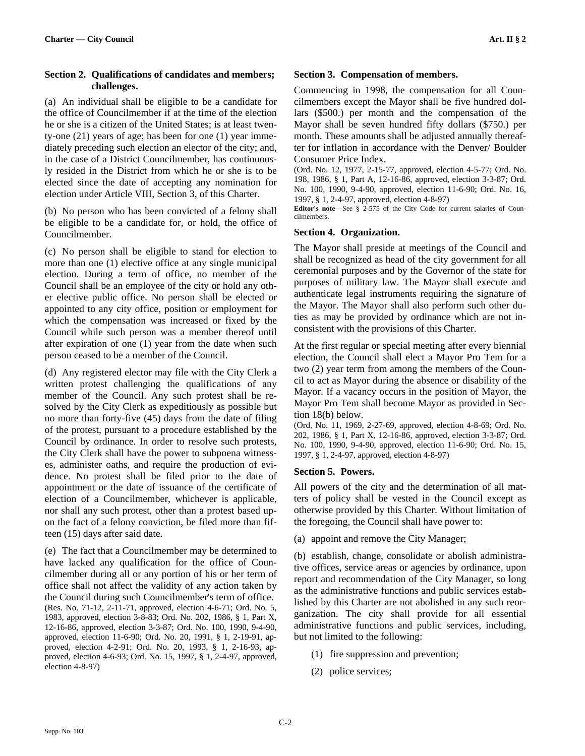### Section 2. Qualifications of candidates and members; challenges.

(a) An individual shall be eligible to be a candidate for the office of Councilmember if at the time of the election he or she is a citizen of the United States; is at least twenty-one (21) years of age; has been for one (1) year immediately preceding such election an elector of the city; and, in the case of a District Councilmember, has continuously resided in the District from which he or she is to be elected since the date of accepting any nomination for election under Article VIII, Section 3, of this Charter.

(b) No person who has been convicted of a felony shall be eligible to be a candidate for, or hold, the office of Councilmember.

(c) No person shall be eligible to stand for election to more than one (1) elective office at any single municipal election. During a term of office, no member of the Council shall be an employee of the city or hold any other elective public office. No person shall be elected or appointed to any city office, position or employment for which the compensation was increased or fixed by the Council while such person was a member thereof until after expiration of one (1) year from the date when such person ceased to be a member of the Council.

(d) Any registered elector may file with the City Clerk a written protest challenging the qualifications of any member of the Council. Any such protest shall be resolved by the City Clerk as expeditiously as possible but no more than forty-five (45) days from the date of filing of the protest, pursuant to a procedure established by the Council by ordinance. In order to resolve such protests, the City Clerk shall have the power to subpoena witnesses, administer oaths, and require the production of evidence. No protest shall be filed prior to the date of appointment or the date of issuance of the certificate of election of a Councilmember, whichever is applicable, nor shall any such protest, other than a protest based upon the fact of a felony conviction, be filed more than fifteen (15) days after said date.

(e) The fact that a Councilmember may be determined to have lacked any qualification for the office of Councilmember during all or any portion of his or her term of office shall not affect the validity of any action taken by the Council during such Councilmember's term of office.

(Res. No. 71-12, 2-11-71, approved, election 4-6-71; Ord. No. 5, 1983, approved, election 3-8-83; Ord. No. 202, 1986, § 1, Part X, 12-16-86, approved, election 3-3-87; Ord. No. 100, 1990, 9-4-90, approved, election 11-6-90; Ord. No. 20, 1991, § 1, 2-19-91, approved, election 4-2-91; Ord. No. 20, 1993, § 1, 2-16-93, approved, election 4-6-93; Ord. No. 15, 1997, § 1, 2-4-97, approved, election 4-8-97)

### Section 3. Compensation of members.

Commencing in 1998, the compensation for all Councilmembers except the Mayor shall be five hundred dollars ($500.) per month and the compensation of the Mayor shall be seven hundred fifty dollars ($750.) per month. These amounts shall be adjusted annually thereafter for inflation in accordance with the Denver/ Boulder Consumer Price Index.

(Ord. No. 12, 1977, 2-15-77, approved, election 4-5-77; Ord. No. 198, 1986, § 1, Part A, 12-16-86, approved, election 3-3-87; Ord. No. 100, 1990, 9-4-90, approved, election 11-6-90; Ord. No. 16, 1997, § 1, 2-4-97, approved, election 4-8-97)

**Editor's note**—See § 2-575 of the City Code for current salaries of Councilmembers.

### Section 4. Organization.

The Mayor shall preside at meetings of the Council and shall be recognized as head of the city government for all ceremonial purposes and by the Governor of the state for purposes of military law. The Mayor shall execute and authenticate legal instruments requiring the signature of the Mayor. The Mayor shall also perform such other duties as may be provided by ordinance which are not inconsistent with the provisions of this Charter.

At the first regular or special meeting after every biennial election, the Council shall elect a Mayor Pro Tem for a two (2) year term from among the members of the Council to act as Mayor during the absence or disability of the Mayor. If a vacancy occurs in the position of Mayor, the Mayor Pro Tem shall become Mayor as provided in Section 18(b) below.

(Ord. No. 11, 1969, 2-27-69, approved, election 4-8-69; Ord. No. 202, 1986, § 1, Part X, 12-16-86, approved, election 3-3-87; Ord. No. 100, 1990, 9-4-90, approved, election 11-6-90; Ord. No. 15, 1997, § 1, 2-4-97, approved, election 4-8-97)

### Section 5. Powers.

All powers of the city and the determination of all matters of policy shall be vested in the Council except as otherwise provided by this Charter. Without limitation of the foregoing, the Council shall have power to:

(a) appoint and remove the City Manager;

(b) establish, change, consolidate or abolish administrative offices, service areas or agencies by ordinance, upon report and recommendation of the City Manager, so long as the administrative functions and public services established by this Charter are not abolished in any such reorganization. The city shall provide for all essential administrative functions and public services, including, but not limited to the following:

(1) fire suppression and prevention;

(2) police services;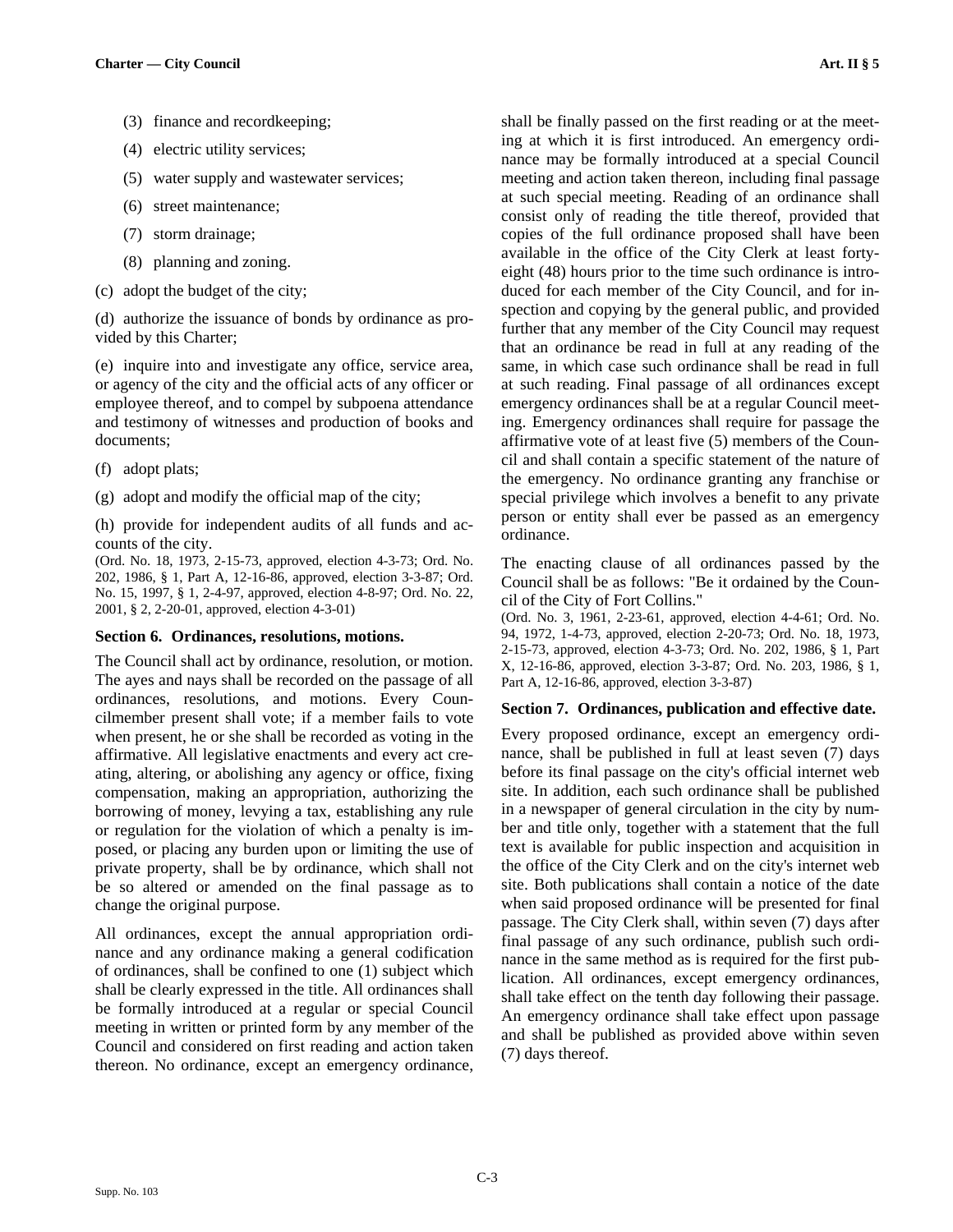(3) finance and recordkeeping;

(4) electric utility services;

(5) water supply and wastewater services;

(6) street maintenance;

(7) storm drainage;

(8) planning and zoning.

(c) adopt the budget of the city;

(d) authorize the issuance of bonds by ordinance as provided by this Charter;

(e) inquire into and investigate any office, service area, or agency of the city and the official acts of any officer or employee thereof, and to compel by subpoena attendance and testimony of witnesses and production of books and documents;

(f) adopt plats;

(g) adopt and modify the official map of the city;

(h) provide for independent audits of all funds and accounts of the city.

(Ord. No. 18, 1973, 2-15-73, approved, election 4-3-73; Ord. No. 202, 1986, § 1, Part A, 12-16-86, approved, election 3-3-87; Ord. No. 15, 1997, § 1, 2-4-97, approved, election 4-8-97; Ord. No. 22, 2001, § 2, 2-20-01, approved, election 4-3-01)

### Section 6. Ordinances, resolutions, motions.

The Council shall act by ordinance, resolution, or motion. The ayes and nays shall be recorded on the passage of all ordinances, resolutions, and motions. Every Councilmember present shall vote; if a member fails to vote when present, he or she shall be recorded as voting in the affirmative. All legislative enactments and every act creating, altering, or abolishing any agency or office, fixing compensation, making an appropriation, authorizing the borrowing of money, levying a tax, establishing any rule or regulation for the violation of which a penalty is imposed, or placing any burden upon or limiting the use of private property, shall be by ordinance, which shall not be so altered or amended on the final passage as to change the original purpose.

All ordinances, except the annual appropriation ordinance and any ordinance making a general codification of ordinances, shall be confined to one (1) subject which shall be clearly expressed in the title. All ordinances shall be formally introduced at a regular or special Council meeting in written or printed form by any member of the Council and considered on first reading and action taken thereon. No ordinance, except an emergency ordinance, shall be finally passed on the first reading or at the meeting at which it is first introduced. An emergency ordinance may be formally introduced at a special Council meeting and action taken thereon, including final passage at such special meeting. Reading of an ordinance shall consist only of reading the title thereof, provided that copies of the full ordinance proposed shall have been available in the office of the City Clerk at least forty-eight (48) hours prior to the time such ordinance is introduced for each member of the City Council, and for inspection and copying by the general public, and provided further that any member of the City Council may request that an ordinance be read in full at any reading of the same, in which case such ordinance shall be read in full at such reading. Final passage of all ordinances except emergency ordinances shall be at a regular Council meeting. Emergency ordinances shall require for passage the affirmative vote of at least five (5) members of the Council and shall contain a specific statement of the nature of the emergency. No ordinance granting any franchise or special privilege which involves a benefit to any private person or entity shall ever be passed as an emergency ordinance.

The enacting clause of all ordinances passed by the Council shall be as follows: "Be it ordained by the Council of the City of Fort Collins."

(Ord. No. 3, 1961, 2-23-61, approved, election 4-4-61; Ord. No. 94, 1972, 1-4-73, approved, election 2-20-73; Ord. No. 18, 1973, 2-15-73, approved, election 4-3-73; Ord. No. 202, 1986, § 1, Part X, 12-16-86, approved, election 3-3-87; Ord. No. 203, 1986, § 1, Part A, 12-16-86, approved, election 3-3-87)

### Section 7. Ordinances, publication and effective date.

Every proposed ordinance, except an emergency ordinance, shall be published in full at least seven (7) days before its final passage on the city's official internet web site. In addition, each such ordinance shall be published in a newspaper of general circulation in the city by number and title only, together with a statement that the full text is available for public inspection and acquisition in the office of the City Clerk and on the city's internet web site. Both publications shall contain a notice of the date when said proposed ordinance will be presented for final passage. The City Clerk shall, within seven (7) days after final passage of any such ordinance, publish such ordinance in the same method as is required for the first publication. All ordinances, except emergency ordinances, shall take effect on the tenth day following their passage. An emergency ordinance shall take effect upon passage and shall be published as provided above within seven (7) days thereof.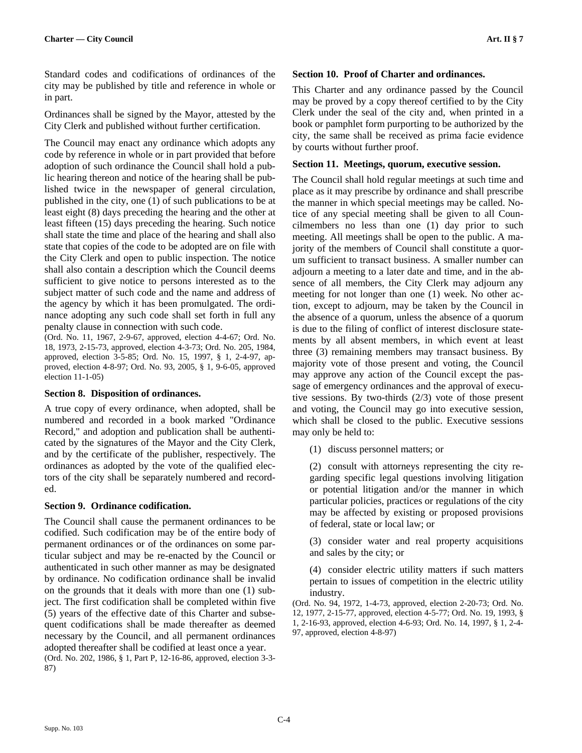Standard codes and codifications of ordinances of the city may be published by title and reference in whole or in part.

Ordinances shall be signed by the Mayor, attested by the City Clerk and published without further certification.

The Council may enact any ordinance which adopts any code by reference in whole or in part provided that before adoption of such ordinance the Council shall hold a public hearing thereon and notice of the hearing shall be published twice in the newspaper of general circulation, published in the city, one (1) of such publications to be at least eight (8) days preceding the hearing and the other at least fifteen (15) days preceding the hearing. Such notice shall state the time and place of the hearing and shall also state that copies of the code to be adopted are on file with the City Clerk and open to public inspection. The notice shall also contain a description which the Council deems sufficient to give notice to persons interested as to the subject matter of such code and the name and address of the agency by which it has been promulgated. The ordinance adopting any such code shall set forth in full any penalty clause in connection with such code.

(Ord. No. 11, 1967, 2-9-67, approved, election 4-4-67; Ord. No. 18, 1973, 2-15-73, approved, election 4-3-73; Ord. No. 205, 1984, approved, election 3-5-85; Ord. No. 15, 1997, § 1, 2-4-97, approved, election 4-8-97; Ord. No. 93, 2005, § 1, 9-6-05, approved election 11-1-05)

**Section 8. Disposition of ordinances.**

A true copy of every ordinance, when adopted, shall be numbered and recorded in a book marked "Ordinance Record," and adoption and publication shall be authenticated by the signatures of the Mayor and the City Clerk, and by the certificate of the publisher, respectively. The ordinances as adopted by the vote of the qualified electors of the city shall be separately numbered and recorded.

**Section 9. Ordinance codification.**

The Council shall cause the permanent ordinances to be codified. Such codification may be of the entire body of permanent ordinances or of the ordinances on some particular subject and may be re-enacted by the Council or authenticated in such other manner as may be designated by ordinance. No codification ordinance shall be invalid on the grounds that it deals with more than one (1) subject. The first codification shall be completed within five (5) years of the effective date of this Charter and subsequent codifications shall be made thereafter as deemed necessary by the Council, and all permanent ordinances adopted thereafter shall be codified at least once a year.

(Ord. No. 202, 1986, § 1, Part P, 12-16-86, approved, election 3-3-87)

**Section 10. Proof of Charter and ordinances.**

This Charter and any ordinance passed by the Council may be proved by a copy thereof certified to by the City Clerk under the seal of the city and, when printed in a book or pamphlet form purporting to be authorized by the city, the same shall be received as prima facie evidence by courts without further proof.

**Section 11. Meetings, quorum, executive session.**

The Council shall hold regular meetings at such time and place as it may prescribe by ordinance and shall prescribe the manner in which special meetings may be called. Notice of any special meeting shall be given to all Councilmembers no less than one (1) day prior to such meeting. All meetings shall be open to the public. A majority of the members of Council shall constitute a quorum sufficient to transact business. A smaller number can adjourn a meeting to a later date and time, and in the absence of all members, the City Clerk may adjourn any meeting for not longer than one (1) week. No other action, except to adjourn, may be taken by the Council in the absence of a quorum, unless the absence of a quorum is due to the filing of conflict of interest disclosure statements by all absent members, in which event at least three (3) remaining members may transact business. By majority vote of those present and voting, the Council may approve any action of the Council except the passage of emergency ordinances and the approval of executive sessions. By two-thirds (2/3) vote of those present and voting, the Council may go into executive session, which shall be closed to the public. Executive sessions may only be held to:

(1) discuss personnel matters; or

(2) consult with attorneys representing the city regarding specific legal questions involving litigation or potential litigation and/or the manner in which particular policies, practices or regulations of the city may be affected by existing or proposed provisions of federal, state or local law; or

(3) consider water and real property acquisitions and sales by the city; or

(4) consider electric utility matters if such matters pertain to issues of competition in the electric utility industry.

(Ord. No. 94, 1972, 1-4-73, approved, election 2-20-73; Ord. No. 12, 1977, 2-15-77, approved, election 4-5-77; Ord. No. 19, 1993, § 1, 2-16-93, approved, election 4-6-93; Ord. No. 14, 1997, § 1, 2-4-97, approved, election 4-8-97)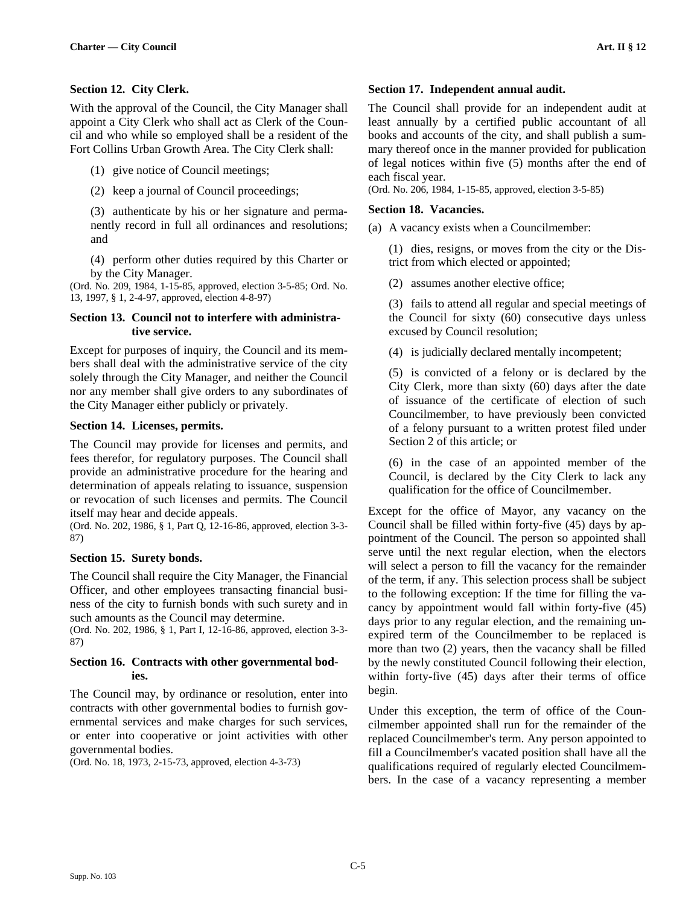### Section 12. City Clerk.

With the approval of the Council, the City Manager shall appoint a City Clerk who shall act as Clerk of the Council and who while so employed shall be a resident of the Fort Collins Urban Growth Area. The City Clerk shall:

(1) give notice of Council meetings;

(2) keep a journal of Council proceedings;

(3) authenticate by his or her signature and permanently record in full all ordinances and resolutions; and

(4) perform other duties required by this Charter or by the City Manager.

(Ord. No. 209, 1984, 1-15-85, approved, election 3-5-85; Ord. No. 13, 1997, § 1, 2-4-97, approved, election 4-8-97)

### Section 13. Council not to interfere with administrative service.

Except for purposes of inquiry, the Council and its members shall deal with the administrative service of the city solely through the City Manager, and neither the Council nor any member shall give orders to any subordinates of the City Manager either publicly or privately.

### Section 14. Licenses, permits.

The Council may provide for licenses and permits, and fees therefor, for regulatory purposes. The Council shall provide an administrative procedure for the hearing and determination of appeals relating to issuance, suspension or revocation of such licenses and permits. The Council itself may hear and decide appeals.

(Ord. No. 202, 1986, § 1, Part Q, 12-16-86, approved, election 3-3-87)

### Section 15. Surety bonds.

The Council shall require the City Manager, the Financial Officer, and other employees transacting financial business of the city to furnish bonds with such surety and in such amounts as the Council may determine.

(Ord. No. 202, 1986, § 1, Part I, 12-16-86, approved, election 3-3-87)

### Section 16. Contracts with other governmental bodies.

The Council may, by ordinance or resolution, enter into contracts with other governmental bodies to furnish governmental services and make charges for such services, or enter into cooperative or joint activities with other governmental bodies.

(Ord. No. 18, 1973, 2-15-73, approved, election 4-3-73)

### Section 17. Independent annual audit.

The Council shall provide for an independent audit at least annually by a certified public accountant of all books and accounts of the city, and shall publish a summary thereof once in the manner provided for publication of legal notices within five (5) months after the end of each fiscal year.

(Ord. No. 206, 1984, 1-15-85, approved, election 3-5-85)

### Section 18. Vacancies.

(a) A vacancy exists when a Councilmember:

(1) dies, resigns, or moves from the city or the District from which elected or appointed;

(2) assumes another elective office;

(3) fails to attend all regular and special meetings of the Council for sixty (60) consecutive days unless excused by Council resolution;

(4) is judicially declared mentally incompetent;

(5) is convicted of a felony or is declared by the City Clerk, more than sixty (60) days after the date of issuance of the certificate of election of such Councilmember, to have previously been convicted of a felony pursuant to a written protest filed under Section 2 of this article; or

(6) in the case of an appointed member of the Council, is declared by the City Clerk to lack any qualification for the office of Councilmember.

Except for the office of Mayor, any vacancy on the Council shall be filled within forty-five (45) days by appointment of the Council. The person so appointed shall serve until the next regular election, when the electors will select a person to fill the vacancy for the remainder of the term, if any. This selection process shall be subject to the following exception: If the time for filling the vacancy by appointment would fall within forty-five (45) days prior to any regular election, and the remaining unexpired term of the Councilmember to be replaced is more than two (2) years, then the vacancy shall be filled by the newly constituted Council following their election, within forty-five (45) days after their terms of office begin.

Under this exception, the term of office of the Councilmember appointed shall run for the remainder of the replaced Councilmember's term. Any person appointed to fill a Councilmember's vacated position shall have all the qualifications required of regularly elected Councilmembers. In the case of a vacancy representing a member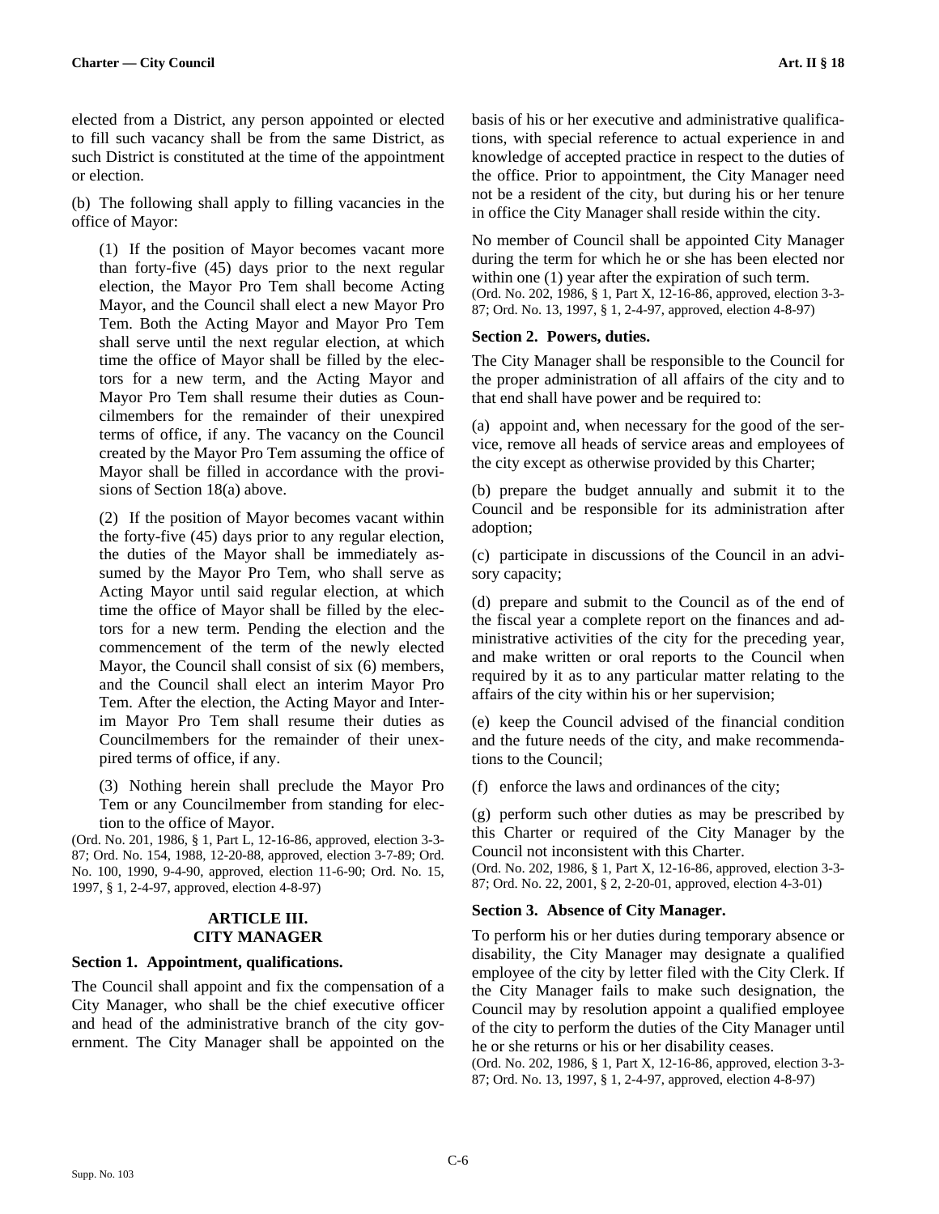elected from a District, any person appointed or elected to fill such vacancy shall be from the same District, as such District is constituted at the time of the appointment or election.

(b) The following shall apply to filling vacancies in the office of Mayor:

(1) If the position of Mayor becomes vacant more than forty-five (45) days prior to the next regular election, the Mayor Pro Tem shall become Acting Mayor, and the Council shall elect a new Mayor Pro Tem. Both the Acting Mayor and Mayor Pro Tem shall serve until the next regular election, at which time the office of Mayor shall be filled by the electors for a new term, and the Acting Mayor and Mayor Pro Tem shall resume their duties as Councilmembers for the remainder of their unexpired terms of office, if any. The vacancy on the Council created by the Mayor Pro Tem assuming the office of Mayor shall be filled in accordance with the provisions of Section 18(a) above.

(2) If the position of Mayor becomes vacant within the forty-five (45) days prior to any regular election, the duties of the Mayor shall be immediately assumed by the Mayor Pro Tem, who shall serve as Acting Mayor until said regular election, at which time the office of Mayor shall be filled by the electors for a new term. Pending the election and the commencement of the term of the newly elected Mayor, the Council shall consist of six (6) members, and the Council shall elect an interim Mayor Pro Tem. After the election, the Acting Mayor and Interim Mayor Pro Tem shall resume their duties as Councilmembers for the remainder of their unexpired terms of office, if any.

(3) Nothing herein shall preclude the Mayor Pro Tem or any Councilmember from standing for election to the office of Mayor.

(Ord. No. 201, 1986, § 1, Part L, 12-16-86, approved, election 3-3-87; Ord. No. 154, 1988, 12-20-88, approved, election 3-7-89; Ord. No. 100, 1990, 9-4-90, approved, election 11-6-90; Ord. No. 15, 1997, § 1, 2-4-97, approved, election 4-8-97)

## ARTICLE III. CITY MANAGER

### Section 1. Appointment, qualifications.

The Council shall appoint and fix the compensation of a City Manager, who shall be the chief executive officer and head of the administrative branch of the city government. The City Manager shall be appointed on the basis of his or her executive and administrative qualifications, with special reference to actual experience in and knowledge of accepted practice in respect to the duties of the office. Prior to appointment, the City Manager need not be a resident of the city, but during his or her tenure in office the City Manager shall reside within the city.

No member of Council shall be appointed City Manager during the term for which he or she has been elected nor within one (1) year after the expiration of such term.

(Ord. No. 202, 1986, § 1, Part X, 12-16-86, approved, election 3-3-87; Ord. No. 13, 1997, § 1, 2-4-97, approved, election 4-8-97)

### Section 2. Powers, duties.

The City Manager shall be responsible to the Council for the proper administration of all affairs of the city and to that end shall have power and be required to:

(a) appoint and, when necessary for the good of the service, remove all heads of service areas and employees of the city except as otherwise provided by this Charter;

(b) prepare the budget annually and submit it to the Council and be responsible for its administration after adoption;

(c) participate in discussions of the Council in an advisory capacity;

(d) prepare and submit to the Council as of the end of the fiscal year a complete report on the finances and administrative activities of the city for the preceding year, and make written or oral reports to the Council when required by it as to any particular matter relating to the affairs of the city within his or her supervision;

(e) keep the Council advised of the financial condition and the future needs of the city, and make recommendations to the Council;

(f) enforce the laws and ordinances of the city;

(g) perform such other duties as may be prescribed by this Charter or required of the City Manager by the Council not inconsistent with this Charter.

(Ord. No. 202, 1986, § 1, Part X, 12-16-86, approved, election 3-3-87; Ord. No. 22, 2001, § 2, 2-20-01, approved, election 4-3-01)

### Section 3. Absence of City Manager.

To perform his or her duties during temporary absence or disability, the City Manager may designate a qualified employee of the city by letter filed with the City Clerk. If the City Manager fails to make such designation, the Council may by resolution appoint a qualified employee of the city to perform the duties of the City Manager until he or she returns or his or her disability ceases.

(Ord. No. 202, 1986, § 1, Part X, 12-16-86, approved, election 3-3-87; Ord. No. 13, 1997, § 1, 2-4-97, approved, election 4-8-97)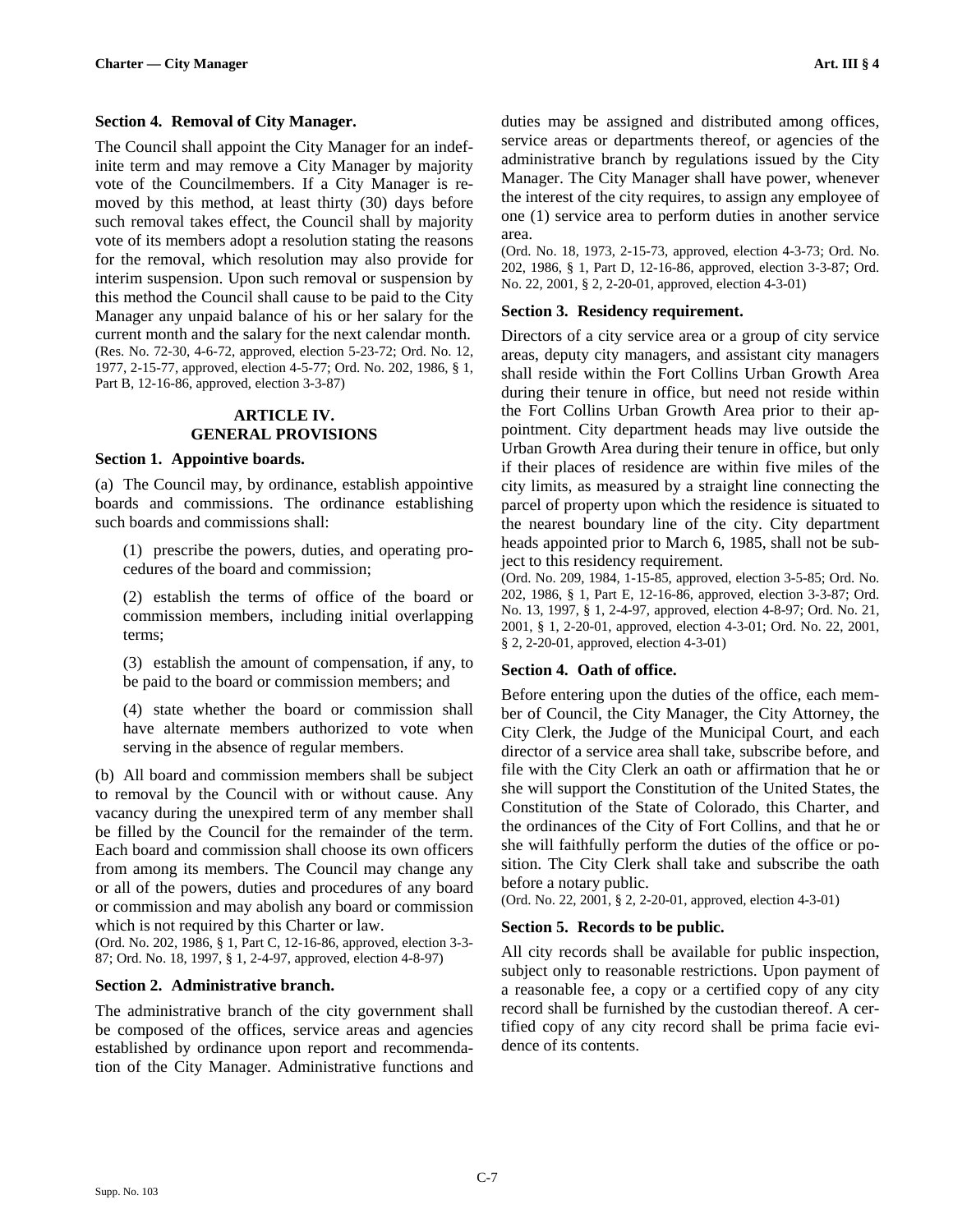### Section 4. Removal of City Manager.

The Council shall appoint the City Manager for an indefinite term and may remove a City Manager by majority vote of the Councilmembers. If a City Manager is removed by this method, at least thirty (30) days before such removal takes effect, the Council shall by majority vote of its members adopt a resolution stating the reasons for the removal, which resolution may also provide for interim suspension. Upon such removal or suspension by this method the Council shall cause to be paid to the City Manager any unpaid balance of his or her salary for the current month and the salary for the next calendar month.
(Res. No. 72-30, 4-6-72, approved, election 5-23-72; Ord. No. 12, 1977, 2-15-77, approved, election 4-5-77; Ord. No. 202, 1986, § 1, Part B, 12-16-86, approved, election 3-3-87)

## ARTICLE IV. GENERAL PROVISIONS

### Section 1. Appointive boards.

(a) The Council may, by ordinance, establish appointive boards and commissions. The ordinance establishing such boards and commissions shall:

(1) prescribe the powers, duties, and operating procedures of the board and commission;

(2) establish the terms of office of the board or commission members, including initial overlapping terms;

(3) establish the amount of compensation, if any, to be paid to the board or commission members; and

(4) state whether the board or commission shall have alternate members authorized to vote when serving in the absence of regular members.

(b) All board and commission members shall be subject to removal by the Council with or without cause. Any vacancy during the unexpired term of any member shall be filled by the Council for the remainder of the term. Each board and commission shall choose its own officers from among its members. The Council may change any or all of the powers, duties and procedures of any board or commission and may abolish any board or commission which is not required by this Charter or law.
(Ord. No. 202, 1986, § 1, Part C, 12-16-86, approved, election 3-3-87; Ord. No. 18, 1997, § 1, 2-4-97, approved, election 4-8-97)

### Section 2. Administrative branch.

The administrative branch of the city government shall be composed of the offices, service areas and agencies established by ordinance upon report and recommendation of the City Manager. Administrative functions and duties may be assigned and distributed among offices, service areas or departments thereof, or agencies of the administrative branch by regulations issued by the City Manager. The City Manager shall have power, whenever the interest of the city requires, to assign any employee of one (1) service area to perform duties in another service area.
(Ord. No. 18, 1973, 2-15-73, approved, election 4-3-73; Ord. No. 202, 1986, § 1, Part D, 12-16-86, approved, election 3-3-87; Ord. No. 22, 2001, § 2, 2-20-01, approved, election 4-3-01)

### Section 3. Residency requirement.

Directors of a city service area or a group of city service areas, deputy city managers, and assistant city managers shall reside within the Fort Collins Urban Growth Area during their tenure in office, but need not reside within the Fort Collins Urban Growth Area prior to their appointment. City department heads may live outside the Urban Growth Area during their tenure in office, but only if their places of residence are within five miles of the city limits, as measured by a straight line connecting the parcel of property upon which the residence is situated to the nearest boundary line of the city. City department heads appointed prior to March 6, 1985, shall not be subject to this residency requirement.
(Ord. No. 209, 1984, 1-15-85, approved, election 3-5-85; Ord. No. 202, 1986, § 1, Part E, 12-16-86, approved, election 3-3-87; Ord. No. 13, 1997, § 1, 2-4-97, approved, election 4-8-97; Ord. No. 21, 2001, § 1, 2-20-01, approved, election 4-3-01; Ord. No. 22, 2001, § 2, 2-20-01, approved, election 4-3-01)

### Section 4. Oath of office.

Before entering upon the duties of the office, each member of Council, the City Manager, the City Attorney, the City Clerk, the Judge of the Municipal Court, and each director of a service area shall take, subscribe before, and file with the City Clerk an oath or affirmation that he or she will support the Constitution of the United States, the Constitution of the State of Colorado, this Charter, and the ordinances of the City of Fort Collins, and that he or she will faithfully perform the duties of the office or position. The City Clerk shall take and subscribe the oath before a notary public.
(Ord. No. 22, 2001, § 2, 2-20-01, approved, election 4-3-01)

### Section 5. Records to be public.

All city records shall be available for public inspection, subject only to reasonable restrictions. Upon payment of a reasonable fee, a copy or a certified copy of any city record shall be furnished by the custodian thereof. A certified copy of any city record shall be prima facie evidence of its contents.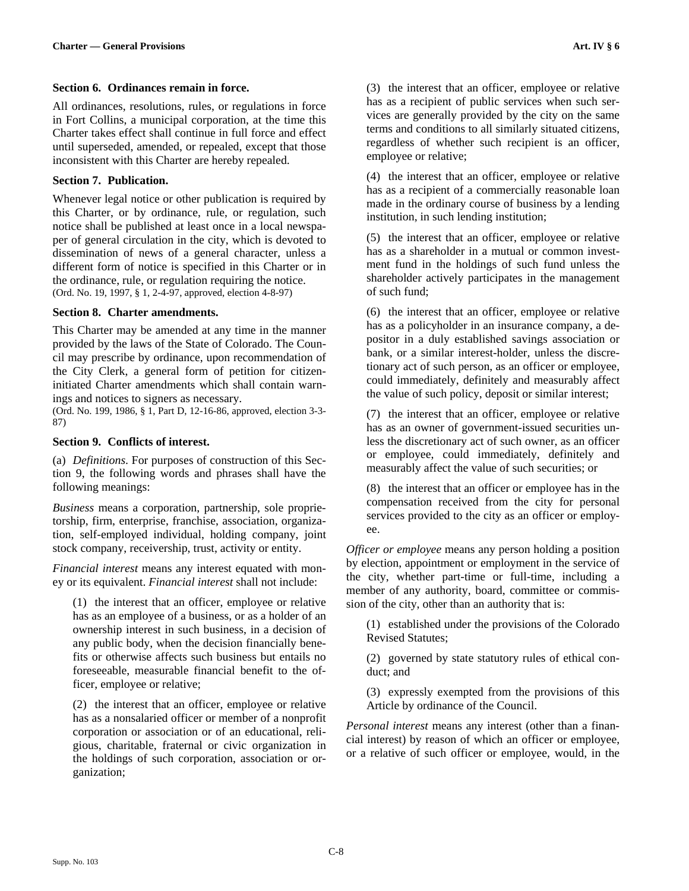### Section 6. Ordinances remain in force.

All ordinances, resolutions, rules, or regulations in force in Fort Collins, a municipal corporation, at the time this Charter takes effect shall continue in full force and effect until superseded, amended, or repealed, except that those inconsistent with this Charter are hereby repealed.

### Section 7. Publication.

Whenever legal notice or other publication is required by this Charter, or by ordinance, rule, or regulation, such notice shall be published at least once in a local newspaper of general circulation in the city, which is devoted to dissemination of news of a general character, unless a different form of notice is specified in this Charter or in the ordinance, rule, or regulation requiring the notice.
(Ord. No. 19, 1997, § 1, 2-4-97, approved, election 4-8-97)

### Section 8. Charter amendments.

This Charter may be amended at any time in the manner provided by the laws of the State of Colorado. The Council may prescribe by ordinance, upon recommendation of the City Clerk, a general form of petition for citizen-initiated Charter amendments which shall contain warnings and notices to signers as necessary.
(Ord. No. 199, 1986, § 1, Part D, 12-16-86, approved, election 3-3-87)

### Section 9. Conflicts of interest.

(a) *Definitions*. For purposes of construction of this Section 9, the following words and phrases shall have the following meanings:

*Business* means a corporation, partnership, sole proprietorship, firm, enterprise, franchise, association, organization, self-employed individual, holding company, joint stock company, receivership, trust, activity or entity.

*Financial interest* means any interest equated with money or its equivalent. *Financial interest* shall not include:

(1) the interest that an officer, employee or relative has as an employee of a business, or as a holder of an ownership interest in such business, in a decision of any public body, when the decision financially benefits or otherwise affects such business but entails no foreseeable, measurable financial benefit to the officer, employee or relative;

(2) the interest that an officer, employee or relative has as a nonsalaried officer or member of a nonprofit corporation or association or of an educational, religious, charitable, fraternal or civic organization in the holdings of such corporation, association or organization;

(3) the interest that an officer, employee or relative has as a recipient of public services when such services are generally provided by the city on the same terms and conditions to all similarly situated citizens, regardless of whether such recipient is an officer, employee or relative;

(4) the interest that an officer, employee or relative has as a recipient of a commercially reasonable loan made in the ordinary course of business by a lending institution, in such lending institution;

(5) the interest that an officer, employee or relative has as a shareholder in a mutual or common investment fund in the holdings of such fund unless the shareholder actively participates in the management of such fund;

(6) the interest that an officer, employee or relative has as a policyholder in an insurance company, a depositor in a duly established savings association or bank, or a similar interest-holder, unless the discretionary act of such person, as an officer or employee, could immediately, definitely and measurably affect the value of such policy, deposit or similar interest;

(7) the interest that an officer, employee or relative has as an owner of government-issued securities unless the discretionary act of such owner, as an officer or employee, could immediately, definitely and measurably affect the value of such securities; or

(8) the interest that an officer or employee has in the compensation received from the city for personal services provided to the city as an officer or employee.

*Officer or employee* means any person holding a position by election, appointment or employment in the service of the city, whether part-time or full-time, including a member of any authority, board, committee or commission of the city, other than an authority that is:

(1) established under the provisions of the Colorado Revised Statutes;

(2) governed by state statutory rules of ethical conduct; and

(3) expressly exempted from the provisions of this Article by ordinance of the Council.

*Personal interest* means any interest (other than a financial interest) by reason of which an officer or employee, or a relative of such officer or employee, would, in the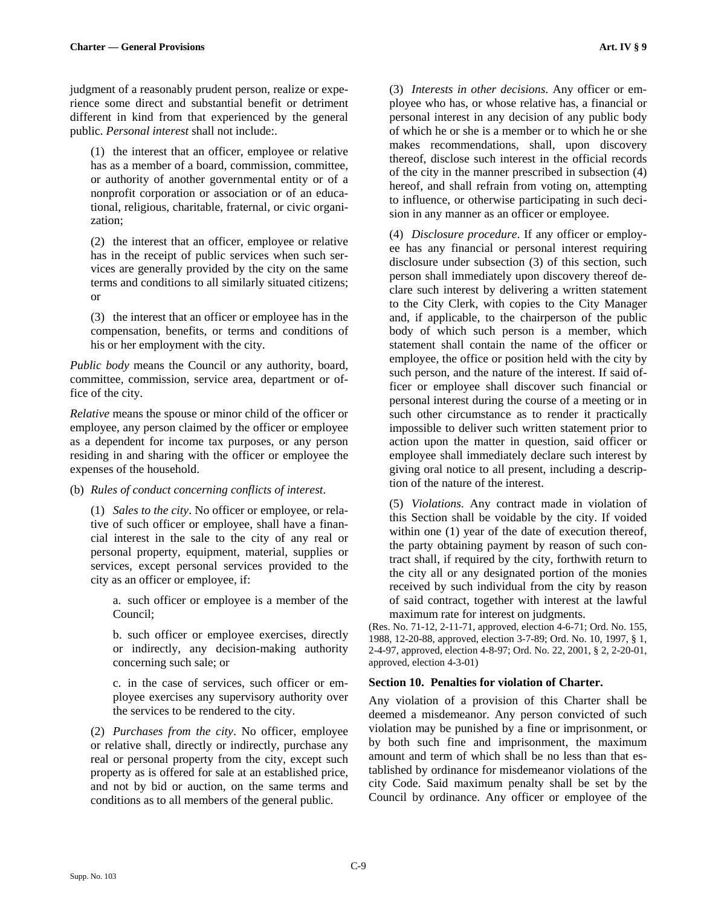judgment of a reasonably prudent person, realize or experience some direct and substantial benefit or detriment different in kind from that experienced by the general public. *Personal interest* shall not include:.

(1) the interest that an officer, employee or relative has as a member of a board, commission, committee, or authority of another governmental entity or of a nonprofit corporation or association or of an educational, religious, charitable, fraternal, or civic organization;

(2) the interest that an officer, employee or relative has in the receipt of public services when such services are generally provided by the city on the same terms and conditions to all similarly situated citizens; or

(3) the interest that an officer or employee has in the compensation, benefits, or terms and conditions of his or her employment with the city.

*Public body* means the Council or any authority, board, committee, commission, service area, department or office of the city.

*Relative* means the spouse or minor child of the officer or employee, any person claimed by the officer or employee as a dependent for income tax purposes, or any person residing in and sharing with the officer or employee the expenses of the household.

(b) *Rules of conduct concerning conflicts of interest.*

(1) *Sales to the city*. No officer or employee, or relative of such officer or employee, shall have a financial interest in the sale to the city of any real or personal property, equipment, material, supplies or services, except personal services provided to the city as an officer or employee, if:

a. such officer or employee is a member of the Council;

b. such officer or employee exercises, directly or indirectly, any decision-making authority concerning such sale; or

c. in the case of services, such officer or employee exercises any supervisory authority over the services to be rendered to the city.

(2) *Purchases from the city*. No officer, employee or relative shall, directly or indirectly, purchase any real or personal property from the city, except such property as is offered for sale at an established price, and not by bid or auction, on the same terms and conditions as to all members of the general public.

(3) *Interests in other decisions*. Any officer or employee who has, or whose relative has, a financial or personal interest in any decision of any public body of which he or she is a member or to which he or she makes recommendations, shall, upon discovery thereof, disclose such interest in the official records of the city in the manner prescribed in subsection (4) hereof, and shall refrain from voting on, attempting to influence, or otherwise participating in such decision in any manner as an officer or employee.

(4) *Disclosure procedure*. If any officer or employee has any financial or personal interest requiring disclosure under subsection (3) of this section, such person shall immediately upon discovery thereof declare such interest by delivering a written statement to the City Clerk, with copies to the City Manager and, if applicable, to the chairperson of the public body of which such person is a member, which statement shall contain the name of the officer or employee, the office or position held with the city by such person, and the nature of the interest. If said officer or employee shall discover such financial or personal interest during the course of a meeting or in such other circumstance as to render it practically impossible to deliver such written statement prior to action upon the matter in question, said officer or employee shall immediately declare such interest by giving oral notice to all present, including a description of the nature of the interest.

(5) *Violations*. Any contract made in violation of this Section shall be voidable by the city. If voided within one (1) year of the date of execution thereof, the party obtaining payment by reason of such contract shall, if required by the city, forthwith return to the city all or any designated portion of the monies received by such individual from the city by reason of said contract, together with interest at the lawful maximum rate for interest on judgments.

(Res. No. 71-12, 2-11-71, approved, election 4-6-71; Ord. No. 155, 1988, 12-20-88, approved, election 3-7-89; Ord. No. 10, 1997, § 1, 2-4-97, approved, election 4-8-97; Ord. No. 22, 2001, § 2, 2-20-01, approved, election 4-3-01)

### Section 10. Penalties for violation of Charter.

Any violation of a provision of this Charter shall be deemed a misdemeanor. Any person convicted of such violation may be punished by a fine or imprisonment, or by both such fine and imprisonment, the maximum amount and term of which shall be no less than that established by ordinance for misdemeanor violations of the city Code. Said maximum penalty shall be set by the Council by ordinance. Any officer or employee of the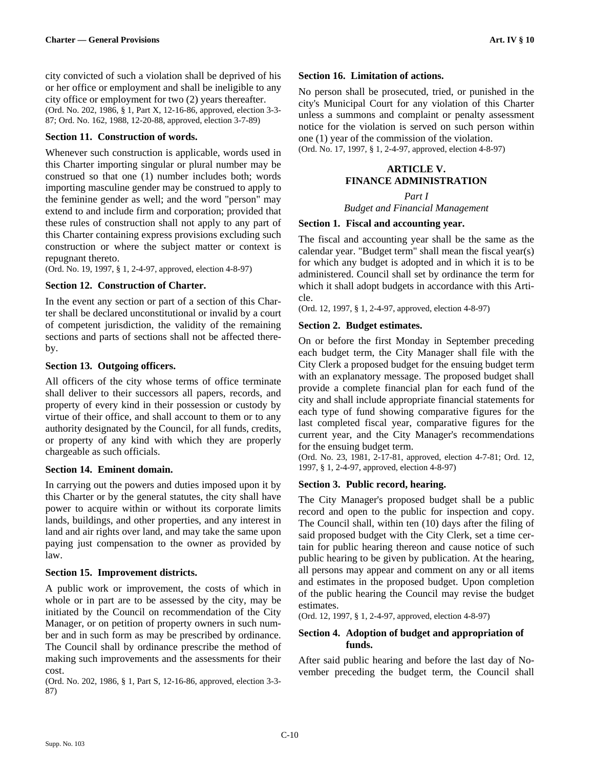city convicted of such a violation shall be deprived of his or her office or employment and shall be ineligible to any city office or employment for two (2) years thereafter.
(Ord. No. 202, 1986, § 1, Part X, 12-16-86, approved, election 3-3-87; Ord. No. 162, 1988, 12-20-88, approved, election 3-7-89)

**Section 11. Construction of words.**

Whenever such construction is applicable, words used in this Charter importing singular or plural number may be construed so that one (1) number includes both; words importing masculine gender may be construed to apply to the feminine gender as well; and the word "person" may extend to and include firm and corporation; provided that these rules of construction shall not apply to any part of this Charter containing express provisions excluding such construction or where the subject matter or context is repugnant thereto.
(Ord. No. 19, 1997, § 1, 2-4-97, approved, election 4-8-97)

**Section 12. Construction of Charter.**

In the event any section or part of a section of this Charter shall be declared unconstitutional or invalid by a court of competent jurisdiction, the validity of the remaining sections and parts of sections shall not be affected thereby.

**Section 13. Outgoing officers.**

All officers of the city whose terms of office terminate shall deliver to their successors all papers, records, and property of every kind in their possession or custody by virtue of their office, and shall account to them or to any authority designated by the Council, for all funds, credits, or property of any kind with which they are properly chargeable as such officials.

**Section 14. Eminent domain.**

In carrying out the powers and duties imposed upon it by this Charter or by the general statutes, the city shall have power to acquire within or without its corporate limits lands, buildings, and other properties, and any interest in land and air rights over land, and may take the same upon paying just compensation to the owner as provided by law.

**Section 15. Improvement districts.**

A public work or improvement, the costs of which in whole or in part are to be assessed by the city, may be initiated by the Council on recommendation of the City Manager, or on petition of property owners in such number and in such form as may be prescribed by ordinance. The Council shall by ordinance prescribe the method of making such improvements and the assessments for their cost.
(Ord. No. 202, 1986, § 1, Part S, 12-16-86, approved, election 3-3-87)

**Section 16. Limitation of actions.**

No person shall be prosecuted, tried, or punished in the city's Municipal Court for any violation of this Charter unless a summons and complaint or penalty assessment notice for the violation is served on such person within one (1) year of the commission of the violation.
(Ord. No. 17, 1997, § 1, 2-4-97, approved, election 4-8-97)

## ARTICLE V. FINANCE ADMINISTRATION

*Part I*
*Budget and Financial Management*

**Section 1. Fiscal and accounting year.**

The fiscal and accounting year shall be the same as the calendar year. "Budget term" shall mean the fiscal year(s) for which any budget is adopted and in which it is to be administered. Council shall set by ordinance the term for which it shall adopt budgets in accordance with this Article.
(Ord. 12, 1997, § 1, 2-4-97, approved, election 4-8-97)

**Section 2. Budget estimates.**

On or before the first Monday in September preceding each budget term, the City Manager shall file with the City Clerk a proposed budget for the ensuing budget term with an explanatory message. The proposed budget shall provide a complete financial plan for each fund of the city and shall include appropriate financial statements for each type of fund showing comparative figures for the last completed fiscal year, comparative figures for the current year, and the City Manager's recommendations for the ensuing budget term.
(Ord. No. 23, 1981, 2-17-81, approved, election 4-7-81; Ord. 12, 1997, § 1, 2-4-97, approved, election 4-8-97)

**Section 3. Public record, hearing.**

The City Manager's proposed budget shall be a public record and open to the public for inspection and copy. The Council shall, within ten (10) days after the filing of said proposed budget with the City Clerk, set a time certain for public hearing thereon and cause notice of such public hearing to be given by publication. At the hearing, all persons may appear and comment on any or all items and estimates in the proposed budget. Upon completion of the public hearing the Council may revise the budget estimates.
(Ord. 12, 1997, § 1, 2-4-97, approved, election 4-8-97)

**Section 4. Adoption of budget and appropriation of funds.**

After said public hearing and before the last day of November preceding the budget term, the Council shall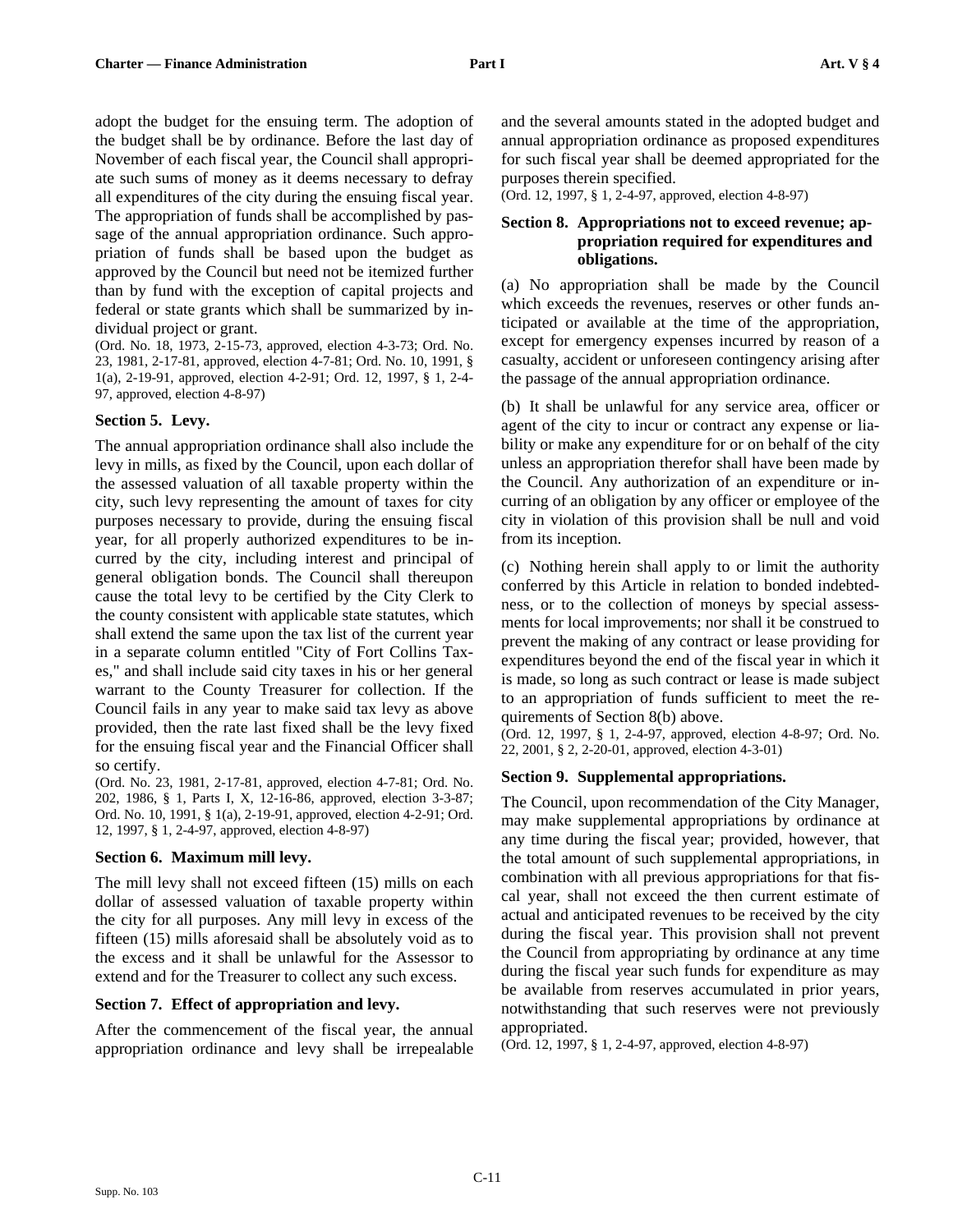adopt the budget for the ensuing term. The adoption of the budget shall be by ordinance. Before the last day of November of each fiscal year, the Council shall appropriate such sums of money as it deems necessary to defray all expenditures of the city during the ensuing fiscal year. The appropriation of funds shall be accomplished by passage of the annual appropriation ordinance. Such appropriation of funds shall be based upon the budget as approved by the Council but need not be itemized further than by fund with the exception of capital projects and federal or state grants which shall be summarized by individual project or grant.

(Ord. No. 18, 1973, 2-15-73, approved, election 4-3-73; Ord. No. 23, 1981, 2-17-81, approved, election 4-7-81; Ord. No. 10, 1991, § 1(a), 2-19-91, approved, election 4-2-91; Ord. 12, 1997, § 1, 2-4-97, approved, election 4-8-97)

### Section 5. Levy.

The annual appropriation ordinance shall also include the levy in mills, as fixed by the Council, upon each dollar of the assessed valuation of all taxable property within the city, such levy representing the amount of taxes for city purposes necessary to provide, during the ensuing fiscal year, for all properly authorized expenditures to be incurred by the city, including interest and principal of general obligation bonds. The Council shall thereupon cause the total levy to be certified by the City Clerk to the county consistent with applicable state statutes, which shall extend the same upon the tax list of the current year in a separate column entitled "City of Fort Collins Taxes," and shall include said city taxes in his or her general warrant to the County Treasurer for collection. If the Council fails in any year to make said tax levy as above provided, then the rate last fixed shall be the levy fixed for the ensuing fiscal year and the Financial Officer shall so certify.

(Ord. No. 23, 1981, 2-17-81, approved, election 4-7-81; Ord. No. 202, 1986, § 1, Parts I, X, 12-16-86, approved, election 3-3-87; Ord. No. 10, 1991, § 1(a), 2-19-91, approved, election 4-2-91; Ord. 12, 1997, § 1, 2-4-97, approved, election 4-8-97)

### Section 6. Maximum mill levy.

The mill levy shall not exceed fifteen (15) mills on each dollar of assessed valuation of taxable property within the city for all purposes. Any mill levy in excess of the fifteen (15) mills aforesaid shall be absolutely void as to the excess and it shall be unlawful for the Assessor to extend and for the Treasurer to collect any such excess.

### Section 7. Effect of appropriation and levy.

After the commencement of the fiscal year, the annual appropriation ordinance and levy shall be irrepealable and the several amounts stated in the adopted budget and annual appropriation ordinance as proposed expenditures for such fiscal year shall be deemed appropriated for the purposes therein specified.

(Ord. 12, 1997, § 1, 2-4-97, approved, election 4-8-97)

### Section 8. Appropriations not to exceed revenue; appropriation required for expenditures and obligations.

(a) No appropriation shall be made by the Council which exceeds the revenues, reserves or other funds anticipated or available at the time of the appropriation, except for emergency expenses incurred by reason of a casualty, accident or unforeseen contingency arising after the passage of the annual appropriation ordinance.

(b) It shall be unlawful for any service area, officer or agent of the city to incur or contract any expense or liability or make any expenditure for or on behalf of the city unless an appropriation therefor shall have been made by the Council. Any authorization of an expenditure or incurring of an obligation by any officer or employee of the city in violation of this provision shall be null and void from its inception.

(c) Nothing herein shall apply to or limit the authority conferred by this Article in relation to bonded indebtedness, or to the collection of moneys by special assessments for local improvements; nor shall it be construed to prevent the making of any contract or lease providing for expenditures beyond the end of the fiscal year in which it is made, so long as such contract or lease is made subject to an appropriation of funds sufficient to meet the requirements of Section 8(b) above.

(Ord. 12, 1997, § 1, 2-4-97, approved, election 4-8-97; Ord. No. 22, 2001, § 2, 2-20-01, approved, election 4-3-01)

### Section 9. Supplemental appropriations.

The Council, upon recommendation of the City Manager, may make supplemental appropriations by ordinance at any time during the fiscal year; provided, however, that the total amount of such supplemental appropriations, in combination with all previous appropriations for that fiscal year, shall not exceed the then current estimate of actual and anticipated revenues to be received by the city during the fiscal year. This provision shall not prevent the Council from appropriating by ordinance at any time during the fiscal year such funds for expenditure as may be available from reserves accumulated in prior years, notwithstanding that such reserves were not previously appropriated.

(Ord. 12, 1997, § 1, 2-4-97, approved, election 4-8-97)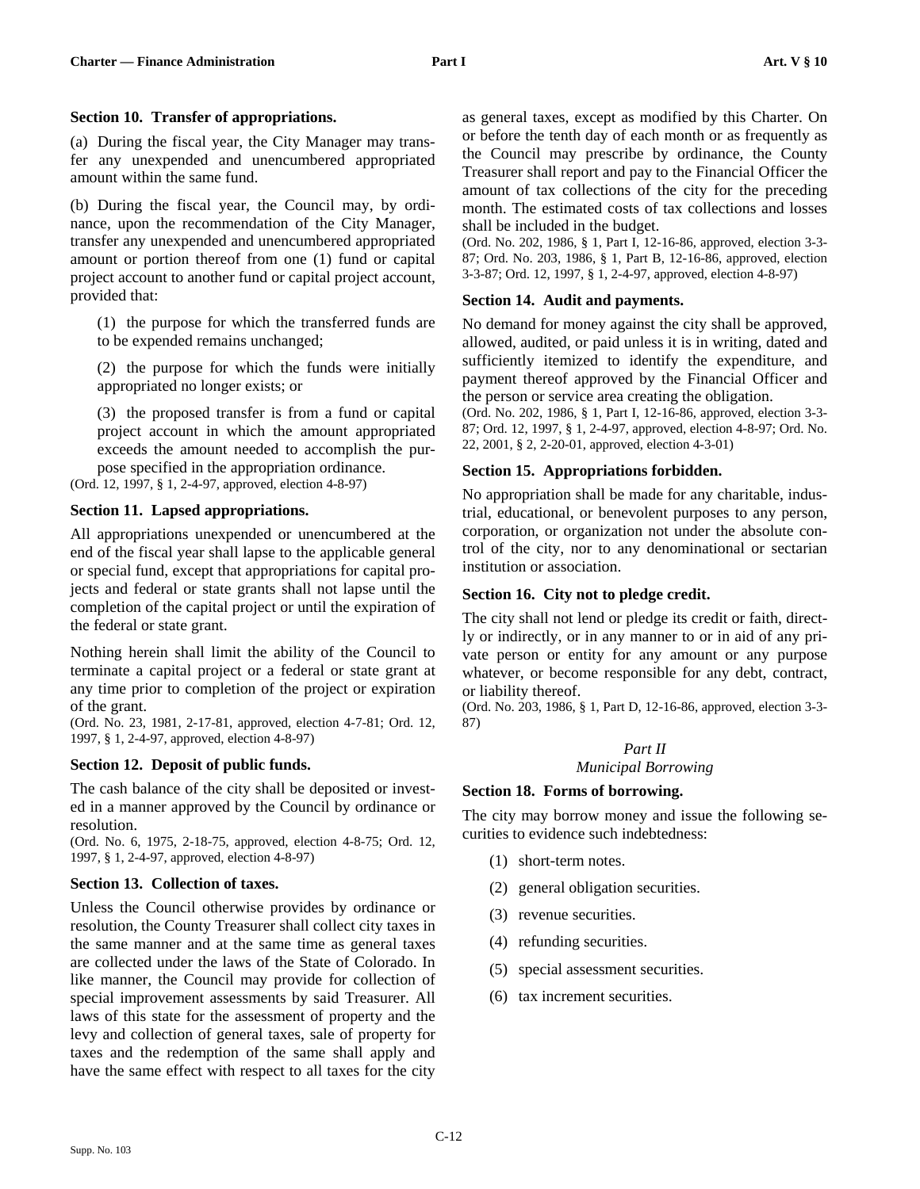### Section 10. Transfer of appropriations.

(a) During the fiscal year, the City Manager may transfer any unexpended and unencumbered appropriated amount within the same fund.

(b) During the fiscal year, the Council may, by ordinance, upon the recommendation of the City Manager, transfer any unexpended and unencumbered appropriated amount or portion thereof from one (1) fund or capital project account to another fund or capital project account, provided that:

(1) the purpose for which the transferred funds are to be expended remains unchanged;

(2) the purpose for which the funds were initially appropriated no longer exists; or

(3) the proposed transfer is from a fund or capital project account in which the amount appropriated exceeds the amount needed to accomplish the purpose specified in the appropriation ordinance.

(Ord. 12, 1997, § 1, 2-4-97, approved, election 4-8-97)

### Section 11. Lapsed appropriations.

All appropriations unexpended or unencumbered at the end of the fiscal year shall lapse to the applicable general or special fund, except that appropriations for capital projects and federal or state grants shall not lapse until the completion of the capital project or until the expiration of the federal or state grant.

Nothing herein shall limit the ability of the Council to terminate a capital project or a federal or state grant at any time prior to completion of the project or expiration of the grant.

(Ord. No. 23, 1981, 2-17-81, approved, election 4-7-81; Ord. 12, 1997, § 1, 2-4-97, approved, election 4-8-97)

### Section 12. Deposit of public funds.

The cash balance of the city shall be deposited or invested in a manner approved by the Council by ordinance or resolution.

(Ord. No. 6, 1975, 2-18-75, approved, election 4-8-75; Ord. 12, 1997, § 1, 2-4-97, approved, election 4-8-97)

### Section 13. Collection of taxes.

Unless the Council otherwise provides by ordinance or resolution, the County Treasurer shall collect city taxes in the same manner and at the same time as general taxes are collected under the laws of the State of Colorado. In like manner, the Council may provide for collection of special improvement assessments by said Treasurer. All laws of this state for the assessment of property and the levy and collection of general taxes, sale of property for taxes and the redemption of the same shall apply and have the same effect with respect to all taxes for the city as general taxes, except as modified by this Charter. On or before the tenth day of each month or as frequently as the Council may prescribe by ordinance, the County Treasurer shall report and pay to the Financial Officer the amount of tax collections of the city for the preceding month. The estimated costs of tax collections and losses shall be included in the budget.

(Ord. No. 202, 1986, § 1, Part I, 12-16-86, approved, election 3-3-87; Ord. No. 203, 1986, § 1, Part B, 12-16-86, approved, election 3-3-87; Ord. 12, 1997, § 1, 2-4-97, approved, election 4-8-97)

### Section 14. Audit and payments.

No demand for money against the city shall be approved, allowed, audited, or paid unless it is in writing, dated and sufficiently itemized to identify the expenditure, and payment thereof approved by the Financial Officer and the person or service area creating the obligation.

(Ord. No. 202, 1986, § 1, Part I, 12-16-86, approved, election 3-3-87; Ord. 12, 1997, § 1, 2-4-97, approved, election 4-8-97; Ord. No. 22, 2001, § 2, 2-20-01, approved, election 4-3-01)

### Section 15. Appropriations forbidden.

No appropriation shall be made for any charitable, industrial, educational, or benevolent purposes to any person, corporation, or organization not under the absolute control of the city, nor to any denominational or sectarian institution or association.

### Section 16. City not to pledge credit.

The city shall not lend or pledge its credit or faith, directly or indirectly, or in any manner to or in aid of any private person or entity for any amount or any purpose whatever, or become responsible for any debt, contract, or liability thereof.

(Ord. No. 203, 1986, § 1, Part D, 12-16-86, approved, election 3-3-87)

## *Part II*
## *Municipal Borrowing*

### Section 18. Forms of borrowing.

The city may borrow money and issue the following securities to evidence such indebtedness:

(1) short-term notes.

(2) general obligation securities.

(3) revenue securities.

(4) refunding securities.

(5) special assessment securities.

(6) tax increment securities.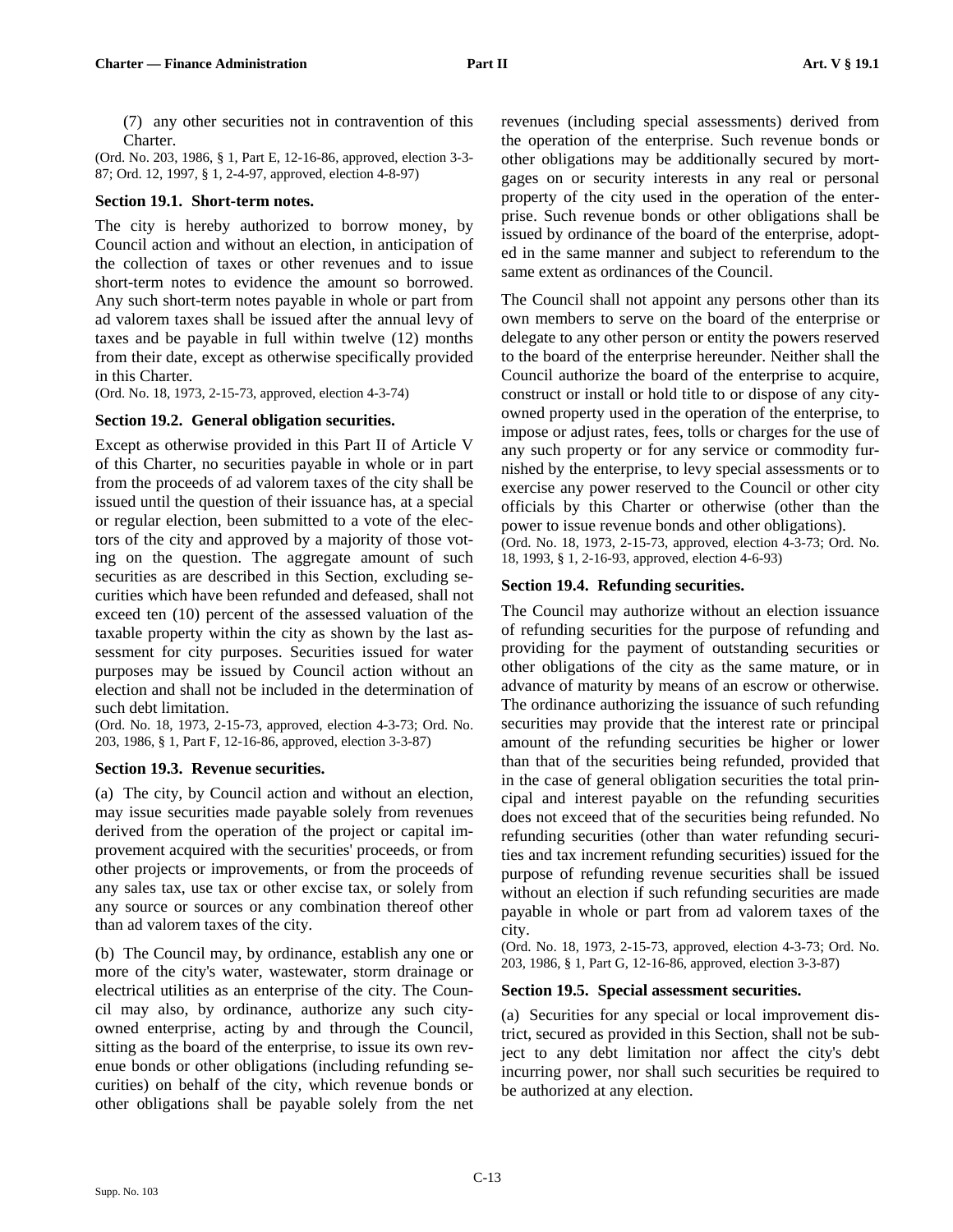(7) any other securities not in contravention of this Charter.

(Ord. No. 203, 1986, § 1, Part E, 12-16-86, approved, election 3-3-87; Ord. 12, 1997, § 1, 2-4-97, approved, election 4-8-97)

### Section 19.1. Short-term notes.

The city is hereby authorized to borrow money, by Council action and without an election, in anticipation of the collection of taxes or other revenues and to issue short-term notes to evidence the amount so borrowed. Any such short-term notes payable in whole or part from ad valorem taxes shall be issued after the annual levy of taxes and be payable in full within twelve (12) months from their date, except as otherwise specifically provided in this Charter.

(Ord. No. 18, 1973, 2-15-73, approved, election 4-3-74)

### Section 19.2. General obligation securities.

Except as otherwise provided in this Part II of Article V of this Charter, no securities payable in whole or in part from the proceeds of ad valorem taxes of the city shall be issued until the question of their issuance has, at a special or regular election, been submitted to a vote of the electors of the city and approved by a majority of those voting on the question. The aggregate amount of such securities as are described in this Section, excluding securities which have been refunded and defeased, shall not exceed ten (10) percent of the assessed valuation of the taxable property within the city as shown by the last assessment for city purposes. Securities issued for water purposes may be issued by Council action without an election and shall not be included in the determination of such debt limitation.

(Ord. No. 18, 1973, 2-15-73, approved, election 4-3-73; Ord. No. 203, 1986, § 1, Part F, 12-16-86, approved, election 3-3-87)

### Section 19.3. Revenue securities.

(a) The city, by Council action and without an election, may issue securities made payable solely from revenues derived from the operation of the project or capital improvement acquired with the securities' proceeds, or from other projects or improvements, or from the proceeds of any sales tax, use tax or other excise tax, or solely from any source or sources or any combination thereof other than ad valorem taxes of the city.

(b) The Council may, by ordinance, establish any one or more of the city's water, wastewater, storm drainage or electrical utilities as an enterprise of the city. The Council may also, by ordinance, authorize any such city-owned enterprise, acting by and through the Council, sitting as the board of the enterprise, to issue its own revenue bonds or other obligations (including refunding securities) on behalf of the city, which revenue bonds or other obligations shall be payable solely from the net revenues (including special assessments) derived from the operation of the enterprise. Such revenue bonds or other obligations may be additionally secured by mortgages on or security interests in any real or personal property of the city used in the operation of the enterprise. Such revenue bonds or other obligations shall be issued by ordinance of the board of the enterprise, adopted in the same manner and subject to referendum to the same extent as ordinances of the Council.

The Council shall not appoint any persons other than its own members to serve on the board of the enterprise or delegate to any other person or entity the powers reserved to the board of the enterprise hereunder. Neither shall the Council authorize the board of the enterprise to acquire, construct or install or hold title to or dispose of any city-owned property used in the operation of the enterprise, to impose or adjust rates, fees, tolls or charges for the use of any such property or for any service or commodity furnished by the enterprise, to levy special assessments or to exercise any power reserved to the Council or other city officials by this Charter or otherwise (other than the power to issue revenue bonds and other obligations).

(Ord. No. 18, 1973, 2-15-73, approved, election 4-3-73; Ord. No. 18, 1993, § 1, 2-16-93, approved, election 4-6-93)

### Section 19.4. Refunding securities.

The Council may authorize without an election issuance of refunding securities for the purpose of refunding and providing for the payment of outstanding securities or other obligations of the city as the same mature, or in advance of maturity by means of an escrow or otherwise. The ordinance authorizing the issuance of such refunding securities may provide that the interest rate or principal amount of the refunding securities be higher or lower than that of the securities being refunded, provided that in the case of general obligation securities the total principal and interest payable on the refunding securities does not exceed that of the securities being refunded. No refunding securities (other than water refunding securities and tax increment refunding securities) issued for the purpose of refunding revenue securities shall be issued without an election if such refunding securities are made payable in whole or part from ad valorem taxes of the city.

(Ord. No. 18, 1973, 2-15-73, approved, election 4-3-73; Ord. No. 203, 1986, § 1, Part G, 12-16-86, approved, election 3-3-87)

### Section 19.5. Special assessment securities.

(a) Securities for any special or local improvement district, secured as provided in this Section, shall not be subject to any debt limitation nor affect the city's debt incurring power, nor shall such securities be required to be authorized at any election.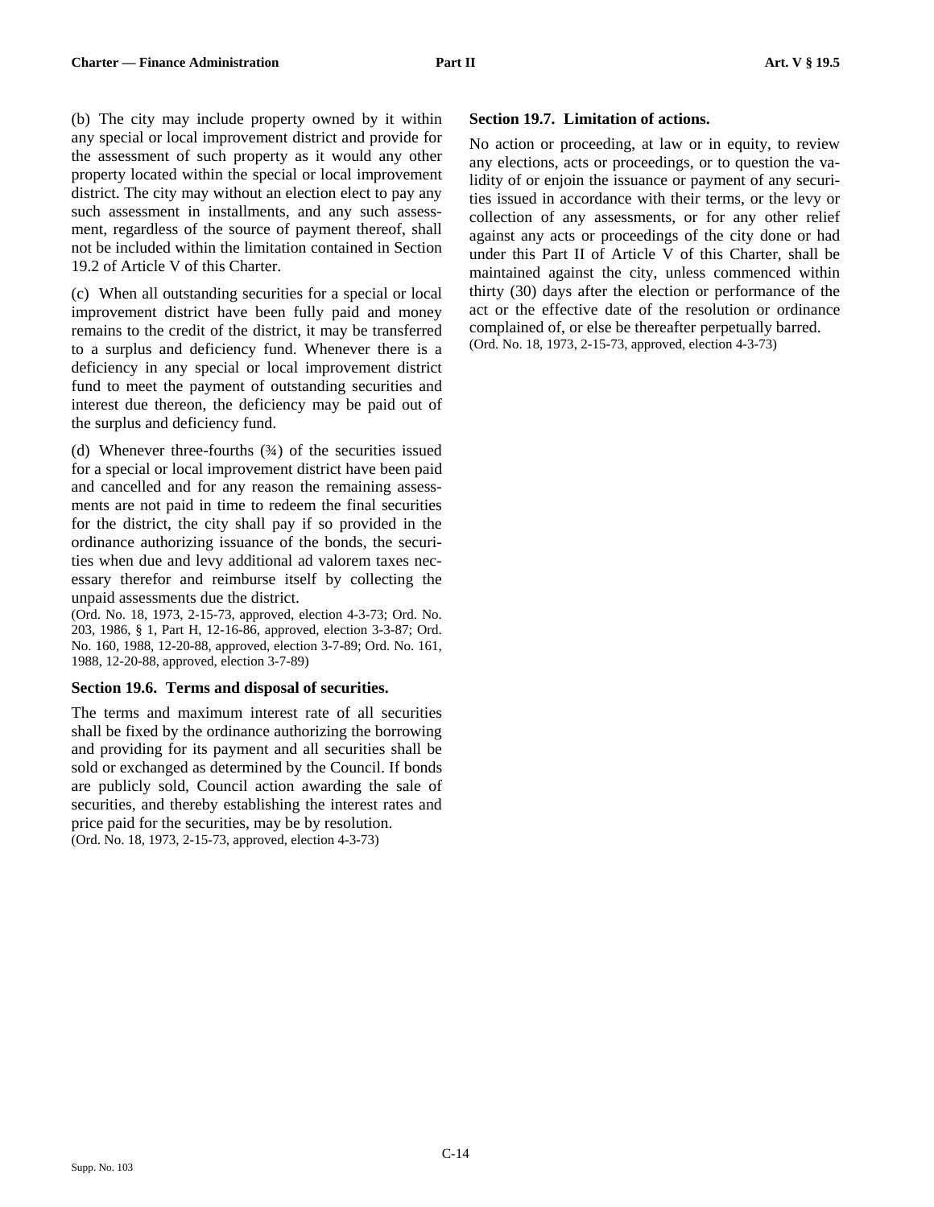(b) The city may include property owned by it within any special or local improvement district and provide for the assessment of such property as it would any other property located within the special or local improvement district. The city may without an election elect to pay any such assessment in installments, and any such assessment, regardless of the source of payment thereof, shall not be included within the limitation contained in Section 19.2 of Article V of this Charter.

(c) When all outstanding securities for a special or local improvement district have been fully paid and money remains to the credit of the district, it may be transferred to a surplus and deficiency fund. Whenever there is a deficiency in any special or local improvement district fund to meet the payment of outstanding securities and interest due thereon, the deficiency may be paid out of the surplus and deficiency fund.

(d) Whenever three-fourths (¾) of the securities issued for a special or local improvement district have been paid and cancelled and for any reason the remaining assessments are not paid in time to redeem the final securities for the district, the city shall pay if so provided in the ordinance authorizing issuance of the bonds, the securities when due and levy additional ad valorem taxes necessary therefor and reimburse itself by collecting the unpaid assessments due the district.

(Ord. No. 18, 1973, 2-15-73, approved, election 4-3-73; Ord. No. 203, 1986, § 1, Part H, 12-16-86, approved, election 3-3-87; Ord. No. 160, 1988, 12-20-88, approved, election 3-7-89; Ord. No. 161, 1988, 12-20-88, approved, election 3-7-89)

### Section 19.6. Terms and disposal of securities.

The terms and maximum interest rate of all securities shall be fixed by the ordinance authorizing the borrowing and providing for its payment and all securities shall be sold or exchanged as determined by the Council. If bonds are publicly sold, Council action awarding the sale of securities, and thereby establishing the interest rates and price paid for the securities, may be by resolution.

(Ord. No. 18, 1973, 2-15-73, approved, election 4-3-73)

### Section 19.7. Limitation of actions.

No action or proceeding, at law or in equity, to review any elections, acts or proceedings, or to question the validity of or enjoin the issuance or payment of any securities issued in accordance with their terms, or the levy or collection of any assessments, or for any other relief against any acts or proceedings of the city done or had under this Part II of Article V of this Charter, shall be maintained against the city, unless commenced within thirty (30) days after the election or performance of the act or the effective date of the resolution or ordinance complained of, or else be thereafter perpetually barred.

(Ord. No. 18, 1973, 2-15-73, approved, election 4-3-73)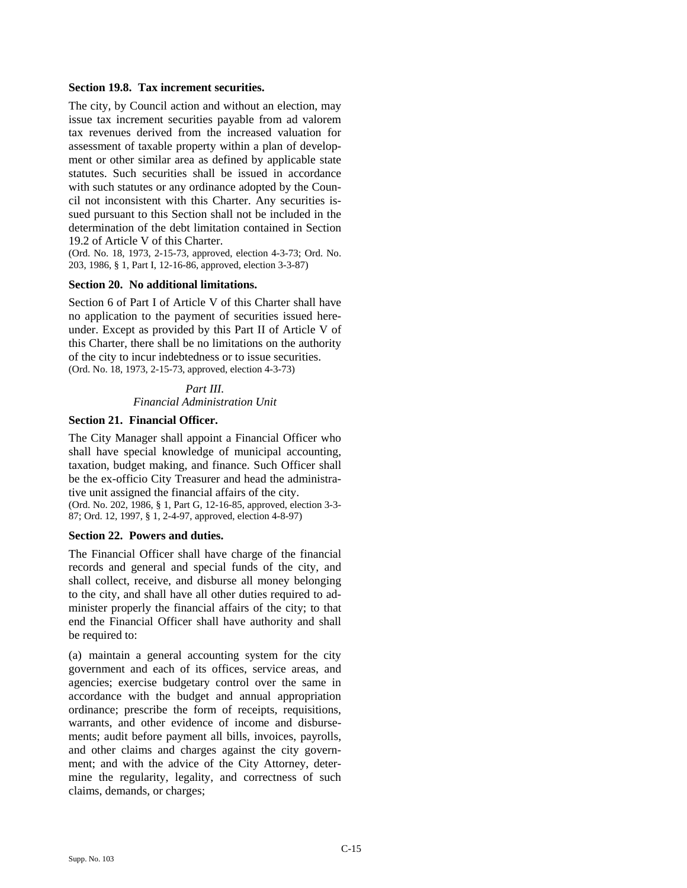### Section 19.8. Tax increment securities.

The city, by Council action and without an election, may issue tax increment securities payable from ad valorem tax revenues derived from the increased valuation for assessment of taxable property within a plan of development or other similar area as defined by applicable state statutes. Such securities shall be issued in accordance with such statutes or any ordinance adopted by the Council not inconsistent with this Charter. Any securities issued pursuant to this Section shall not be included in the determination of the debt limitation contained in Section 19.2 of Article V of this Charter.

(Ord. No. 18, 1973, 2-15-73, approved, election 4-3-73; Ord. No. 203, 1986, § 1, Part I, 12-16-86, approved, election 3-3-87)

### Section 20. No additional limitations.

Section 6 of Part I of Article V of this Charter shall have no application to the payment of securities issued hereunder. Except as provided by this Part II of Article V of this Charter, there shall be no limitations on the authority of the city to incur indebtedness or to issue securities.

(Ord. No. 18, 1973, 2-15-73, approved, election 4-3-73)

## *Part III.*
## *Financial Administration Unit*

### Section 21. Financial Officer.

The City Manager shall appoint a Financial Officer who shall have special knowledge of municipal accounting, taxation, budget making, and finance. Such Officer shall be the ex-officio City Treasurer and head the administrative unit assigned the financial affairs of the city.

(Ord. No. 202, 1986, § 1, Part G, 12-16-85, approved, election 3-3-87; Ord. 12, 1997, § 1, 2-4-97, approved, election 4-8-97)

### Section 22. Powers and duties.

The Financial Officer shall have charge of the financial records and general and special funds of the city, and shall collect, receive, and disburse all money belonging to the city, and shall have all other duties required to administer properly the financial affairs of the city; to that end the Financial Officer shall have authority and shall be required to:

(a) maintain a general accounting system for the city government and each of its offices, service areas, and agencies; exercise budgetary control over the same in accordance with the budget and annual appropriation ordinance; prescribe the form of receipts, requisitions, warrants, and other evidence of income and disbursements; audit before payment all bills, invoices, payrolls, and other claims and charges against the city government; and with the advice of the City Attorney, determine the regularity, legality, and correctness of such claims, demands, or charges;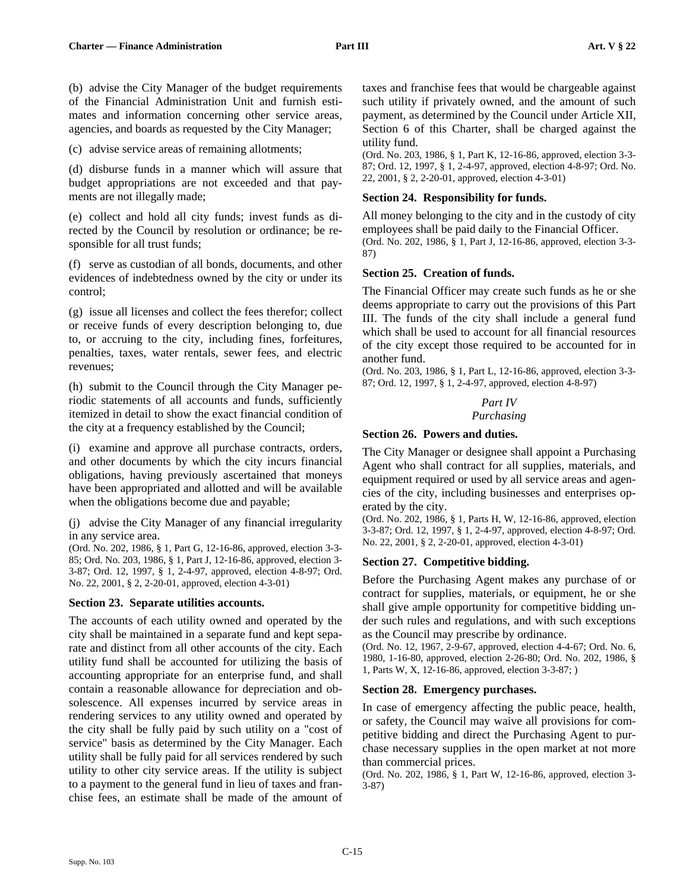(b) advise the City Manager of the budget requirements of the Financial Administration Unit and furnish estimates and information concerning other service areas, agencies, and boards as requested by the City Manager;

(c) advise service areas of remaining allotments;

(d) disburse funds in a manner which will assure that budget appropriations are not exceeded and that payments are not illegally made;

(e) collect and hold all city funds; invest funds as directed by the Council by resolution or ordinance; be responsible for all trust funds;

(f) serve as custodian of all bonds, documents, and other evidences of indebtedness owned by the city or under its control;

(g) issue all licenses and collect the fees therefor; collect or receive funds of every description belonging to, due to, or accruing to the city, including fines, forfeitures, penalties, taxes, water rentals, sewer fees, and electric revenues;

(h) submit to the Council through the City Manager periodic statements of all accounts and funds, sufficiently itemized in detail to show the exact financial condition of the city at a frequency established by the Council;

(i) examine and approve all purchase contracts, orders, and other documents by which the city incurs financial obligations, having previously ascertained that moneys have been appropriated and allotted and will be available when the obligations become due and payable;

(j) advise the City Manager of any financial irregularity in any service area.

(Ord. No. 202, 1986, § 1, Part G, 12-16-86, approved, election 3-3-85; Ord. No. 203, 1986, § 1, Part J, 12-16-86, approved, election 3-3-87; Ord. 12, 1997, § 1, 2-4-97, approved, election 4-8-97; Ord. No. 22, 2001, § 2, 2-20-01, approved, election 4-3-01)

### Section 23. Separate utilities accounts.

The accounts of each utility owned and operated by the city shall be maintained in a separate fund and kept separate and distinct from all other accounts of the city. Each utility fund shall be accounted for utilizing the basis of accounting appropriate for an enterprise fund, and shall contain a reasonable allowance for depreciation and obsolescence. All expenses incurred by service areas in rendering services to any utility owned and operated by the city shall be fully paid by such utility on a "cost of service" basis as determined by the City Manager. Each utility shall be fully paid for all services rendered by such utility to other city service areas. If the utility is subject to a payment to the general fund in lieu of taxes and franchise fees, an estimate shall be made of the amount of taxes and franchise fees that would be chargeable against such utility if privately owned, and the amount of such payment, as determined by the Council under Article XII, Section 6 of this Charter, shall be charged against the utility fund.

(Ord. No. 203, 1986, § 1, Part K, 12-16-86, approved, election 3-3-87; Ord. 12, 1997, § 1, 2-4-97, approved, election 4-8-97; Ord. No. 22, 2001, § 2, 2-20-01, approved, election 4-3-01)

### Section 24. Responsibility for funds.

All money belonging to the city and in the custody of city employees shall be paid daily to the Financial Officer.

(Ord. No. 202, 1986, § 1, Part J, 12-16-86, approved, election 3-3-87)

### Section 25. Creation of funds.

The Financial Officer may create such funds as he or she deems appropriate to carry out the provisions of this Part III. The funds of the city shall include a general fund which shall be used to account for all financial resources of the city except those required to be accounted for in another fund.

(Ord. No. 203, 1986, § 1, Part L, 12-16-86, approved, election 3-3-87; Ord. 12, 1997, § 1, 2-4-97, approved, election 4-8-97)

## *Part IV*
## *Purchasing*

### Section 26. Powers and duties.

The City Manager or designee shall appoint a Purchasing Agent who shall contract for all supplies, materials, and equipment required or used by all service areas and agencies of the city, including businesses and enterprises operated by the city.

(Ord. No. 202, 1986, § 1, Parts H, W, 12-16-86, approved, election 3-3-87; Ord. 12, 1997, § 1, 2-4-97, approved, election 4-8-97; Ord. No. 22, 2001, § 2, 2-20-01, approved, election 4-3-01)

### Section 27. Competitive bidding.

Before the Purchasing Agent makes any purchase of or contract for supplies, materials, or equipment, he or she shall give ample opportunity for competitive bidding under such rules and regulations, and with such exceptions as the Council may prescribe by ordinance.

(Ord. No. 12, 1967, 2-9-67, approved, election 4-4-67; Ord. No. 6, 1980, 1-16-80, approved, election 2-26-80; Ord. No. 202, 1986, § 1, Parts W, X, 12-16-86, approved, election 3-3-87; )

### Section 28. Emergency purchases.

In case of emergency affecting the public peace, health, or safety, the Council may waive all provisions for competitive bidding and direct the Purchasing Agent to purchase necessary supplies in the open market at not more than commercial prices.

(Ord. No. 202, 1986, § 1, Part W, 12-16-86, approved, election 3-3-87)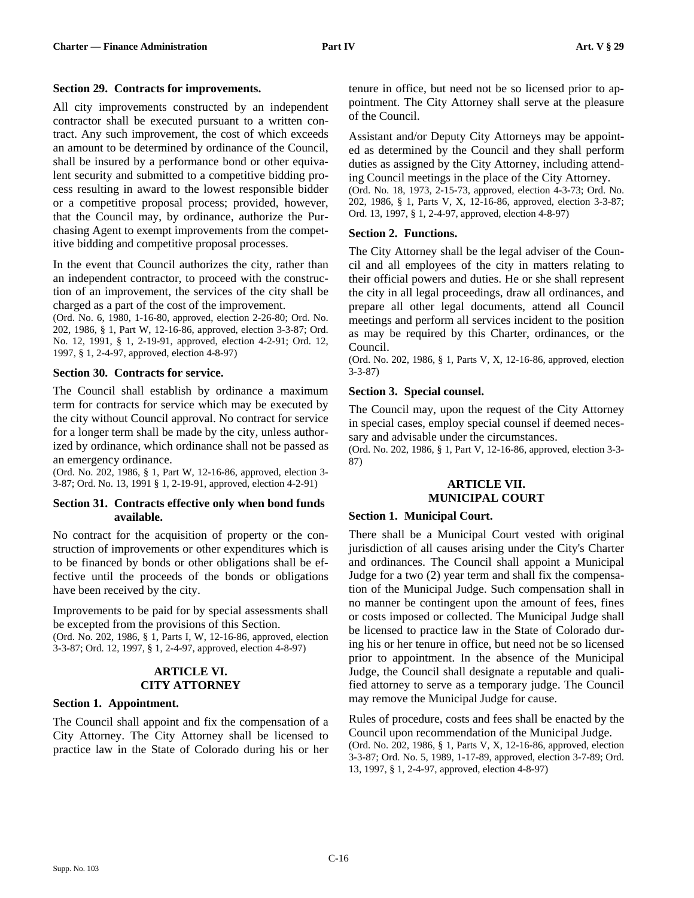### Section 29. Contracts for improvements.

All city improvements constructed by an independent contractor shall be executed pursuant to a written contract. Any such improvement, the cost of which exceeds an amount to be determined by ordinance of the Council, shall be insured by a performance bond or other equivalent security and submitted to a competitive bidding process resulting in award to the lowest responsible bidder or a competitive proposal process; provided, however, that the Council may, by ordinance, authorize the Purchasing Agent to exempt improvements from the competitive bidding and competitive proposal processes.

In the event that Council authorizes the city, rather than an independent contractor, to proceed with the construction of an improvement, the services of the city shall be charged as a part of the cost of the improvement.

(Ord. No. 6, 1980, 1-16-80, approved, election 2-26-80; Ord. No. 202, 1986, § 1, Part W, 12-16-86, approved, election 3-3-87; Ord. No. 12, 1991, § 1, 2-19-91, approved, election 4-2-91; Ord. 12, 1997, § 1, 2-4-97, approved, election 4-8-97)

### Section 30. Contracts for service.

The Council shall establish by ordinance a maximum term for contracts for service which may be executed by the city without Council approval. No contract for service for a longer term shall be made by the city, unless authorized by ordinance, which ordinance shall not be passed as an emergency ordinance.

(Ord. No. 202, 1986, § 1, Part W, 12-16-86, approved, election 3-3-87; Ord. No. 13, 1991 § 1, 2-19-91, approved, election 4-2-91)

### Section 31. Contracts effective only when bond funds available.

No contract for the acquisition of property or the construction of improvements or other expenditures which is to be financed by bonds or other obligations shall be effective until the proceeds of the bonds or obligations have been received by the city.

Improvements to be paid for by special assessments shall be excepted from the provisions of this Section.

(Ord. No. 202, 1986, § 1, Parts I, W, 12-16-86, approved, election 3-3-87; Ord. 12, 1997, § 1, 2-4-97, approved, election 4-8-97)

## ARTICLE VI. CITY ATTORNEY

### Section 1. Appointment.

The Council shall appoint and fix the compensation of a City Attorney. The City Attorney shall be licensed to practice law in the State of Colorado during his or her tenure in office, but need not be so licensed prior to appointment. The City Attorney shall serve at the pleasure of the Council.

Assistant and/or Deputy City Attorneys may be appointed as determined by the Council and they shall perform duties as assigned by the City Attorney, including attending Council meetings in the place of the City Attorney.

(Ord. No. 18, 1973, 2-15-73, approved, election 4-3-73; Ord. No. 202, 1986, § 1, Parts V, X, 12-16-86, approved, election 3-3-87; Ord. 13, 1997, § 1, 2-4-97, approved, election 4-8-97)

### Section 2. Functions.

The City Attorney shall be the legal adviser of the Council and all employees of the city in matters relating to their official powers and duties. He or she shall represent the city in all legal proceedings, draw all ordinances, and prepare all other legal documents, attend all Council meetings and perform all services incident to the position as may be required by this Charter, ordinances, or the Council.

(Ord. No. 202, 1986, § 1, Parts V, X, 12-16-86, approved, election 3-3-87)

### Section 3. Special counsel.

The Council may, upon the request of the City Attorney in special cases, employ special counsel if deemed necessary and advisable under the circumstances.

(Ord. No. 202, 1986, § 1, Part V, 12-16-86, approved, election 3-3-87)

## ARTICLE VII. MUNICIPAL COURT

### Section 1. Municipal Court.

There shall be a Municipal Court vested with original jurisdiction of all causes arising under the City's Charter and ordinances. The Council shall appoint a Municipal Judge for a two (2) year term and shall fix the compensation of the Municipal Judge. Such compensation shall in no manner be contingent upon the amount of fees, fines or costs imposed or collected. The Municipal Judge shall be licensed to practice law in the State of Colorado during his or her tenure in office, but need not be so licensed prior to appointment. In the absence of the Municipal Judge, the Council shall designate a reputable and qualified attorney to serve as a temporary judge. The Council may remove the Municipal Judge for cause.

Rules of procedure, costs and fees shall be enacted by the Council upon recommendation of the Municipal Judge.

(Ord. No. 202, 1986, § 1, Parts V, X, 12-16-86, approved, election 3-3-87; Ord. No. 5, 1989, 1-17-89, approved, election 3-7-89; Ord. 13, 1997, § 1, 2-4-97, approved, election 4-8-97)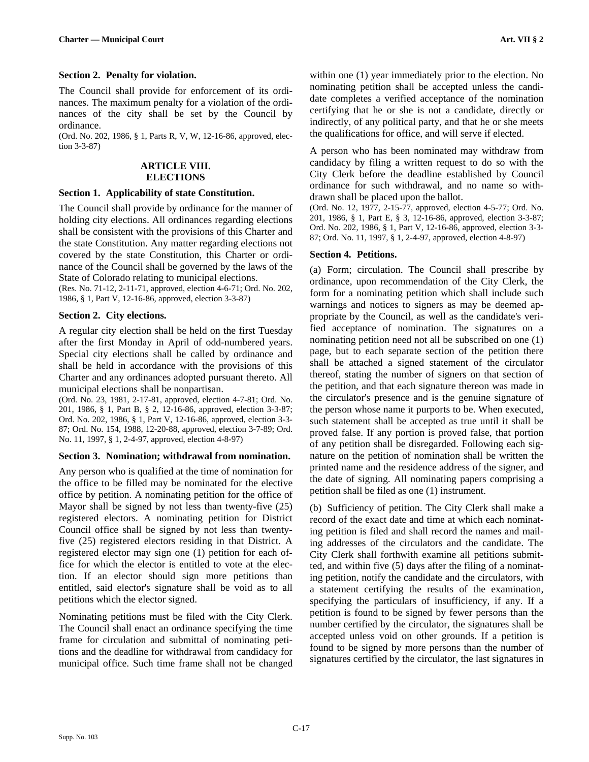### Section 2. Penalty for violation.

The Council shall provide for enforcement of its ordinances. The maximum penalty for a violation of the ordinances of the city shall be set by the Council by ordinance.

(Ord. No. 202, 1986, § 1, Parts R, V, W, 12-16-86, approved, election 3-3-87)

## ARTICLE VIII. ELECTIONS

### Section 1. Applicability of state Constitution.

The Council shall provide by ordinance for the manner of holding city elections. All ordinances regarding elections shall be consistent with the provisions of this Charter and the state Constitution. Any matter regarding elections not covered by the state Constitution, this Charter or ordinance of the Council shall be governed by the laws of the State of Colorado relating to municipal elections.

(Res. No. 71-12, 2-11-71, approved, election 4-6-71; Ord. No. 202, 1986, § 1, Part V, 12-16-86, approved, election 3-3-87)

### Section 2. City elections.

A regular city election shall be held on the first Tuesday after the first Monday in April of odd-numbered years. Special city elections shall be called by ordinance and shall be held in accordance with the provisions of this Charter and any ordinances adopted pursuant thereto. All municipal elections shall be nonpartisan.

(Ord. No. 23, 1981, 2-17-81, approved, election 4-7-81; Ord. No. 201, 1986, § 1, Part B, § 2, 12-16-86, approved, election 3-3-87; Ord. No. 202, 1986, § 1, Part V, 12-16-86, approved, election 3-3-87; Ord. No. 154, 1988, 12-20-88, approved, election 3-7-89; Ord. No. 11, 1997, § 1, 2-4-97, approved, election 4-8-97)

### Section 3. Nomination; withdrawal from nomination.

Any person who is qualified at the time of nomination for the office to be filled may be nominated for the elective office by petition. A nominating petition for the office of Mayor shall be signed by not less than twenty-five (25) registered electors. A nominating petition for District Council office shall be signed by not less than twenty-five (25) registered electors residing in that District. A registered elector may sign one (1) petition for each office for which the elector is entitled to vote at the election. If an elector should sign more petitions than entitled, said elector's signature shall be void as to all petitions which the elector signed.

Nominating petitions must be filed with the City Clerk. The Council shall enact an ordinance specifying the time frame for circulation and submittal of nominating petitions and the deadline for withdrawal from candidacy for municipal office. Such time frame shall not be changed within one (1) year immediately prior to the election. No nominating petition shall be accepted unless the candidate completes a verified acceptance of the nomination certifying that he or she is not a candidate, directly or indirectly, of any political party, and that he or she meets the qualifications for office, and will serve if elected.

A person who has been nominated may withdraw from candidacy by filing a written request to do so with the City Clerk before the deadline established by Council ordinance for such withdrawal, and no name so withdrawn shall be placed upon the ballot.

(Ord. No. 12, 1977, 2-15-77, approved, election 4-5-77; Ord. No. 201, 1986, § 1, Part E, § 3, 12-16-86, approved, election 3-3-87; Ord. No. 202, 1986, § 1, Part V, 12-16-86, approved, election 3-3-87; Ord. No. 11, 1997, § 1, 2-4-97, approved, election 4-8-97)

### Section 4. Petitions.

(a) Form; circulation. The Council shall prescribe by ordinance, upon recommendation of the City Clerk, the form for a nominating petition which shall include such warnings and notices to signers as may be deemed appropriate by the Council, as well as the candidate's verified acceptance of nomination. The signatures on a nominating petition need not all be subscribed on one (1) page, but to each separate section of the petition there shall be attached a signed statement of the circulator thereof, stating the number of signers on that section of the petition, and that each signature thereon was made in the circulator's presence and is the genuine signature of the person whose name it purports to be. When executed, such statement shall be accepted as true until it shall be proved false. If any portion is proved false, that portion of any petition shall be disregarded. Following each signature on the petition of nomination shall be written the printed name and the residence address of the signer, and the date of signing. All nominating papers comprising a petition shall be filed as one (1) instrument.

(b) Sufficiency of petition. The City Clerk shall make a record of the exact date and time at which each nominating petition is filed and shall record the names and mailing addresses of the circulators and the candidate. The City Clerk shall forthwith examine all petitions submitted, and within five (5) days after the filing of a nominating petition, notify the candidate and the circulators, with a statement certifying the results of the examination, specifying the particulars of insufficiency, if any. If a petition is found to be signed by fewer persons than the number certified by the circulator, the signatures shall be accepted unless void on other grounds. If a petition is found to be signed by more persons than the number of signatures certified by the circulator, the last signatures in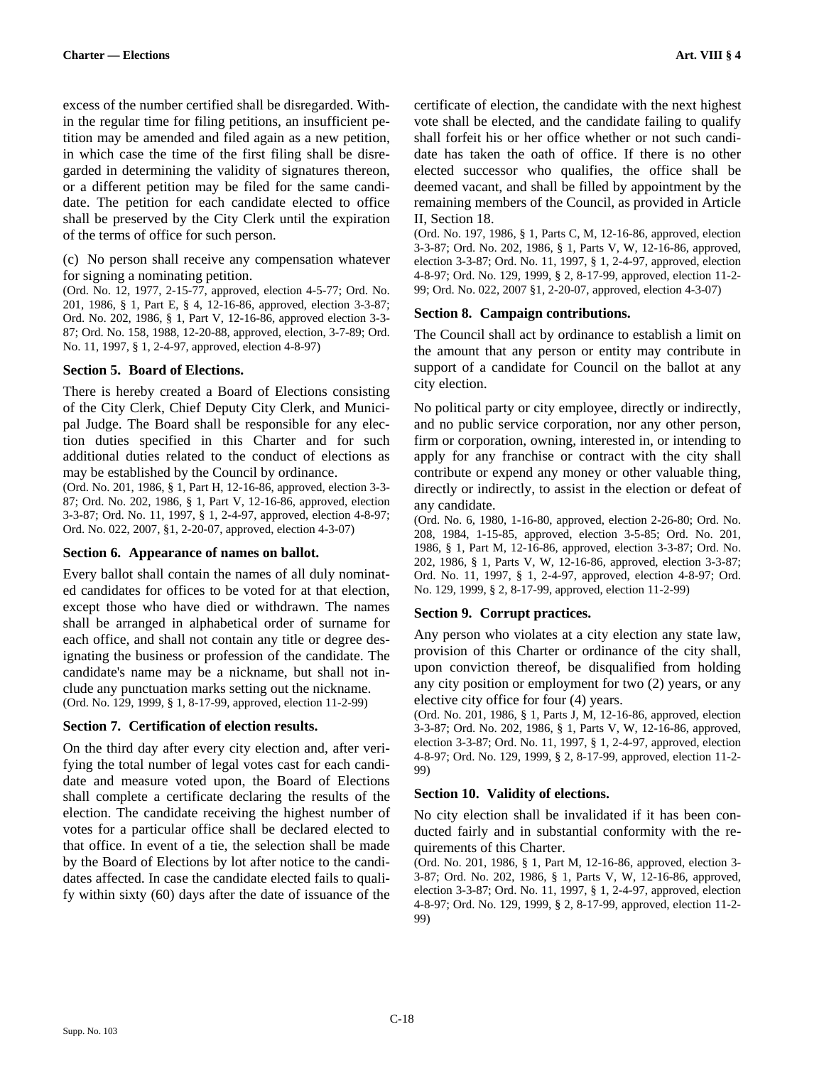excess of the number certified shall be disregarded. Within the regular time for filing petitions, an insufficient petition may be amended and filed again as a new petition, in which case the time of the first filing shall be disregarded in determining the validity of signatures thereon, or a different petition may be filed for the same candidate. The petition for each candidate elected to office shall be preserved by the City Clerk until the expiration of the terms of office for such person.

(c) No person shall receive any compensation whatever for signing a nominating petition.

(Ord. No. 12, 1977, 2-15-77, approved, election 4-5-77; Ord. No. 201, 1986, § 1, Part E, § 4, 12-16-86, approved, election 3-3-87; Ord. No. 202, 1986, § 1, Part V, 12-16-86, approved election 3-3-87; Ord. No. 158, 1988, 12-20-88, approved, election, 3-7-89; Ord. No. 11, 1997, § 1, 2-4-97, approved, election 4-8-97)

### Section 5. Board of Elections.

There is hereby created a Board of Elections consisting of the City Clerk, Chief Deputy City Clerk, and Municipal Judge. The Board shall be responsible for any election duties specified in this Charter and for such additional duties related to the conduct of elections as may be established by the Council by ordinance.

(Ord. No. 201, 1986, § 1, Part H, 12-16-86, approved, election 3-3-87; Ord. No. 202, 1986, § 1, Part V, 12-16-86, approved, election 3-3-87; Ord. No. 11, 1997, § 1, 2-4-97, approved, election 4-8-97; Ord. No. 022, 2007, §1, 2-20-07, approved, election 4-3-07)

### Section 6. Appearance of names on ballot.

Every ballot shall contain the names of all duly nominated candidates for offices to be voted for at that election, except those who have died or withdrawn. The names shall be arranged in alphabetical order of surname for each office, and shall not contain any title or degree designating the business or profession of the candidate. The candidate's name may be a nickname, but shall not include any punctuation marks setting out the nickname.

(Ord. No. 129, 1999, § 1, 8-17-99, approved, election 11-2-99)

### Section 7. Certification of election results.

On the third day after every city election and, after verifying the total number of legal votes cast for each candidate and measure voted upon, the Board of Elections shall complete a certificate declaring the results of the election. The candidate receiving the highest number of votes for a particular office shall be declared elected to that office. In event of a tie, the selection shall be made by the Board of Elections by lot after notice to the candidates affected. In case the candidate elected fails to qualify within sixty (60) days after the date of issuance of the certificate of election, the candidate with the next highest vote shall be elected, and the candidate failing to qualify shall forfeit his or her office whether or not such candidate has taken the oath of office. If there is no other elected successor who qualifies, the office shall be deemed vacant, and shall be filled by appointment by the remaining members of the Council, as provided in Article II, Section 18.

(Ord. No. 197, 1986, § 1, Parts C, M, 12-16-86, approved, election 3-3-87; Ord. No. 202, 1986, § 1, Parts V, W, 12-16-86, approved, election 3-3-87; Ord. No. 11, 1997, § 1, 2-4-97, approved, election 4-8-97; Ord. No. 129, 1999, § 2, 8-17-99, approved, election 11-2-99; Ord. No. 022, 2007 §1, 2-20-07, approved, election 4-3-07)

### Section 8. Campaign contributions.

The Council shall act by ordinance to establish a limit on the amount that any person or entity may contribute in support of a candidate for Council on the ballot at any city election.

No political party or city employee, directly or indirectly, and no public service corporation, nor any other person, firm or corporation, owning, interested in, or intending to apply for any franchise or contract with the city shall contribute or expend any money or other valuable thing, directly or indirectly, to assist in the election or defeat of any candidate.

(Ord. No. 6, 1980, 1-16-80, approved, election 2-26-80; Ord. No. 208, 1984, 1-15-85, approved, election 3-5-85; Ord. No. 201, 1986, § 1, Part M, 12-16-86, approved, election 3-3-87; Ord. No. 202, 1986, § 1, Parts V, W, 12-16-86, approved, election 3-3-87; Ord. No. 11, 1997, § 1, 2-4-97, approved, election 4-8-97; Ord. No. 129, 1999, § 2, 8-17-99, approved, election 11-2-99)

### Section 9. Corrupt practices.

Any person who violates at a city election any state law, provision of this Charter or ordinance of the city shall, upon conviction thereof, be disqualified from holding any city position or employment for two (2) years, or any elective city office for four (4) years.

(Ord. No. 201, 1986, § 1, Parts J, M, 12-16-86, approved, election 3-3-87; Ord. No. 202, 1986, § 1, Parts V, W, 12-16-86, approved, election 3-3-87; Ord. No. 11, 1997, § 1, 2-4-97, approved, election 4-8-97; Ord. No. 129, 1999, § 2, 8-17-99, approved, election 11-2-99)

### Section 10. Validity of elections.

No city election shall be invalidated if it has been conducted fairly and in substantial conformity with the requirements of this Charter.

(Ord. No. 201, 1986, § 1, Part M, 12-16-86, approved, election 3-3-87; Ord. No. 202, 1986, § 1, Parts V, W, 12-16-86, approved, election 3-3-87; Ord. No. 11, 1997, § 1, 2-4-97, approved, election 4-8-97; Ord. No. 129, 1999, § 2, 8-17-99, approved, election 11-2-99)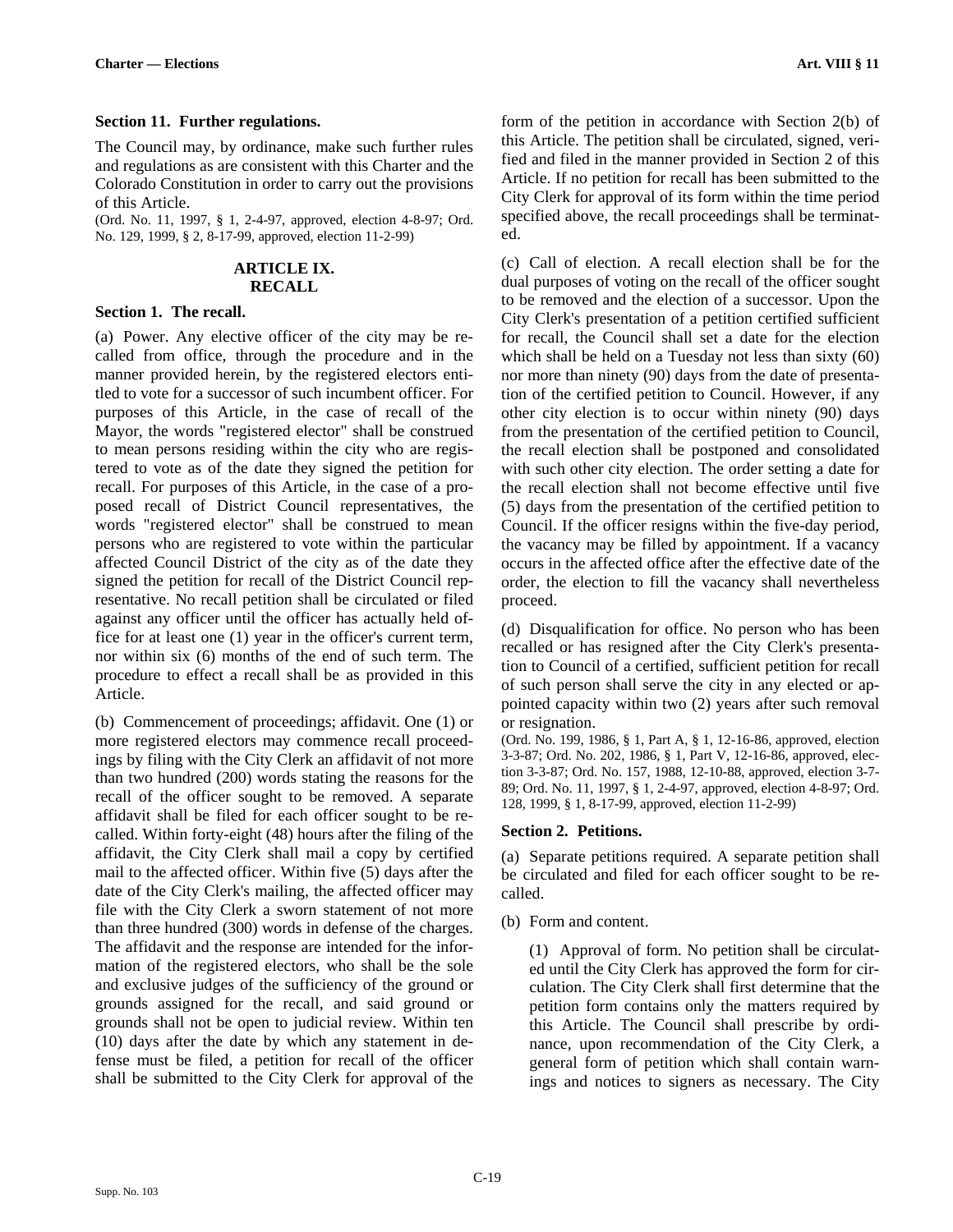### Section 11. Further regulations.

The Council may, by ordinance, make such further rules and regulations as are consistent with this Charter and the Colorado Constitution in order to carry out the provisions of this Article.

(Ord. No. 11, 1997, § 1, 2-4-97, approved, election 4-8-97; Ord. No. 129, 1999, § 2, 8-17-99, approved, election 11-2-99)

## ARTICLE IX. RECALL

### Section 1. The recall.

(a) Power. Any elective officer of the city may be recalled from office, through the procedure and in the manner provided herein, by the registered electors entitled to vote for a successor of such incumbent officer. For purposes of this Article, in the case of recall of the Mayor, the words "registered elector" shall be construed to mean persons residing within the city who are registered to vote as of the date they signed the petition for recall. For purposes of this Article, in the case of a proposed recall of District Council representatives, the words "registered elector" shall be construed to mean persons who are registered to vote within the particular affected Council District of the city as of the date they signed the petition for recall of the District Council representative. No recall petition shall be circulated or filed against any officer until the officer has actually held office for at least one (1) year in the officer's current term, nor within six (6) months of the end of such term. The procedure to effect a recall shall be as provided in this Article.

(b) Commencement of proceedings; affidavit. One (1) or more registered electors may commence recall proceedings by filing with the City Clerk an affidavit of not more than two hundred (200) words stating the reasons for the recall of the officer sought to be removed. A separate affidavit shall be filed for each officer sought to be recalled. Within forty-eight (48) hours after the filing of the affidavit, the City Clerk shall mail a copy by certified mail to the affected officer. Within five (5) days after the date of the City Clerk's mailing, the affected officer may file with the City Clerk a sworn statement of not more than three hundred (300) words in defense of the charges. The affidavit and the response are intended for the information of the registered electors, who shall be the sole and exclusive judges of the sufficiency of the ground or grounds assigned for the recall, and said ground or grounds shall not be open to judicial review. Within ten (10) days after the date by which any statement in defense must be filed, a petition for recall of the officer shall be submitted to the City Clerk for approval of the form of the petition in accordance with Section 2(b) of this Article. The petition shall be circulated, signed, verified and filed in the manner provided in Section 2 of this Article. If no petition for recall has been submitted to the City Clerk for approval of its form within the time period specified above, the recall proceedings shall be terminated.

(c) Call of election. A recall election shall be for the dual purposes of voting on the recall of the officer sought to be removed and the election of a successor. Upon the City Clerk's presentation of a petition certified sufficient for recall, the Council shall set a date for the election which shall be held on a Tuesday not less than sixty (60) nor more than ninety (90) days from the date of presentation of the certified petition to Council. However, if any other city election is to occur within ninety (90) days from the presentation of the certified petition to Council, the recall election shall be postponed and consolidated with such other city election. The order setting a date for the recall election shall not become effective until five (5) days from the presentation of the certified petition to Council. If the officer resigns within the five-day period, the vacancy may be filled by appointment. If a vacancy occurs in the affected office after the effective date of the order, the election to fill the vacancy shall nevertheless proceed.

(d) Disqualification for office. No person who has been recalled or has resigned after the City Clerk's presentation to Council of a certified, sufficient petition for recall of such person shall serve the city in any elected or appointed capacity within two (2) years after such removal or resignation.

(Ord. No. 199, 1986, § 1, Part A, § 1, 12-16-86, approved, election 3-3-87; Ord. No. 202, 1986, § 1, Part V, 12-16-86, approved, election 3-3-87; Ord. No. 157, 1988, 12-10-88, approved, election 3-7-89; Ord. No. 11, 1997, § 1, 2-4-97, approved, election 4-8-97; Ord. 128, 1999, § 1, 8-17-99, approved, election 11-2-99)

### Section 2. Petitions.

(a) Separate petitions required. A separate petition shall be circulated and filed for each officer sought to be recalled.

(b) Form and content.

(1) Approval of form. No petition shall be circulated until the City Clerk has approved the form for circulation. The City Clerk shall first determine that the petition form contains only the matters required by this Article. The Council shall prescribe by ordinance, upon recommendation of the City Clerk, a general form of petition which shall contain warnings and notices to signers as necessary. The City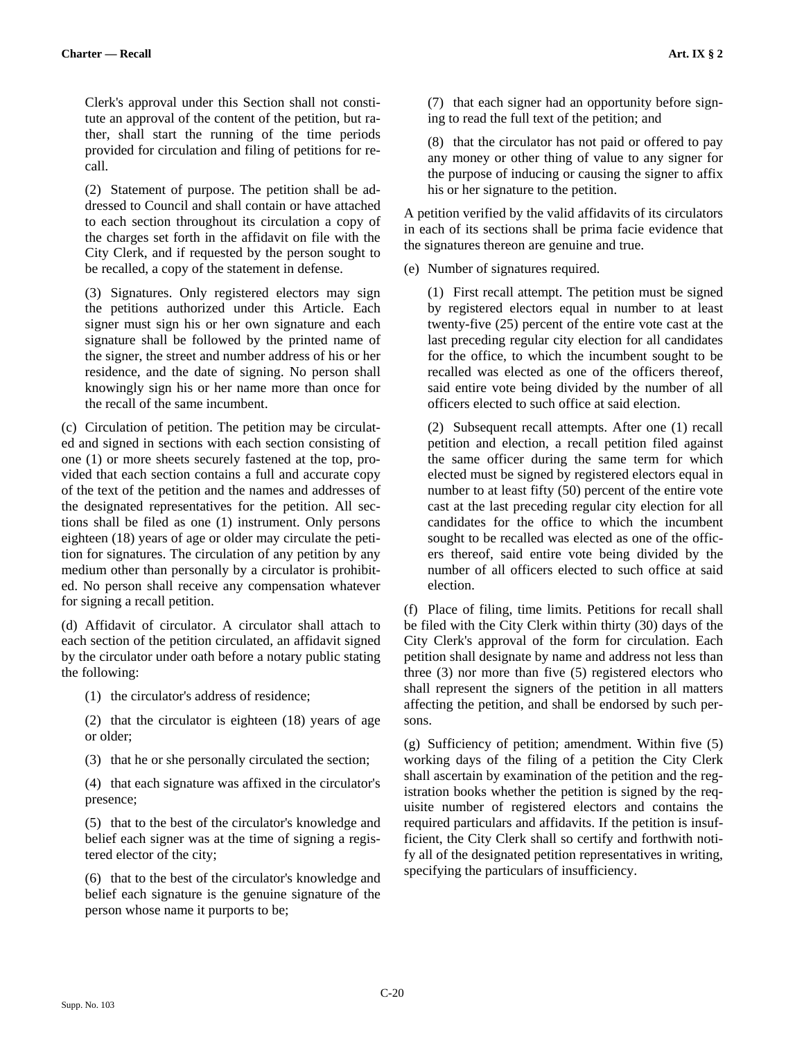Clerk's approval under this Section shall not constitute an approval of the content of the petition, but rather, shall start the running of the time periods provided for circulation and filing of petitions for recall.

(2) Statement of purpose. The petition shall be addressed to Council and shall contain or have attached to each section throughout its circulation a copy of the charges set forth in the affidavit on file with the City Clerk, and if requested by the person sought to be recalled, a copy of the statement in defense.

(3) Signatures. Only registered electors may sign the petitions authorized under this Article. Each signer must sign his or her own signature and each signature shall be followed by the printed name of the signer, the street and number address of his or her residence, and the date of signing. No person shall knowingly sign his or her name more than once for the recall of the same incumbent.

(c) Circulation of petition. The petition may be circulated and signed in sections with each section consisting of one (1) or more sheets securely fastened at the top, provided that each section contains a full and accurate copy of the text of the petition and the names and addresses of the designated representatives for the petition. All sections shall be filed as one (1) instrument. Only persons eighteen (18) years of age or older may circulate the petition for signatures. The circulation of any petition by any medium other than personally by a circulator is prohibited. No person shall receive any compensation whatever for signing a recall petition.

(d) Affidavit of circulator. A circulator shall attach to each section of the petition circulated, an affidavit signed by the circulator under oath before a notary public stating the following:

(1) the circulator's address of residence;

(2) that the circulator is eighteen (18) years of age or older;

(3) that he or she personally circulated the section;

(4) that each signature was affixed in the circulator's presence;

(5) that to the best of the circulator's knowledge and belief each signer was at the time of signing a registered elector of the city;

(6) that to the best of the circulator's knowledge and belief each signature is the genuine signature of the person whose name it purports to be;

(7) that each signer had an opportunity before signing to read the full text of the petition; and

(8) that the circulator has not paid or offered to pay any money or other thing of value to any signer for the purpose of inducing or causing the signer to affix his or her signature to the petition.

A petition verified by the valid affidavits of its circulators in each of its sections shall be prima facie evidence that the signatures thereon are genuine and true.

(e) Number of signatures required.

(1) First recall attempt. The petition must be signed by registered electors equal in number to at least twenty-five (25) percent of the entire vote cast at the last preceding regular city election for all candidates for the office, to which the incumbent sought to be recalled was elected as one of the officers thereof, said entire vote being divided by the number of all officers elected to such office at said election.

(2) Subsequent recall attempts. After one (1) recall petition and election, a recall petition filed against the same officer during the same term for which elected must be signed by registered electors equal in number to at least fifty (50) percent of the entire vote cast at the last preceding regular city election for all candidates for the office to which the incumbent sought to be recalled was elected as one of the officers thereof, said entire vote being divided by the number of all officers elected to such office at said election.

(f) Place of filing, time limits. Petitions for recall shall be filed with the City Clerk within thirty (30) days of the City Clerk's approval of the form for circulation. Each petition shall designate by name and address not less than three (3) nor more than five (5) registered electors who shall represent the signers of the petition in all matters affecting the petition, and shall be endorsed by such persons.

(g) Sufficiency of petition; amendment. Within five (5) working days of the filing of a petition the City Clerk shall ascertain by examination of the petition and the registration books whether the petition is signed by the requisite number of registered electors and contains the required particulars and affidavits. If the petition is insufficient, the City Clerk shall so certify and forthwith notify all of the designated petition representatives in writing, specifying the particulars of insufficiency.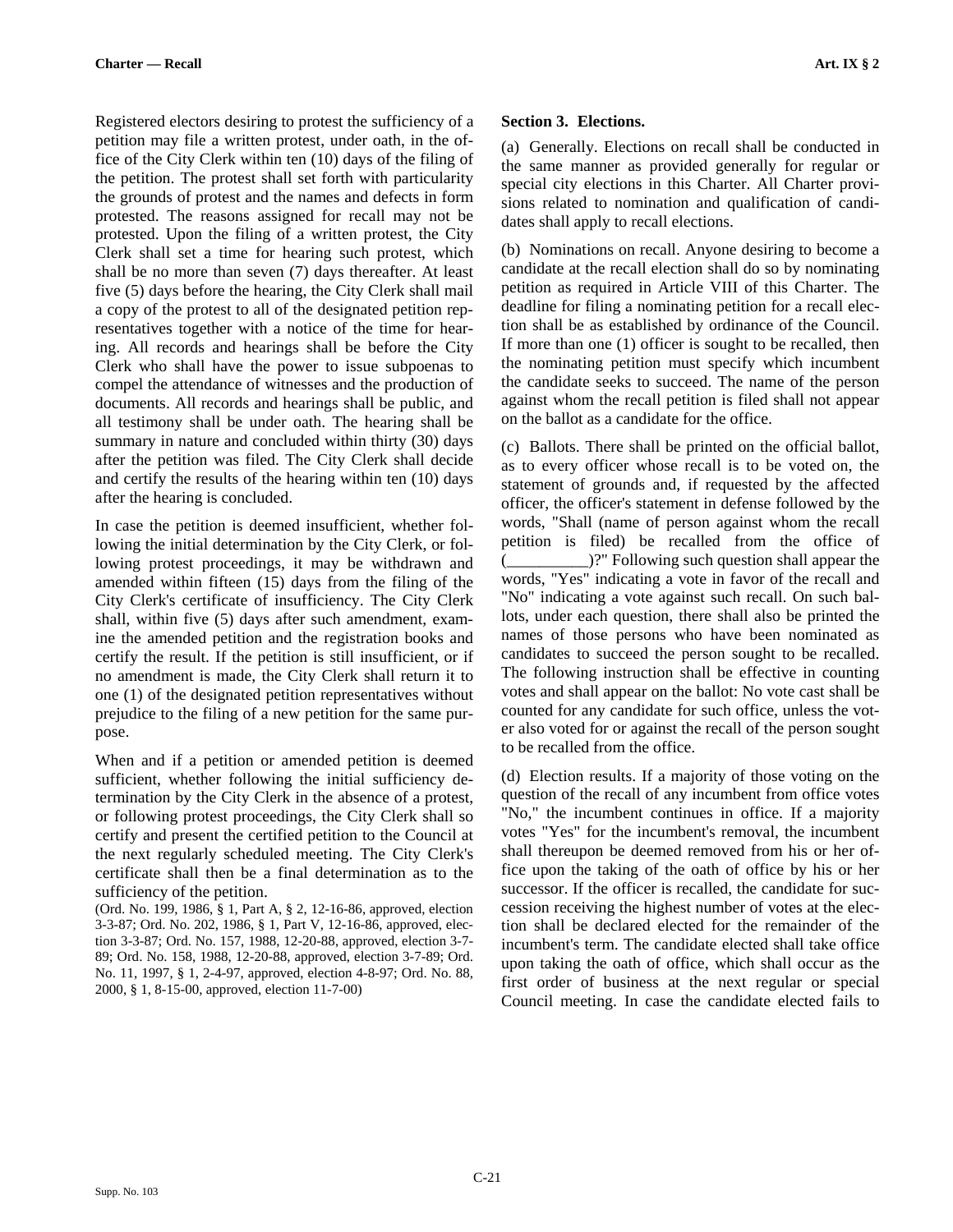Registered electors desiring to protest the sufficiency of a petition may file a written protest, under oath, in the office of the City Clerk within ten (10) days of the filing of the petition. The protest shall set forth with particularity the grounds of protest and the names and defects in form protested. The reasons assigned for recall may not be protested. Upon the filing of a written protest, the City Clerk shall set a time for hearing such protest, which shall be no more than seven (7) days thereafter. At least five (5) days before the hearing, the City Clerk shall mail a copy of the protest to all of the designated petition representatives together with a notice of the time for hearing. All records and hearings shall be before the City Clerk who shall have the power to issue subpoenas to compel the attendance of witnesses and the production of documents. All records and hearings shall be public, and all testimony shall be under oath. The hearing shall be summary in nature and concluded within thirty (30) days after the petition was filed. The City Clerk shall decide and certify the results of the hearing within ten (10) days after the hearing is concluded.

In case the petition is deemed insufficient, whether following the initial determination by the City Clerk, or following protest proceedings, it may be withdrawn and amended within fifteen (15) days from the filing of the City Clerk's certificate of insufficiency. The City Clerk shall, within five (5) days after such amendment, examine the amended petition and the registration books and certify the result. If the petition is still insufficient, or if no amendment is made, the City Clerk shall return it to one (1) of the designated petition representatives without prejudice to the filing of a new petition for the same purpose.

When and if a petition or amended petition is deemed sufficient, whether following the initial sufficiency determination by the City Clerk in the absence of a protest, or following protest proceedings, the City Clerk shall so certify and present the certified petition to the Council at the next regularly scheduled meeting. The City Clerk's certificate shall then be a final determination as to the sufficiency of the petition.

(Ord. No. 199, 1986, § 1, Part A, § 2, 12-16-86, approved, election 3-3-87; Ord. No. 202, 1986, § 1, Part V, 12-16-86, approved, election 3-3-87; Ord. No. 157, 1988, 12-20-88, approved, election 3-7-89; Ord. No. 158, 1988, 12-20-88, approved, election 3-7-89; Ord. No. 11, 1997, § 1, 2-4-97, approved, election 4-8-97; Ord. No. 88, 2000, § 1, 8-15-00, approved, election 11-7-00)

### Section 3. Elections.

(a) Generally. Elections on recall shall be conducted in the same manner as provided generally for regular or special city elections in this Charter. All Charter provisions related to nomination and qualification of candidates shall apply to recall elections.

(b) Nominations on recall. Anyone desiring to become a candidate at the recall election shall do so by nominating petition as required in Article VIII of this Charter. The deadline for filing a nominating petition for a recall election shall be as established by ordinance of the Council. If more than one (1) officer is sought to be recalled, then the nominating petition must specify which incumbent the candidate seeks to succeed. The name of the person against whom the recall petition is filed shall not appear on the ballot as a candidate for the office.

(c) Ballots. There shall be printed on the official ballot, as to every officer whose recall is to be voted on, the statement of grounds and, if requested by the affected officer, the officer's statement in defense followed by the words, "Shall (name of person against whom the recall petition is filed) be recalled from the office of (__________)?" Following such question shall appear the words, "Yes" indicating a vote in favor of the recall and "No" indicating a vote against such recall. On such ballots, under each question, there shall also be printed the names of those persons who have been nominated as candidates to succeed the person sought to be recalled. The following instruction shall be effective in counting votes and shall appear on the ballot: No vote cast shall be counted for any candidate for such office, unless the voter also voted for or against the recall of the person sought to be recalled from the office.

(d) Election results. If a majority of those voting on the question of the recall of any incumbent from office votes "No," the incumbent continues in office. If a majority votes "Yes" for the incumbent's removal, the incumbent shall thereupon be deemed removed from his or her office upon the taking of the oath of office by his or her successor. If the officer is recalled, the candidate for succession receiving the highest number of votes at the election shall be declared elected for the remainder of the incumbent's term. The candidate elected shall take office upon taking the oath of office, which shall occur as the first order of business at the next regular or special Council meeting. In case the candidate elected fails to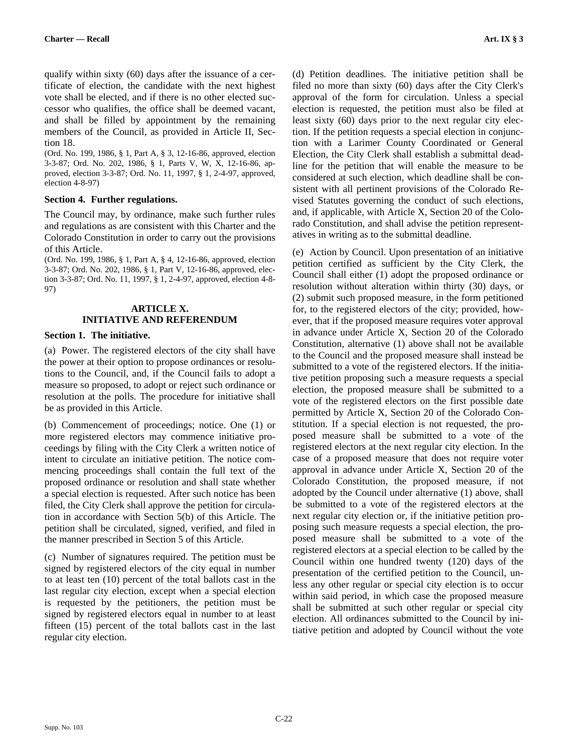qualify within sixty (60) days after the issuance of a certificate of election, the candidate with the next highest vote shall be elected, and if there is no other elected successor who qualifies, the office shall be deemed vacant, and shall be filled by appointment by the remaining members of the Council, as provided in Article II, Section 18.

(Ord. No. 199, 1986, § 1, Part A, § 3, 12-16-86, approved, election 3-3-87; Ord. No. 202, 1986, § 1, Parts V, W, X, 12-16-86, approved, election 3-3-87; Ord. No. 11, 1997, § 1, 2-4-97, approved, election 4-8-97)

### Section 4. Further regulations.

The Council may, by ordinance, make such further rules and regulations as are consistent with this Charter and the Colorado Constitution in order to carry out the provisions of this Article.

(Ord. No. 199, 1986, § 1, Part A, § 4, 12-16-86, approved, election 3-3-87; Ord. No. 202, 1986, § 1, Part V, 12-16-86, approved, election 3-3-87; Ord. No. 11, 1997, § 1, 2-4-97, approved, election 4-8-97)

## ARTICLE X. INITIATIVE AND REFERENDUM

### Section 1. The initiative.

(a) Power. The registered electors of the city shall have the power at their option to propose ordinances or resolutions to the Council, and, if the Council fails to adopt a measure so proposed, to adopt or reject such ordinance or resolution at the polls. The procedure for initiative shall be as provided in this Article.

(b) Commencement of proceedings; notice. One (1) or more registered electors may commence initiative proceedings by filing with the City Clerk a written notice of intent to circulate an initiative petition. The notice commencing proceedings shall contain the full text of the proposed ordinance or resolution and shall state whether a special election is requested. After such notice has been filed, the City Clerk shall approve the petition for circulation in accordance with Section 5(b) of this Article. The petition shall be circulated, signed, verified, and filed in the manner prescribed in Section 5 of this Article.

(c) Number of signatures required. The petition must be signed by registered electors of the city equal in number to at least ten (10) percent of the total ballots cast in the last regular city election, except when a special election is requested by the petitioners, the petition must be signed by registered electors equal in number to at least fifteen (15) percent of the total ballots cast in the last regular city election.

(d) Petition deadlines. The initiative petition shall be filed no more than sixty (60) days after the City Clerk's approval of the form for circulation. Unless a special election is requested, the petition must also be filed at least sixty (60) days prior to the next regular city election. If the petition requests a special election in conjunction with a Larimer County Coordinated or General Election, the City Clerk shall establish a submittal deadline for the petition that will enable the measure to be considered at such election, which deadline shall be consistent with all pertinent provisions of the Colorado Revised Statutes governing the conduct of such elections, and, if applicable, with Article X, Section 20 of the Colorado Constitution, and shall advise the petition representatives in writing as to the submittal deadline.

(e) Action by Council. Upon presentation of an initiative petition certified as sufficient by the City Clerk, the Council shall either (1) adopt the proposed ordinance or resolution without alteration within thirty (30) days, or (2) submit such proposed measure, in the form petitioned for, to the registered electors of the city; provided, however, that if the proposed measure requires voter approval in advance under Article X, Section 20 of the Colorado Constitution, alternative (1) above shall not be available to the Council and the proposed measure shall instead be submitted to a vote of the registered electors. If the initiative petition proposing such a measure requests a special election, the proposed measure shall be submitted to a vote of the registered electors on the first possible date permitted by Article X, Section 20 of the Colorado Constitution. If a special election is not requested, the proposed measure shall be submitted to a vote of the registered electors at the next regular city election. In the case of a proposed measure that does not require voter approval in advance under Article X, Section 20 of the Colorado Constitution, the proposed measure, if not adopted by the Council under alternative (1) above, shall be submitted to a vote of the registered electors at the next regular city election or, if the initiative petition proposing such measure requests a special election, the proposed measure shall be submitted to a vote of the registered electors at a special election to be called by the Council within one hundred twenty (120) days of the presentation of the certified petition to the Council, unless any other regular or special city election is to occur within said period, in which case the proposed measure shall be submitted at such other regular or special city election. All ordinances submitted to the Council by initiative petition and adopted by Council without the vote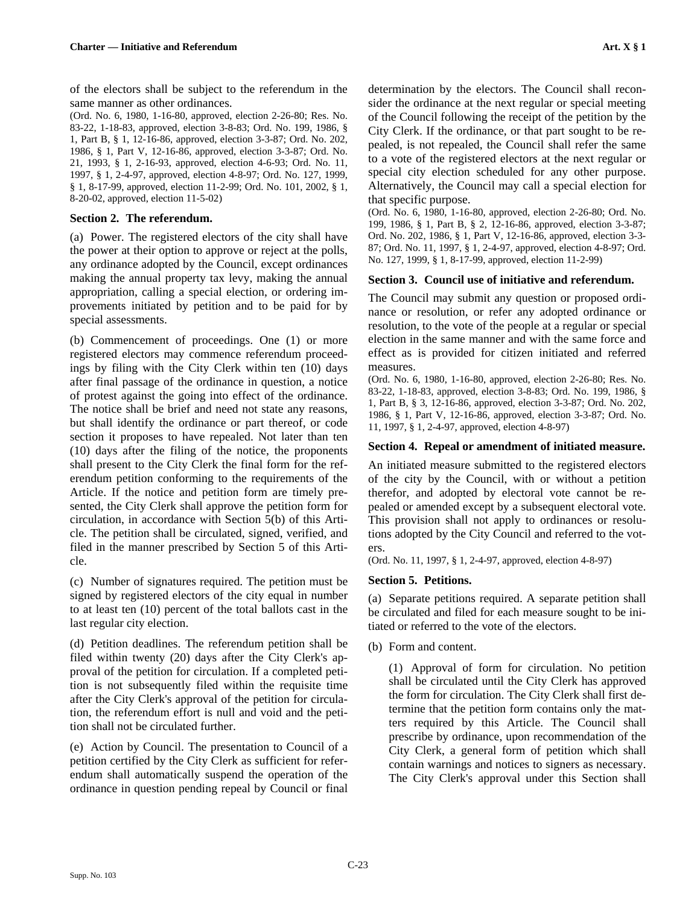of the electors shall be subject to the referendum in the same manner as other ordinances.

(Ord. No. 6, 1980, 1-16-80, approved, election 2-26-80; Res. No. 83-22, 1-18-83, approved, election 3-8-83; Ord. No. 199, 1986, § 1, Part B, § 1, 12-16-86, approved, election 3-3-87; Ord. No. 202, 1986, § 1, Part V, 12-16-86, approved, election 3-3-87; Ord. No. 21, 1993, § 1, 2-16-93, approved, election 4-6-93; Ord. No. 11, 1997, § 1, 2-4-97, approved, election 4-8-97; Ord. No. 127, 1999, § 1, 8-17-99, approved, election 11-2-99; Ord. No. 101, 2002, § 1, 8-20-02, approved, election 11-5-02)

### Section 2. The referendum.

(a) Power. The registered electors of the city shall have the power at their option to approve or reject at the polls, any ordinance adopted by the Council, except ordinances making the annual property tax levy, making the annual appropriation, calling a special election, or ordering improvements initiated by petition and to be paid for by special assessments.

(b) Commencement of proceedings. One (1) or more registered electors may commence referendum proceedings by filing with the City Clerk within ten (10) days after final passage of the ordinance in question, a notice of protest against the going into effect of the ordinance. The notice shall be brief and need not state any reasons, but shall identify the ordinance or part thereof, or code section it proposes to have repealed. Not later than ten (10) days after the filing of the notice, the proponents shall present to the City Clerk the final form for the referendum petition conforming to the requirements of the Article. If the notice and petition form are timely presented, the City Clerk shall approve the petition form for circulation, in accordance with Section 5(b) of this Article. The petition shall be circulated, signed, verified, and filed in the manner prescribed by Section 5 of this Article.

(c) Number of signatures required. The petition must be signed by registered electors of the city equal in number to at least ten (10) percent of the total ballots cast in the last regular city election.

(d) Petition deadlines. The referendum petition shall be filed within twenty (20) days after the City Clerk's approval of the petition for circulation. If a completed petition is not subsequently filed within the requisite time after the City Clerk's approval of the petition for circulation, the referendum effort is null and void and the petition shall not be circulated further.

(e) Action by Council. The presentation to Council of a petition certified by the City Clerk as sufficient for referendum shall automatically suspend the operation of the ordinance in question pending repeal by Council or final determination by the electors. The Council shall reconsider the ordinance at the next regular or special meeting of the Council following the receipt of the petition by the City Clerk. If the ordinance, or that part sought to be repealed, is not repealed, the Council shall refer the same to a vote of the registered electors at the next regular or special city election scheduled for any other purpose. Alternatively, the Council may call a special election for that specific purpose.

(Ord. No. 6, 1980, 1-16-80, approved, election 2-26-80; Ord. No. 199, 1986, § 1, Part B, § 2, 12-16-86, approved, election 3-3-87; Ord. No. 202, 1986, § 1, Part V, 12-16-86, approved, election 3-3-87; Ord. No. 11, 1997, § 1, 2-4-97, approved, election 4-8-97; Ord. No. 127, 1999, § 1, 8-17-99, approved, election 11-2-99)

### Section 3. Council use of initiative and referendum.

The Council may submit any question or proposed ordinance or resolution, or refer any adopted ordinance or resolution, to the vote of the people at a regular or special election in the same manner and with the same force and effect as is provided for citizen initiated and referred measures.

(Ord. No. 6, 1980, 1-16-80, approved, election 2-26-80; Res. No. 83-22, 1-18-83, approved, election 3-8-83; Ord. No. 199, 1986, § 1, Part B, § 3, 12-16-86, approved, election 3-3-87; Ord. No. 202, 1986, § 1, Part V, 12-16-86, approved, election 3-3-87; Ord. No. 11, 1997, § 1, 2-4-97, approved, election 4-8-97)

### Section 4. Repeal or amendment of initiated measure.

An initiated measure submitted to the registered electors of the city by the Council, with or without a petition therefor, and adopted by electoral vote cannot be repealed or amended except by a subsequent electoral vote. This provision shall not apply to ordinances or resolutions adopted by the City Council and referred to the voters.

(Ord. No. 11, 1997, § 1, 2-4-97, approved, election 4-8-97)

### Section 5. Petitions.

(a) Separate petitions required. A separate petition shall be circulated and filed for each measure sought to be initiated or referred to the vote of the electors.

(b) Form and content.

(1) Approval of form for circulation. No petition shall be circulated until the City Clerk has approved the form for circulation. The City Clerk shall first determine that the petition form contains only the matters required by this Article. The Council shall prescribe by ordinance, upon recommendation of the City Clerk, a general form of petition which shall contain warnings and notices to signers as necessary. The City Clerk's approval under this Section shall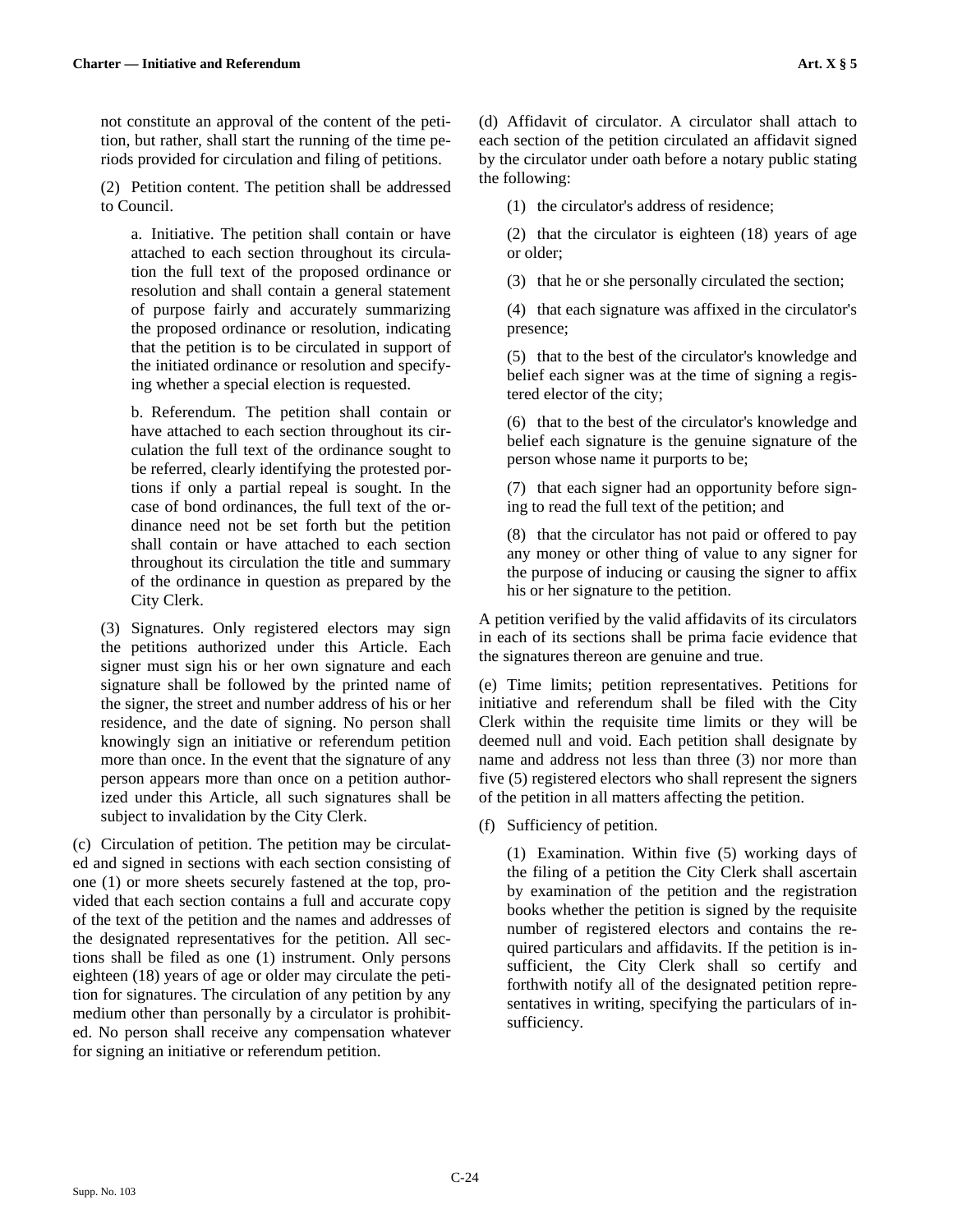not constitute an approval of the content of the petition, but rather, shall start the running of the time periods provided for circulation and filing of petitions.

(2) Petition content. The petition shall be addressed to Council.

a. Initiative. The petition shall contain or have attached to each section throughout its circulation the full text of the proposed ordinance or resolution and shall contain a general statement of purpose fairly and accurately summarizing the proposed ordinance or resolution, indicating that the petition is to be circulated in support of the initiated ordinance or resolution and specifying whether a special election is requested.

b. Referendum. The petition shall contain or have attached to each section throughout its circulation the full text of the ordinance sought to be referred, clearly identifying the protested portions if only a partial repeal is sought. In the case of bond ordinances, the full text of the ordinance need not be set forth but the petition shall contain or have attached to each section throughout its circulation the title and summary of the ordinance in question as prepared by the City Clerk.

(3) Signatures. Only registered electors may sign the petitions authorized under this Article. Each signer must sign his or her own signature and each signature shall be followed by the printed name of the signer, the street and number address of his or her residence, and the date of signing. No person shall knowingly sign an initiative or referendum petition more than once. In the event that the signature of any person appears more than once on a petition authorized under this Article, all such signatures shall be subject to invalidation by the City Clerk.

(c) Circulation of petition. The petition may be circulated and signed in sections with each section consisting of one (1) or more sheets securely fastened at the top, provided that each section contains a full and accurate copy of the text of the petition and the names and addresses of the designated representatives for the petition. All sections shall be filed as one (1) instrument. Only persons eighteen (18) years of age or older may circulate the petition for signatures. The circulation of any petition by any medium other than personally by a circulator is prohibited. No person shall receive any compensation whatever for signing an initiative or referendum petition.

(d) Affidavit of circulator. A circulator shall attach to each section of the petition circulated an affidavit signed by the circulator under oath before a notary public stating the following:

(1) the circulator's address of residence;

(2) that the circulator is eighteen (18) years of age or older;

(3) that he or she personally circulated the section;

(4) that each signature was affixed in the circulator's presence;

(5) that to the best of the circulator's knowledge and belief each signer was at the time of signing a registered elector of the city;

(6) that to the best of the circulator's knowledge and belief each signature is the genuine signature of the person whose name it purports to be;

(7) that each signer had an opportunity before signing to read the full text of the petition; and

(8) that the circulator has not paid or offered to pay any money or other thing of value to any signer for the purpose of inducing or causing the signer to affix his or her signature to the petition.

A petition verified by the valid affidavits of its circulators in each of its sections shall be prima facie evidence that the signatures thereon are genuine and true.

(e) Time limits; petition representatives. Petitions for initiative and referendum shall be filed with the City Clerk within the requisite time limits or they will be deemed null and void. Each petition shall designate by name and address not less than three (3) nor more than five (5) registered electors who shall represent the signers of the petition in all matters affecting the petition.

(f) Sufficiency of petition.

(1) Examination. Within five (5) working days of the filing of a petition the City Clerk shall ascertain by examination of the petition and the registration books whether the petition is signed by the requisite number of registered electors and contains the required particulars and affidavits. If the petition is insufficient, the City Clerk shall so certify and forthwith notify all of the designated petition representatives in writing, specifying the particulars of insufficiency.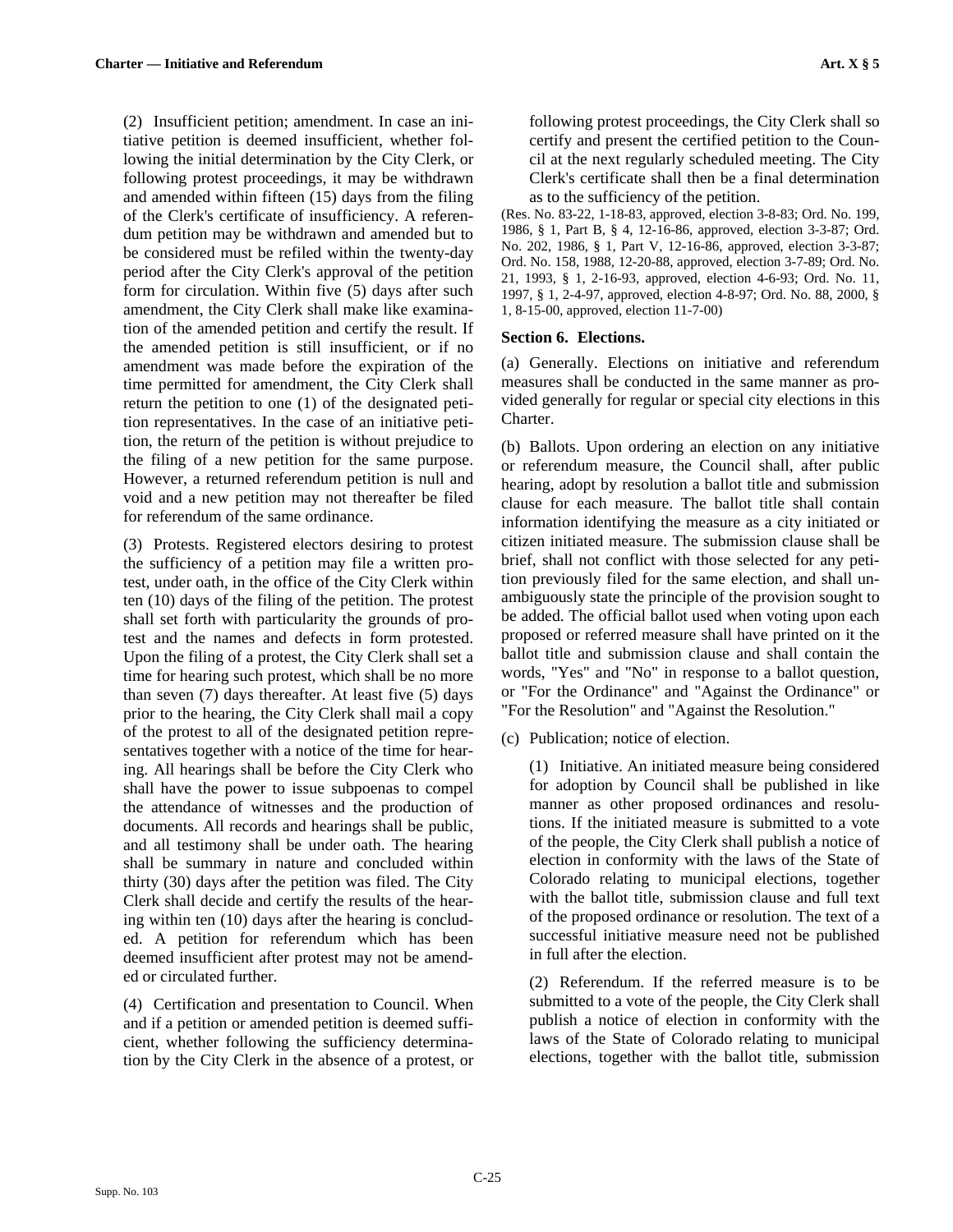(2) Insufficient petition; amendment. In case an initiative petition is deemed insufficient, whether following the initial determination by the City Clerk, or following protest proceedings, it may be withdrawn and amended within fifteen (15) days from the filing of the Clerk's certificate of insufficiency. A referendum petition may be withdrawn and amended but to be considered must be refiled within the twenty-day period after the City Clerk's approval of the petition form for circulation. Within five (5) days after such amendment, the City Clerk shall make like examination of the amended petition and certify the result. If the amended petition is still insufficient, or if no amendment was made before the expiration of the time permitted for amendment, the City Clerk shall return the petition to one (1) of the designated petition representatives. In the case of an initiative petition, the return of the petition is without prejudice to the filing of a new petition for the same purpose. However, a returned referendum petition is null and void and a new petition may not thereafter be filed for referendum of the same ordinance.

(3) Protests. Registered electors desiring to protest the sufficiency of a petition may file a written protest, under oath, in the office of the City Clerk within ten (10) days of the filing of the petition. The protest shall set forth with particularity the grounds of protest and the names and defects in form protested. Upon the filing of a protest, the City Clerk shall set a time for hearing such protest, which shall be no more than seven (7) days thereafter. At least five (5) days prior to the hearing, the City Clerk shall mail a copy of the protest to all of the designated petition representatives together with a notice of the time for hearing. All hearings shall be before the City Clerk who shall have the power to issue subpoenas to compel the attendance of witnesses and the production of documents. All records and hearings shall be public, and all testimony shall be under oath. The hearing shall be summary in nature and concluded within thirty (30) days after the petition was filed. The City Clerk shall decide and certify the results of the hearing within ten (10) days after the hearing is concluded. A petition for referendum which has been deemed insufficient after protest may not be amended or circulated further.

(4) Certification and presentation to Council. When and if a petition or amended petition is deemed sufficient, whether following the sufficiency determination by the City Clerk in the absence of a protest, or following protest proceedings, the City Clerk shall so certify and present the certified petition to the Council at the next regularly scheduled meeting. The City Clerk's certificate shall then be a final determination as to the sufficiency of the petition.

(Res. No. 83-22, 1-18-83, approved, election 3-8-83; Ord. No. 199, 1986, § 1, Part B, § 4, 12-16-86, approved, election 3-3-87; Ord. No. 202, 1986, § 1, Part V, 12-16-86, approved, election 3-3-87; Ord. No. 158, 1988, 12-20-88, approved, election 3-7-89; Ord. No. 21, 1993, § 1, 2-16-93, approved, election 4-6-93; Ord. No. 11, 1997, § 1, 2-4-97, approved, election 4-8-97; Ord. No. 88, 2000, § 1, 8-15-00, approved, election 11-7-00)

### Section 6. Elections.

(a) Generally. Elections on initiative and referendum measures shall be conducted in the same manner as provided generally for regular or special city elections in this Charter.

(b) Ballots. Upon ordering an election on any initiative or referendum measure, the Council shall, after public hearing, adopt by resolution a ballot title and submission clause for each measure. The ballot title shall contain information identifying the measure as a city initiated or citizen initiated measure. The submission clause shall be brief, shall not conflict with those selected for any petition previously filed for the same election, and shall unambiguously state the principle of the provision sought to be added. The official ballot used when voting upon each proposed or referred measure shall have printed on it the ballot title and submission clause and shall contain the words, "Yes" and "No" in response to a ballot question, or "For the Ordinance" and "Against the Ordinance" or "For the Resolution" and "Against the Resolution."

(c) Publication; notice of election.

(1) Initiative. An initiated measure being considered for adoption by Council shall be published in like manner as other proposed ordinances and resolutions. If the initiated measure is submitted to a vote of the people, the City Clerk shall publish a notice of election in conformity with the laws of the State of Colorado relating to municipal elections, together with the ballot title, submission clause and full text of the proposed ordinance or resolution. The text of a successful initiative measure need not be published in full after the election.

(2) Referendum. If the referred measure is to be submitted to a vote of the people, the City Clerk shall publish a notice of election in conformity with the laws of the State of Colorado relating to municipal elections, together with the ballot title, submission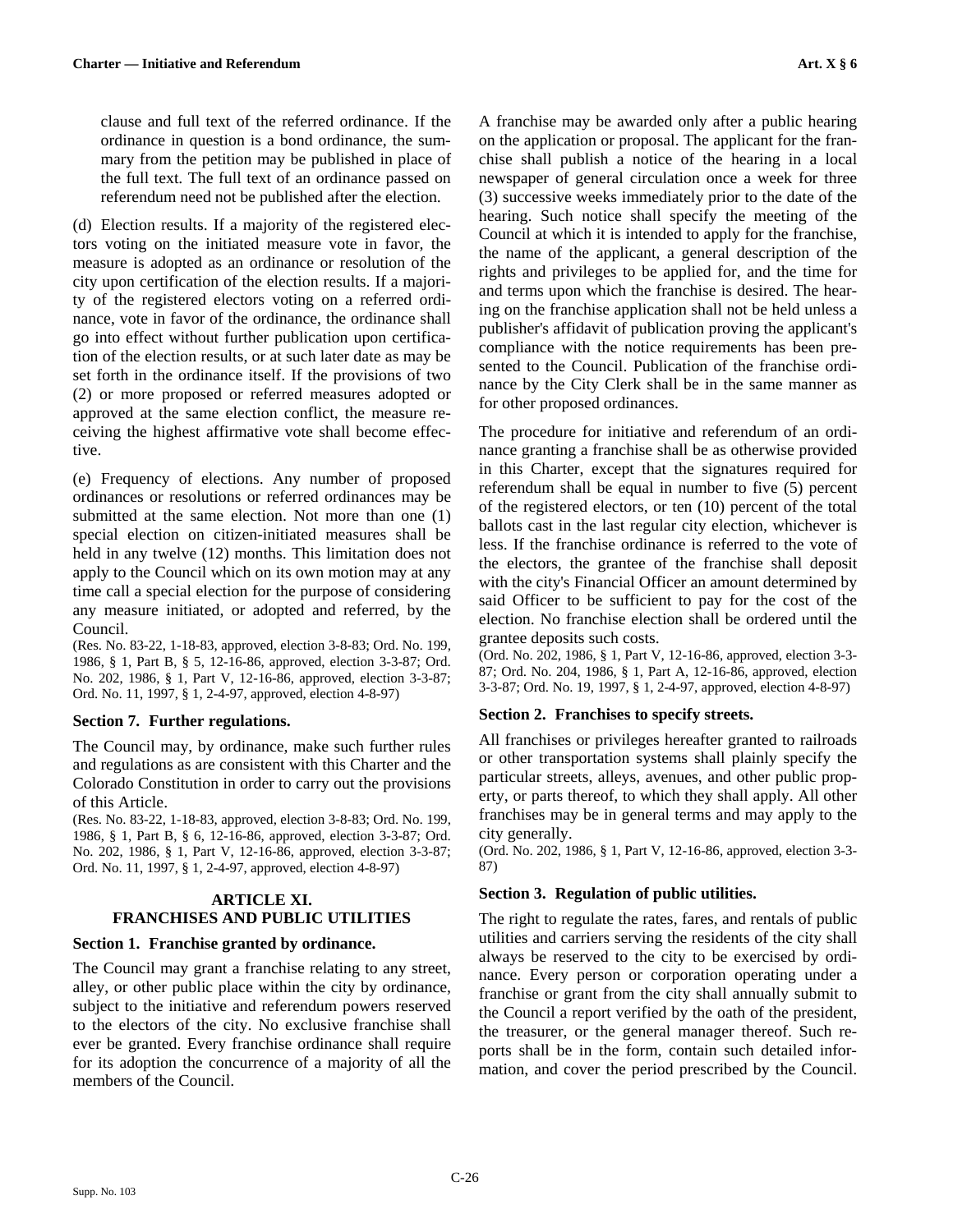clause and full text of the referred ordinance. If the ordinance in question is a bond ordinance, the summary from the petition may be published in place of the full text. The full text of an ordinance passed on referendum need not be published after the election.

(d) Election results. If a majority of the registered electors voting on the initiated measure vote in favor, the measure is adopted as an ordinance or resolution of the city upon certification of the election results. If a majority of the registered electors voting on a referred ordinance, vote in favor of the ordinance, the ordinance shall go into effect without further publication upon certification of the election results, or at such later date as may be set forth in the ordinance itself. If the provisions of two (2) or more proposed or referred measures adopted or approved at the same election conflict, the measure receiving the highest affirmative vote shall become effective.

(e) Frequency of elections. Any number of proposed ordinances or resolutions or referred ordinances may be submitted at the same election. Not more than one (1) special election on citizen-initiated measures shall be held in any twelve (12) months. This limitation does not apply to the Council which on its own motion may at any time call a special election for the purpose of considering any measure initiated, or adopted and referred, by the Council.

(Res. No. 83-22, 1-18-83, approved, election 3-8-83; Ord. No. 199, 1986, § 1, Part B, § 5, 12-16-86, approved, election 3-3-87; Ord. No. 202, 1986, § 1, Part V, 12-16-86, approved, election 3-3-87; Ord. No. 11, 1997, § 1, 2-4-97, approved, election 4-8-97)

### Section 7. Further regulations.

The Council may, by ordinance, make such further rules and regulations as are consistent with this Charter and the Colorado Constitution in order to carry out the provisions of this Article.

(Res. No. 83-22, 1-18-83, approved, election 3-8-83; Ord. No. 199, 1986, § 1, Part B, § 6, 12-16-86, approved, election 3-3-87; Ord. No. 202, 1986, § 1, Part V, 12-16-86, approved, election 3-3-87; Ord. No. 11, 1997, § 1, 2-4-97, approved, election 4-8-97)

## ARTICLE XI. FRANCHISES AND PUBLIC UTILITIES

### Section 1. Franchise granted by ordinance.

The Council may grant a franchise relating to any street, alley, or other public place within the city by ordinance, subject to the initiative and referendum powers reserved to the electors of the city. No exclusive franchise shall ever be granted. Every franchise ordinance shall require for its adoption the concurrence of a majority of all the members of the Council.

A franchise may be awarded only after a public hearing on the application or proposal. The applicant for the franchise shall publish a notice of the hearing in a local newspaper of general circulation once a week for three (3) successive weeks immediately prior to the date of the hearing. Such notice shall specify the meeting of the Council at which it is intended to apply for the franchise, the name of the applicant, a general description of the rights and privileges to be applied for, and the time for and terms upon which the franchise is desired. The hearing on the franchise application shall not be held unless a publisher's affidavit of publication proving the applicant's compliance with the notice requirements has been presented to the Council. Publication of the franchise ordinance by the City Clerk shall be in the same manner as for other proposed ordinances.

The procedure for initiative and referendum of an ordinance granting a franchise shall be as otherwise provided in this Charter, except that the signatures required for referendum shall be equal in number to five (5) percent of the registered electors, or ten (10) percent of the total ballots cast in the last regular city election, whichever is less. If the franchise ordinance is referred to the vote of the electors, the grantee of the franchise shall deposit with the city's Financial Officer an amount determined by said Officer to be sufficient to pay for the cost of the election. No franchise election shall be ordered until the grantee deposits such costs.

(Ord. No. 202, 1986, § 1, Part V, 12-16-86, approved, election 3-3-87; Ord. No. 204, 1986, § 1, Part A, 12-16-86, approved, election 3-3-87; Ord. No. 19, 1997, § 1, 2-4-97, approved, election 4-8-97)

### Section 2. Franchises to specify streets.

All franchises or privileges hereafter granted to railroads or other transportation systems shall plainly specify the particular streets, alleys, avenues, and other public property, or parts thereof, to which they shall apply. All other franchises may be in general terms and may apply to the city generally.

(Ord. No. 202, 1986, § 1, Part V, 12-16-86, approved, election 3-3-87)

### Section 3. Regulation of public utilities.

The right to regulate the rates, fares, and rentals of public utilities and carriers serving the residents of the city shall always be reserved to the city to be exercised by ordinance. Every person or corporation operating under a franchise or grant from the city shall annually submit to the Council a report verified by the oath of the president, the treasurer, or the general manager thereof. Such reports shall be in the form, contain such detailed information, and cover the period prescribed by the Council.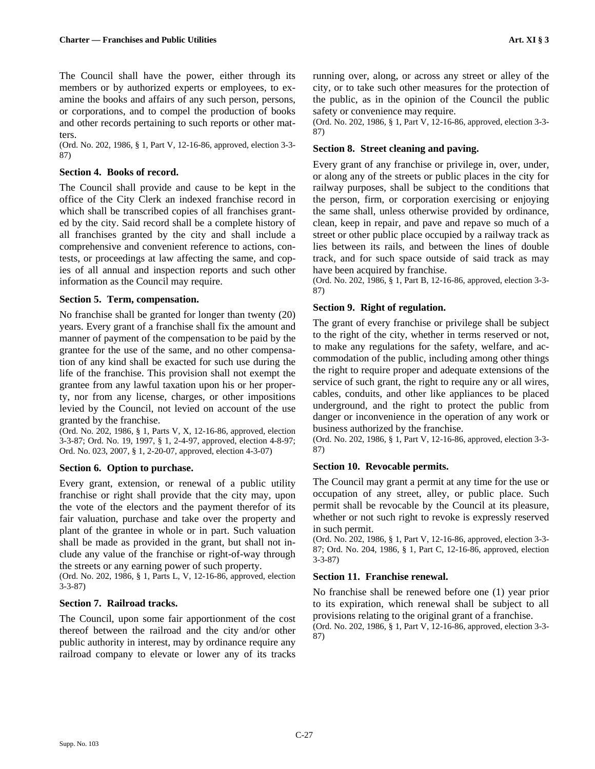The Council shall have the power, either through its members or by authorized experts or employees, to examine the books and affairs of any such person, persons, or corporations, and to compel the production of books and other records pertaining to such reports or other matters.

(Ord. No. 202, 1986, § 1, Part V, 12-16-86, approved, election 3-3-87)

### Section 4. Books of record.

The Council shall provide and cause to be kept in the office of the City Clerk an indexed franchise record in which shall be transcribed copies of all franchises granted by the city. Said record shall be a complete history of all franchises granted by the city and shall include a comprehensive and convenient reference to actions, contests, or proceedings at law affecting the same, and copies of all annual and inspection reports and such other information as the Council may require.

### Section 5. Term, compensation.

No franchise shall be granted for longer than twenty (20) years. Every grant of a franchise shall fix the amount and manner of payment of the compensation to be paid by the grantee for the use of the same, and no other compensation of any kind shall be exacted for such use during the life of the franchise. This provision shall not exempt the grantee from any lawful taxation upon his or her property, nor from any license, charges, or other impositions levied by the Council, not levied on account of the use granted by the franchise.

(Ord. No. 202, 1986, § 1, Parts V, X, 12-16-86, approved, election 3-3-87; Ord. No. 19, 1997, § 1, 2-4-97, approved, election 4-8-97; Ord. No. 023, 2007, § 1, 2-20-07, approved, election 4-3-07)

### Section 6. Option to purchase.

Every grant, extension, or renewal of a public utility franchise or right shall provide that the city may, upon the vote of the electors and the payment therefor of its fair valuation, purchase and take over the property and plant of the grantee in whole or in part. Such valuation shall be made as provided in the grant, but shall not include any value of the franchise or right-of-way through the streets or any earning power of such property.

(Ord. No. 202, 1986, § 1, Parts L, V, 12-16-86, approved, election 3-3-87)

### Section 7. Railroad tracks.

The Council, upon some fair apportionment of the cost thereof between the railroad and the city and/or other public authority in interest, may by ordinance require any railroad company to elevate or lower any of its tracks running over, along, or across any street or alley of the city, or to take such other measures for the protection of the public, as in the opinion of the Council the public safety or convenience may require.

(Ord. No. 202, 1986, § 1, Part V, 12-16-86, approved, election 3-3-87)

### Section 8. Street cleaning and paving.

Every grant of any franchise or privilege in, over, under, or along any of the streets or public places in the city for railway purposes, shall be subject to the conditions that the person, firm, or corporation exercising or enjoying the same shall, unless otherwise provided by ordinance, clean, keep in repair, and pave and repave so much of a street or other public place occupied by a railway track as lies between its rails, and between the lines of double track, and for such space outside of said track as may have been acquired by franchise.

(Ord. No. 202, 1986, § 1, Part B, 12-16-86, approved, election 3-3-87)

### Section 9. Right of regulation.

The grant of every franchise or privilege shall be subject to the right of the city, whether in terms reserved or not, to make any regulations for the safety, welfare, and accommodation of the public, including among other things the right to require proper and adequate extensions of the service of such grant, the right to require any or all wires, cables, conduits, and other like appliances to be placed underground, and the right to protect the public from danger or inconvenience in the operation of any work or business authorized by the franchise.

(Ord. No. 202, 1986, § 1, Part V, 12-16-86, approved, election 3-3-87)

### Section 10. Revocable permits.

The Council may grant a permit at any time for the use or occupation of any street, alley, or public place. Such permit shall be revocable by the Council at its pleasure, whether or not such right to revoke is expressly reserved in such permit.

(Ord. No. 202, 1986, § 1, Part V, 12-16-86, approved, election 3-3-87; Ord. No. 204, 1986, § 1, Part C, 12-16-86, approved, election 3-3-87)

### Section 11. Franchise renewal.

No franchise shall be renewed before one (1) year prior to its expiration, which renewal shall be subject to all provisions relating to the original grant of a franchise.

(Ord. No. 202, 1986, § 1, Part V, 12-16-86, approved, election 3-3-87)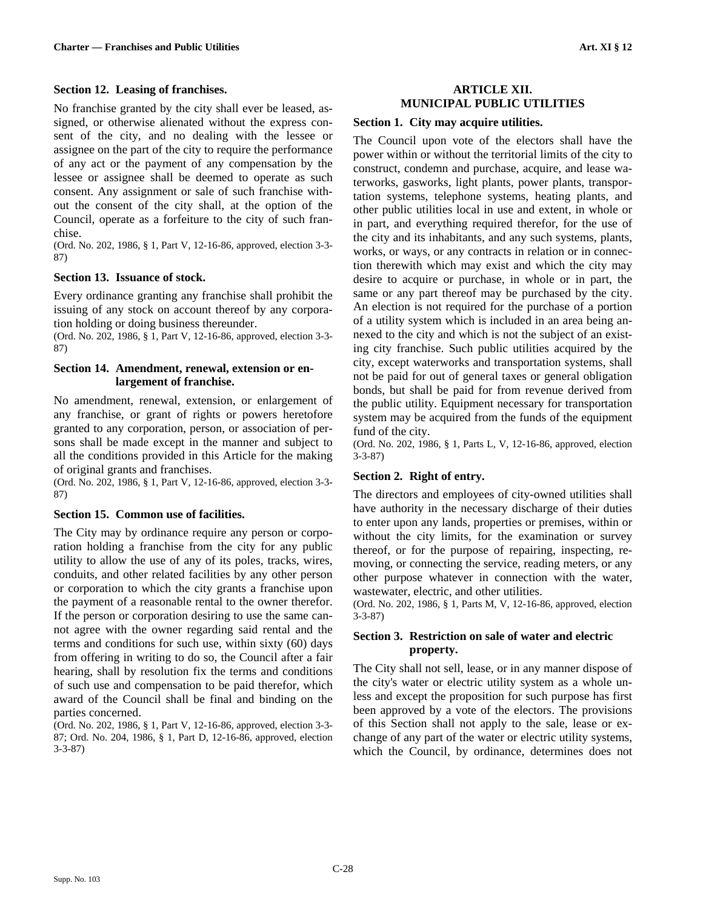### Section 12. Leasing of franchises.

No franchise granted by the city shall ever be leased, assigned, or otherwise alienated without the express consent of the city, and no dealing with the lessee or assignee on the part of the city to require the performance of any act or the payment of any compensation by the lessee or assignee shall be deemed to operate as such consent. Any assignment or sale of such franchise without the consent of the city shall, at the option of the Council, operate as a forfeiture to the city of such franchise.

(Ord. No. 202, 1986, § 1, Part V, 12-16-86, approved, election 3-3-87)

### Section 13. Issuance of stock.

Every ordinance granting any franchise shall prohibit the issuing of any stock on account thereof by any corporation holding or doing business thereunder.

(Ord. No. 202, 1986, § 1, Part V, 12-16-86, approved, election 3-3-87)

### Section 14. Amendment, renewal, extension or enlargement of franchise.

No amendment, renewal, extension, or enlargement of any franchise, or grant of rights or powers heretofore granted to any corporation, person, or association of persons shall be made except in the manner and subject to all the conditions provided in this Article for the making of original grants and franchises.

(Ord. No. 202, 1986, § 1, Part V, 12-16-86, approved, election 3-3-87)

### Section 15. Common use of facilities.

The City may by ordinance require any person or corporation holding a franchise from the city for any public utility to allow the use of any of its poles, tracks, wires, conduits, and other related facilities by any other person or corporation to which the city grants a franchise upon the payment of a reasonable rental to the owner therefor. If the person or corporation desiring to use the same cannot agree with the owner regarding said rental and the terms and conditions for such use, within sixty (60) days from offering in writing to do so, the Council after a fair hearing, shall by resolution fix the terms and conditions of such use and compensation to be paid therefor, which award of the Council shall be final and binding on the parties concerned.

(Ord. No. 202, 1986, § 1, Part V, 12-16-86, approved, election 3-3-87; Ord. No. 204, 1986, § 1, Part D, 12-16-86, approved, election 3-3-87)

## ARTICLE XII. MUNICIPAL PUBLIC UTILITIES

### Section 1. City may acquire utilities.

The Council upon vote of the electors shall have the power within or without the territorial limits of the city to construct, condemn and purchase, acquire, and lease waterworks, gasworks, light plants, power plants, transportation systems, telephone systems, heating plants, and other public utilities local in use and extent, in whole or in part, and everything required therefor, for the use of the city and its inhabitants, and any such systems, plants, works, or ways, or any contracts in relation or in connection therewith which may exist and which the city may desire to acquire or purchase, in whole or in part, the same or any part thereof may be purchased by the city. An election is not required for the purchase of a portion of a utility system which is included in an area being annexed to the city and which is not the subject of an existing city franchise. Such public utilities acquired by the city, except waterworks and transportation systems, shall not be paid for out of general taxes or general obligation bonds, but shall be paid for from revenue derived from the public utility. Equipment necessary for transportation system may be acquired from the funds of the equipment fund of the city.

(Ord. No. 202, 1986, § 1, Parts L, V, 12-16-86, approved, election 3-3-87)

### Section 2. Right of entry.

The directors and employees of city-owned utilities shall have authority in the necessary discharge of their duties to enter upon any lands, properties or premises, within or without the city limits, for the examination or survey thereof, or for the purpose of repairing, inspecting, removing, or connecting the service, reading meters, or any other purpose whatever in connection with the water, wastewater, electric, and other utilities.

(Ord. No. 202, 1986, § 1, Parts M, V, 12-16-86, approved, election 3-3-87)

### Section 3. Restriction on sale of water and electric property.

The City shall not sell, lease, or in any manner dispose of the city's water or electric utility system as a whole unless and except the proposition for such purpose has first been approved by a vote of the electors. The provisions of this Section shall not apply to the sale, lease or exchange of any part of the water or electric utility systems, which the Council, by ordinance, determines does not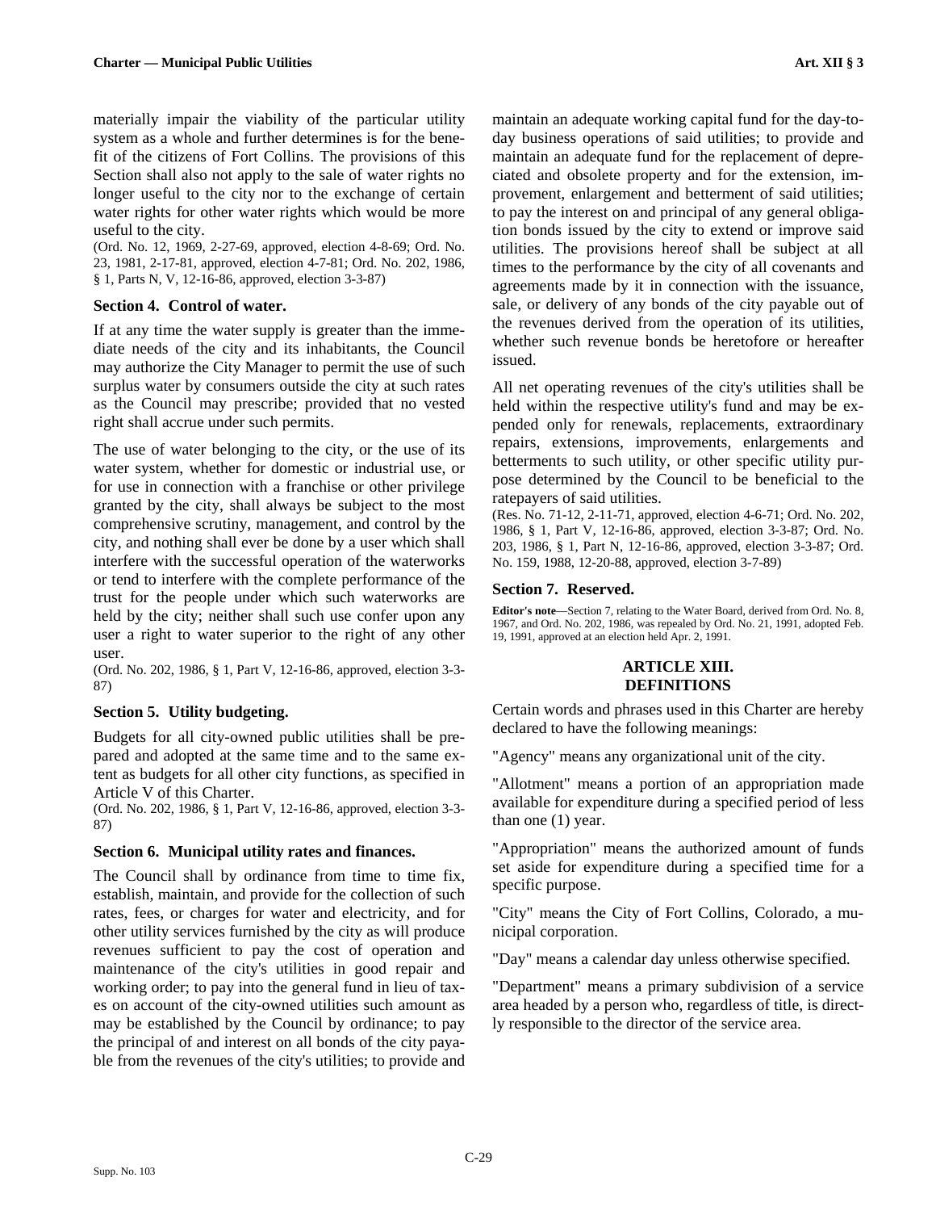materially impair the viability of the particular utility system as a whole and further determines is for the benefit of the citizens of Fort Collins. The provisions of this Section shall also not apply to the sale of water rights no longer useful to the city nor to the exchange of certain water rights for other water rights which would be more useful to the city.

(Ord. No. 12, 1969, 2-27-69, approved, election 4-8-69; Ord. No. 23, 1981, 2-17-81, approved, election 4-7-81; Ord. No. 202, 1986, § 1, Parts N, V, 12-16-86, approved, election 3-3-87)

### Section 4. Control of water.

If at any time the water supply is greater than the immediate needs of the city and its inhabitants, the Council may authorize the City Manager to permit the use of such surplus water by consumers outside the city at such rates as the Council may prescribe; provided that no vested right shall accrue under such permits.

The use of water belonging to the city, or the use of its water system, whether for domestic or industrial use, or for use in connection with a franchise or other privilege granted by the city, shall always be subject to the most comprehensive scrutiny, management, and control by the city, and nothing shall ever be done by a user which shall interfere with the successful operation of the waterworks or tend to interfere with the complete performance of the trust for the people under which such waterworks are held by the city; neither shall such use confer upon any user a right to water superior to the right of any other user.

(Ord. No. 202, 1986, § 1, Part V, 12-16-86, approved, election 3-3-87)

### Section 5. Utility budgeting.

Budgets for all city-owned public utilities shall be prepared and adopted at the same time and to the same extent as budgets for all other city functions, as specified in Article V of this Charter.

(Ord. No. 202, 1986, § 1, Part V, 12-16-86, approved, election 3-3-87)

### Section 6. Municipal utility rates and finances.

The Council shall by ordinance from time to time fix, establish, maintain, and provide for the collection of such rates, fees, or charges for water and electricity, and for other utility services furnished by the city as will produce revenues sufficient to pay the cost of operation and maintenance of the city's utilities in good repair and working order; to pay into the general fund in lieu of taxes on account of the city-owned utilities such amount as may be established by the Council by ordinance; to pay the principal of and interest on all bonds of the city payable from the revenues of the city's utilities; to provide and maintain an adequate working capital fund for the day-to-day business operations of said utilities; to provide and maintain an adequate fund for the replacement of depreciated and obsolete property and for the extension, improvement, enlargement and betterment of said utilities; to pay the interest on and principal of any general obligation bonds issued by the city to extend or improve said utilities. The provisions hereof shall be subject at all times to the performance by the city of all covenants and agreements made by it in connection with the issuance, sale, or delivery of any bonds of the city payable out of the revenues derived from the operation of its utilities, whether such revenue bonds be heretofore or hereafter issued.

All net operating revenues of the city's utilities shall be held within the respective utility's fund and may be expended only for renewals, replacements, extraordinary repairs, extensions, improvements, enlargements and betterments to such utility, or other specific utility purpose determined by the Council to be beneficial to the ratepayers of said utilities.

(Res. No. 71-12, 2-11-71, approved, election 4-6-71; Ord. No. 202, 1986, § 1, Part V, 12-16-86, approved, election 3-3-87; Ord. No. 203, 1986, § 1, Part N, 12-16-86, approved, election 3-3-87; Ord. No. 159, 1988, 12-20-88, approved, election 3-7-89)

### Section 7. Reserved.

**Editor's note**—Section 7, relating to the Water Board, derived from Ord. No. 8, 1967, and Ord. No. 202, 1986, was repealed by Ord. No. 21, 1991, adopted Feb. 19, 1991, approved at an election held Apr. 2, 1991.

## ARTICLE XIII. DEFINITIONS

Certain words and phrases used in this Charter are hereby declared to have the following meanings:

"Agency" means any organizational unit of the city.

"Allotment" means a portion of an appropriation made available for expenditure during a specified period of less than one (1) year.

"Appropriation" means the authorized amount of funds set aside for expenditure during a specified time for a specific purpose.

"City" means the City of Fort Collins, Colorado, a municipal corporation.

"Day" means a calendar day unless otherwise specified.

"Department" means a primary subdivision of a service area headed by a person who, regardless of title, is directly responsible to the director of the service area.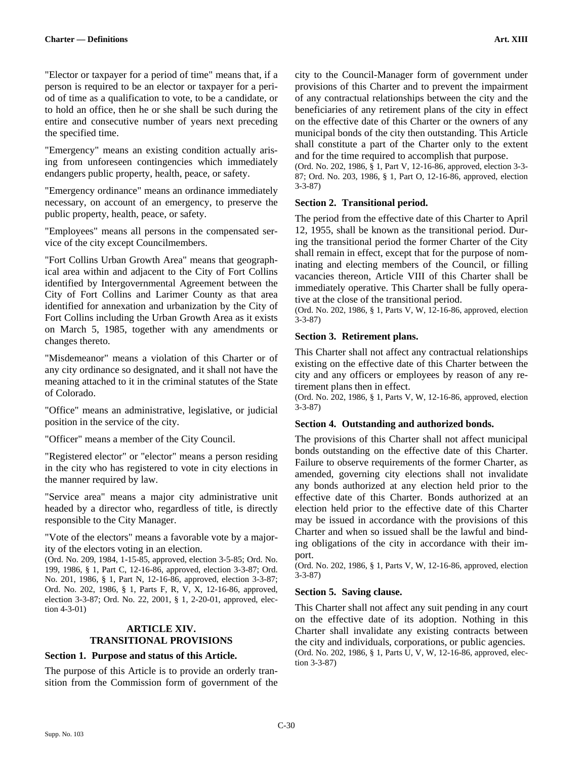"Elector or taxpayer for a period of time" means that, if a person is required to be an elector or taxpayer for a period of time as a qualification to vote, to be a candidate, or to hold an office, then he or she shall be such during the entire and consecutive number of years next preceding the specified time.

"Emergency" means an existing condition actually arising from unforeseen contingencies which immediately endangers public property, health, peace, or safety.

"Emergency ordinance" means an ordinance immediately necessary, on account of an emergency, to preserve the public property, health, peace, or safety.

"Employees" means all persons in the compensated service of the city except Councilmembers.

"Fort Collins Urban Growth Area" means that geographical area within and adjacent to the City of Fort Collins identified by Intergovernmental Agreement between the City of Fort Collins and Larimer County as that area identified for annexation and urbanization by the City of Fort Collins including the Urban Growth Area as it exists on March 5, 1985, together with any amendments or changes thereto.

"Misdemeanor" means a violation of this Charter or of any city ordinance so designated, and it shall not have the meaning attached to it in the criminal statutes of the State of Colorado.

"Office" means an administrative, legislative, or judicial position in the service of the city.

"Officer" means a member of the City Council.

"Registered elector" or "elector" means a person residing in the city who has registered to vote in city elections in the manner required by law.

"Service area" means a major city administrative unit headed by a director who, regardless of title, is directly responsible to the City Manager.

"Vote of the electors" means a favorable vote by a majority of the electors voting in an election.

(Ord. No. 209, 1984, 1-15-85, approved, election 3-5-85; Ord. No. 199, 1986, § 1, Part C, 12-16-86, approved, election 3-3-87; Ord. No. 201, 1986, § 1, Part N, 12-16-86, approved, election 3-3-87; Ord. No. 202, 1986, § 1, Parts F, R, V, X, 12-16-86, approved, election 3-3-87; Ord. No. 22, 2001, § 1, 2-20-01, approved, election 4-3-01)

## ARTICLE XIV. TRANSITIONAL PROVISIONS

### Section 1. Purpose and status of this Article.

The purpose of this Article is to provide an orderly transition from the Commission form of government of the city to the Council-Manager form of government under provisions of this Charter and to prevent the impairment of any contractual relationships between the city and the beneficiaries of any retirement plans of the city in effect on the effective date of this Charter or the owners of any municipal bonds of the city then outstanding. This Article shall constitute a part of the Charter only to the extent and for the time required to accomplish that purpose.

(Ord. No. 202, 1986, § 1, Part V, 12-16-86, approved, election 3-3-87; Ord. No. 203, 1986, § 1, Part O, 12-16-86, approved, election 3-3-87)

### Section 2. Transitional period.

The period from the effective date of this Charter to April 12, 1955, shall be known as the transitional period. During the transitional period the former Charter of the City shall remain in effect, except that for the purpose of nominating and electing members of the Council, or filling vacancies thereon, Article VIII of this Charter shall be immediately operative. This Charter shall be fully operative at the close of the transitional period.

(Ord. No. 202, 1986, § 1, Parts V, W, 12-16-86, approved, election 3-3-87)

### Section 3. Retirement plans.

This Charter shall not affect any contractual relationships existing on the effective date of this Charter between the city and any officers or employees by reason of any retirement plans then in effect.

(Ord. No. 202, 1986, § 1, Parts V, W, 12-16-86, approved, election 3-3-87)

### Section 4. Outstanding and authorized bonds.

The provisions of this Charter shall not affect municipal bonds outstanding on the effective date of this Charter. Failure to observe requirements of the former Charter, as amended, governing city elections shall not invalidate any bonds authorized at any election held prior to the effective date of this Charter. Bonds authorized at an election held prior to the effective date of this Charter may be issued in accordance with the provisions of this Charter and when so issued shall be the lawful and binding obligations of the city in accordance with their import.

(Ord. No. 202, 1986, § 1, Parts V, W, 12-16-86, approved, election 3-3-87)

### Section 5. Saving clause.

This Charter shall not affect any suit pending in any court on the effective date of its adoption. Nothing in this Charter shall invalidate any existing contracts between the city and individuals, corporations, or public agencies.

(Ord. No. 202, 1986, § 1, Parts U, V, W, 12-16-86, approved, election 3-3-87)